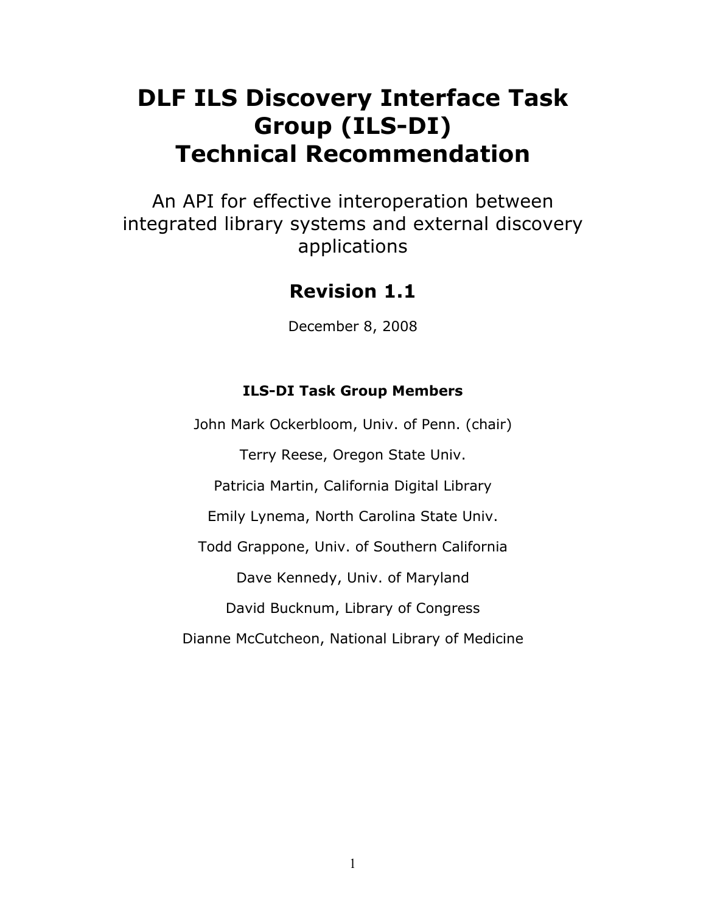# DLF ILS Discovery Interface Task Group (ILS-DI) Technical Recommendation

An API for effective interoperation between integrated library systems and external discovery applications

## Revision 1.1

December 8, 2008

### ILS-DI Task Group Members

John Mark Ockerbloom, Univ. of Penn. (chair)

Terry Reese, Oregon State Univ.

Patricia Martin, California Digital Library

Emily Lynema, North Carolina State Univ.

Todd Grappone, Univ. of Southern California

Dave Kennedy, Univ. of Maryland

David Bucknum, Library of Congress

Dianne McCutcheon, National Library of Medicine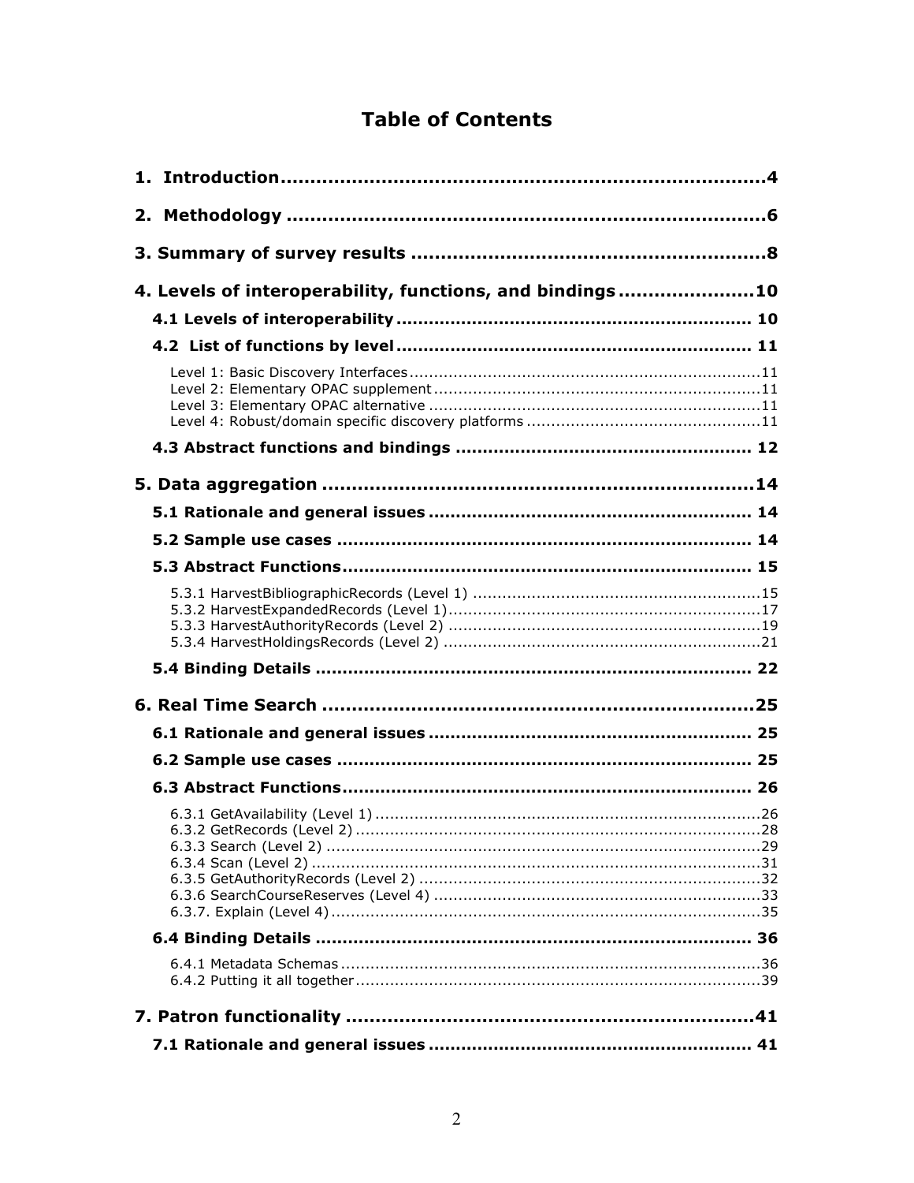# Table of Contents

1. Introduction....4

2. Methodology....6

3. Summary of survey results....8

4. Levels of interoperability, functions, and bindings....10

- 4.1 Levels of interoperability....10
- 4.2 List of functions by level....11
  - Level 1: Basic Discovery Interfaces....11
  - Level 2: Elementary OPAC supplement....11
  - Level 3: Elementary OPAC alternative....11
  - Level 4: Robust/domain specific discovery platforms....11
- 4.3 Abstract functions and bindings....12

5. Data aggregation....14

- 5.1 Rationale and general issues....14
- 5.2 Sample use cases....14
- 5.3 Abstract Functions....15
  - 5.3.1 HarvestBibliographicRecords (Level 1)....15
  - 5.3.2 HarvestExpandedRecords (Level 1)....17
  - 5.3.3 HarvestAuthorityRecords (Level 2)....19
  - 5.3.4 HarvestHoldingsRecords (Level 2)....21
- 5.4 Binding Details....22

6. Real Time Search....25

- 6.1 Rationale and general issues....25
- 6.2 Sample use cases....25
- 6.3 Abstract Functions....26
  - 6.3.1 GetAvailability (Level 1)....26
  - 6.3.2 GetRecords (Level 2)....28
  - 6.3.3 Search (Level 2)....29
  - 6.3.4 Scan (Level 2)....31
  - 6.3.5 GetAuthorityRecords (Level 2)....32
  - 6.3.6 SearchCourseReserves (Level 4)....33
  - 6.3.7. Explain (Level 4)....35
- 6.4 Binding Details....36
  - 6.4.1 Metadata Schemas....36
  - 6.4.2 Putting it all together....39

7. Patron functionality....41

- 7.1 Rationale and general issues....41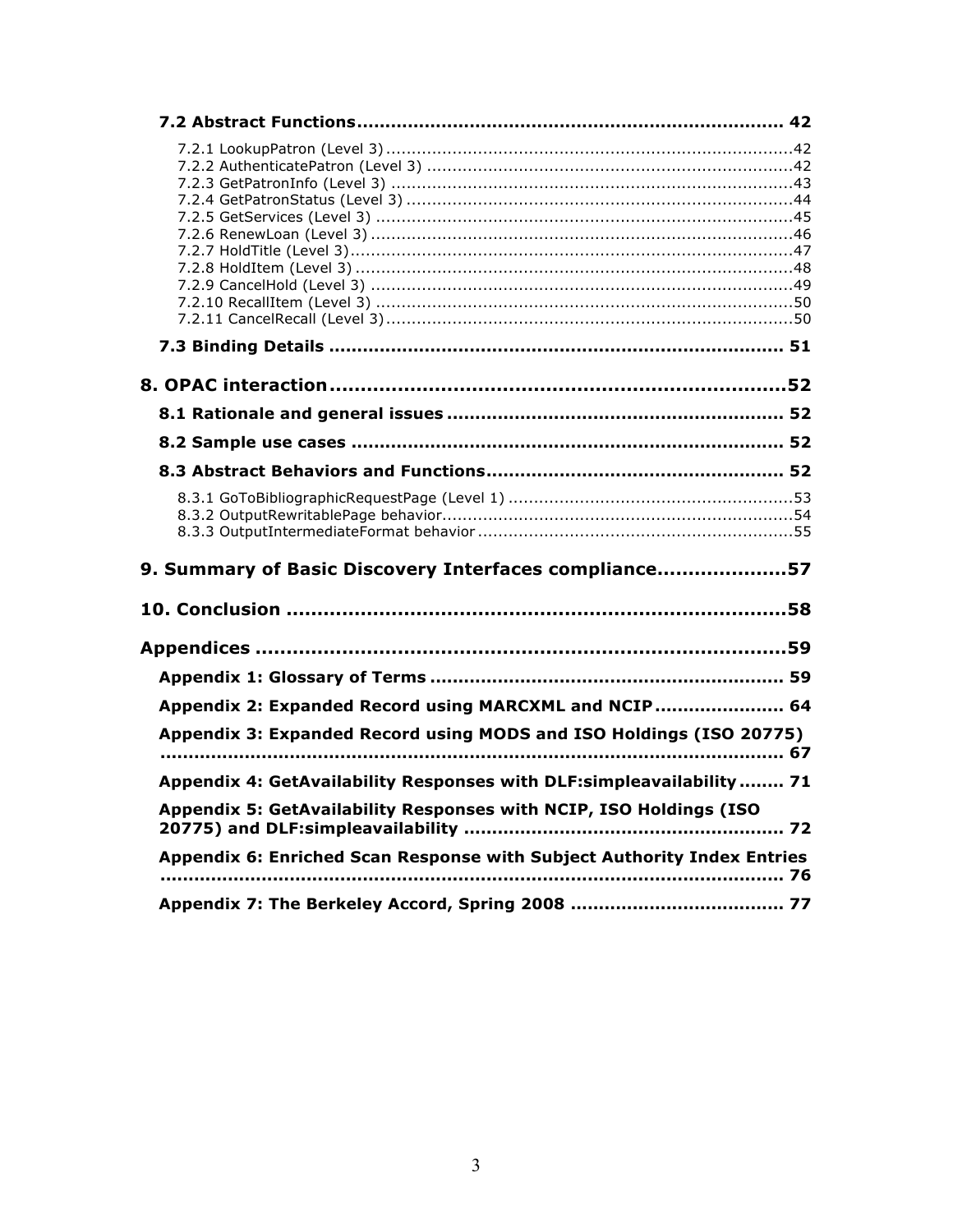**7.2 Abstract Functions ........................................................................ 42**

7.2.1 LookupPatron (Level 3) ........................................................................42
7.2.2 AuthenticatePatron (Level 3) ........................................................................42
7.2.3 GetPatronInfo (Level 3) ........................................................................43
7.2.4 GetPatronStatus (Level 3) ........................................................................44
7.2.5 GetServices (Level 3) ........................................................................45
7.2.6 RenewLoan (Level 3) ........................................................................46
7.2.7 HoldTitle (Level 3) ........................................................................47
7.2.8 HoldItem (Level 3) ........................................................................48
7.2.9 CancelHold (Level 3) ........................................................................49
7.2.10 RecallItem (Level 3) ........................................................................50
7.2.11 CancelRecall (Level 3) ........................................................................50

**7.3 Binding Details ........................................................................ 51**

**8. OPAC interaction ........................................................................52**

**8.1 Rationale and general issues ........................................................................ 52**

**8.2 Sample use cases ........................................................................ 52**

**8.3 Abstract Behaviors and Functions ........................................................................ 52**

8.3.1 GoToBibliographicRequestPage (Level 1) ........................................................................53
8.3.2 OutputRewritablePage behavior ........................................................................54
8.3.3 OutputIntermediateFormat behavior ........................................................................55

**9. Summary of Basic Discovery Interfaces compliance ....................57**

**10. Conclusion ........................................................................58**

**Appendices ........................................................................59**

**Appendix 1: Glossary of Terms ........................................................................ 59**

**Appendix 2: Expanded Record using MARCXML and NCIP ........................ 64**

**Appendix 3: Expanded Record using MODS and ISO Holdings (ISO 20775) ........................................................................ 67**

**Appendix 4: GetAvailability Responses with DLF:simpleavailability ........ 71**

**Appendix 5: GetAvailability Responses with NCIP, ISO Holdings (ISO 20775) and DLF:simpleavailability ........................................................................ 72**

**Appendix 6: Enriched Scan Response with Subject Authority Index Entries ........................................................................ 76**

**Appendix 7: The Berkeley Accord, Spring 2008 ........................................ 77**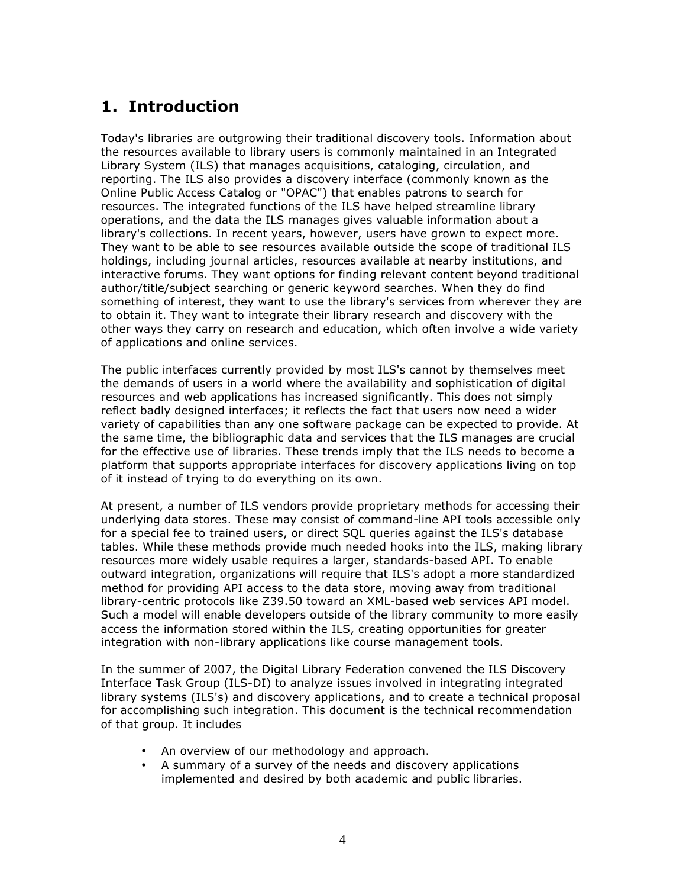# 1. Introduction

Today's libraries are outgrowing their traditional discovery tools. Information about the resources available to library users is commonly maintained in an Integrated Library System (ILS) that manages acquisitions, cataloging, circulation, and reporting. The ILS also provides a discovery interface (commonly known as the Online Public Access Catalog or "OPAC") that enables patrons to search for resources. The integrated functions of the ILS have helped streamline library operations, and the data the ILS manages gives valuable information about a library's collections. In recent years, however, users have grown to expect more. They want to be able to see resources available outside the scope of traditional ILS holdings, including journal articles, resources available at nearby institutions, and interactive forums. They want options for finding relevant content beyond traditional author/title/subject searching or generic keyword searches. When they do find something of interest, they want to use the library's services from wherever they are to obtain it. They want to integrate their library research and discovery with the other ways they carry on research and education, which often involve a wide variety of applications and online services.

The public interfaces currently provided by most ILS's cannot by themselves meet the demands of users in a world where the availability and sophistication of digital resources and web applications has increased significantly. This does not simply reflect badly designed interfaces; it reflects the fact that users now need a wider variety of capabilities than any one software package can be expected to provide. At the same time, the bibliographic data and services that the ILS manages are crucial for the effective use of libraries. These trends imply that the ILS needs to become a platform that supports appropriate interfaces for discovery applications living on top of it instead of trying to do everything on its own.

At present, a number of ILS vendors provide proprietary methods for accessing their underlying data stores. These may consist of command-line API tools accessible only for a special fee to trained users, or direct SQL queries against the ILS's database tables. While these methods provide much needed hooks into the ILS, making library resources more widely usable requires a larger, standards-based API. To enable outward integration, organizations will require that ILS's adopt a more standardized method for providing API access to the data store, moving away from traditional library-centric protocols like Z39.50 toward an XML-based web services API model. Such a model will enable developers outside of the library community to more easily access the information stored within the ILS, creating opportunities for greater integration with non-library applications like course management tools.

In the summer of 2007, the Digital Library Federation convened the ILS Discovery Interface Task Group (ILS-DI) to analyze issues involved in integrating integrated library systems (ILS's) and discovery applications, and to create a technical proposal for accomplishing such integration. This document is the technical recommendation of that group. It includes

- An overview of our methodology and approach.
- A summary of a survey of the needs and discovery applications implemented and desired by both academic and public libraries.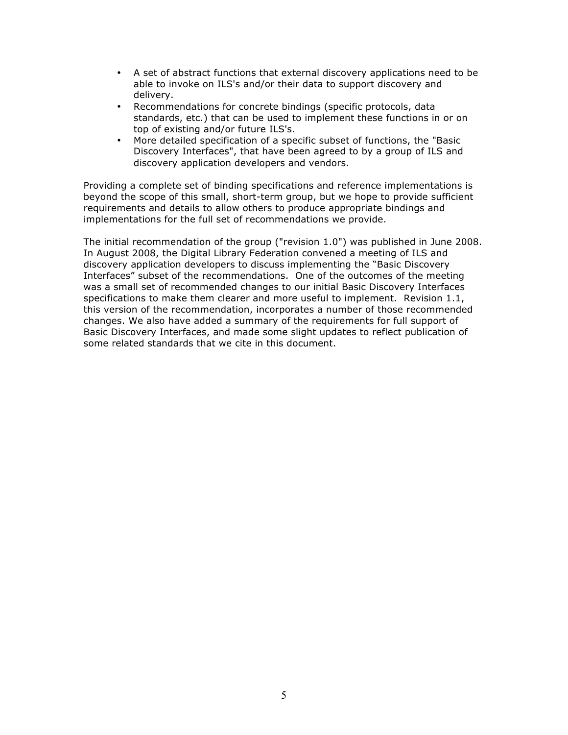- A set of abstract functions that external discovery applications need to be able to invoke on ILS's and/or their data to support discovery and delivery.
- Recommendations for concrete bindings (specific protocols, data standards, etc.) that can be used to implement these functions in or on top of existing and/or future ILS's.
- More detailed specification of a specific subset of functions, the "Basic Discovery Interfaces", that have been agreed to by a group of ILS and discovery application developers and vendors.

Providing a complete set of binding specifications and reference implementations is beyond the scope of this small, short-term group, but we hope to provide sufficient requirements and details to allow others to produce appropriate bindings and implementations for the full set of recommendations we provide.

The initial recommendation of the group ("revision 1.0") was published in June 2008. In August 2008, the Digital Library Federation convened a meeting of ILS and discovery application developers to discuss implementing the "Basic Discovery Interfaces" subset of the recommendations. One of the outcomes of the meeting was a small set of recommended changes to our initial Basic Discovery Interfaces specifications to make them clearer and more useful to implement. Revision 1.1, this version of the recommendation, incorporates a number of those recommended changes. We also have added a summary of the requirements for full support of Basic Discovery Interfaces, and made some slight updates to reflect publication of some related standards that we cite in this document.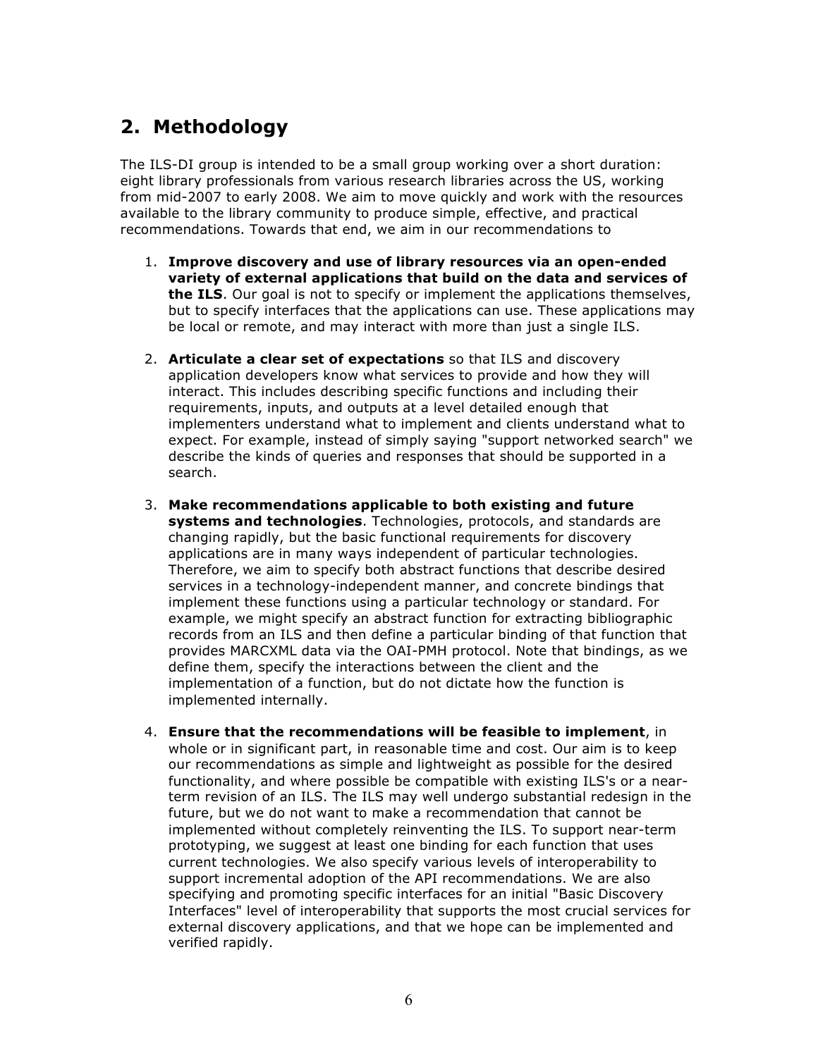## 2. Methodology

The ILS-DI group is intended to be a small group working over a short duration: eight library professionals from various research libraries across the US, working from mid-2007 to early 2008. We aim to move quickly and work with the resources available to the library community to produce simple, effective, and practical recommendations. Towards that end, we aim in our recommendations to

1. **Improve discovery and use of library resources via an open-ended variety of external applications that build on the data and services of the ILS**. Our goal is not to specify or implement the applications themselves, but to specify interfaces that the applications can use. These applications may be local or remote, and may interact with more than just a single ILS.

2. **Articulate a clear set of expectations** so that ILS and discovery application developers know what services to provide and how they will interact. This includes describing specific functions and including their requirements, inputs, and outputs at a level detailed enough that implementers understand what to implement and clients understand what to expect. For example, instead of simply saying "support networked search" we describe the kinds of queries and responses that should be supported in a search.

3. **Make recommendations applicable to both existing and future systems and technologies**. Technologies, protocols, and standards are changing rapidly, but the basic functional requirements for discovery applications are in many ways independent of particular technologies. Therefore, we aim to specify both abstract functions that describe desired services in a technology-independent manner, and concrete bindings that implement these functions using a particular technology or standard. For example, we might specify an abstract function for extracting bibliographic records from an ILS and then define a particular binding of that function that provides MARCXML data via the OAI-PMH protocol. Note that bindings, as we define them, specify the interactions between the client and the implementation of a function, but do not dictate how the function is implemented internally.

4. **Ensure that the recommendations will be feasible to implement**, in whole or in significant part, in reasonable time and cost. Our aim is to keep our recommendations as simple and lightweight as possible for the desired functionality, and where possible be compatible with existing ILS's or a near-term revision of an ILS. The ILS may well undergo substantial redesign in the future, but we do not want to make a recommendation that cannot be implemented without completely reinventing the ILS. To support near-term prototyping, we suggest at least one binding for each function that uses current technologies. We also specify various levels of interoperability to support incremental adoption of the API recommendations. We are also specifying and promoting specific interfaces for an initial "Basic Discovery Interfaces" level of interoperability that supports the most crucial services for external discovery applications, and that we hope can be implemented and verified rapidly.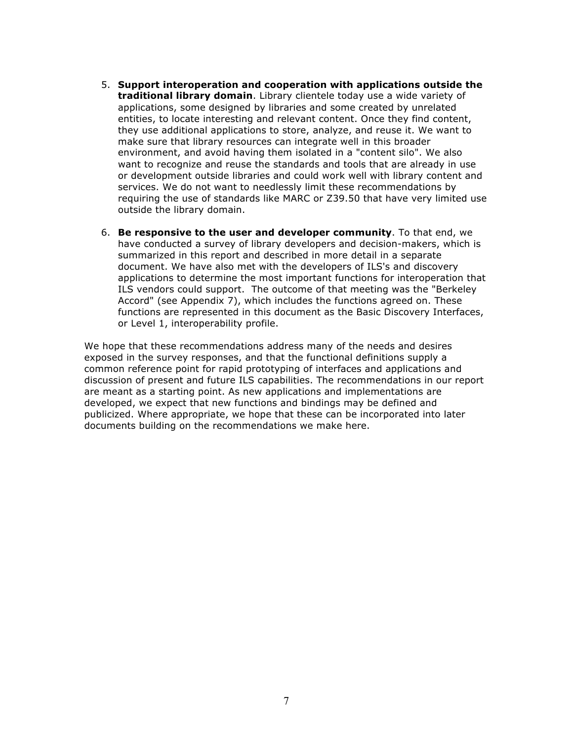5. **Support interoperation and cooperation with applications outside the traditional library domain**. Library clientele today use a wide variety of applications, some designed by libraries and some created by unrelated entities, to locate interesting and relevant content. Once they find content, they use additional applications to store, analyze, and reuse it. We want to make sure that library resources can integrate well in this broader environment, and avoid having them isolated in a "content silo". We also want to recognize and reuse the standards and tools that are already in use or development outside libraries and could work well with library content and services. We do not want to needlessly limit these recommendations by requiring the use of standards like MARC or Z39.50 that have very limited use outside the library domain.

6. **Be responsive to the user and developer community**. To that end, we have conducted a survey of library developers and decision-makers, which is summarized in this report and described in more detail in a separate document. We have also met with the developers of ILS's and discovery applications to determine the most important functions for interoperation that ILS vendors could support. The outcome of that meeting was the "Berkeley Accord" (see Appendix 7), which includes the functions agreed on. These functions are represented in this document as the Basic Discovery Interfaces, or Level 1, interoperability profile.

We hope that these recommendations address many of the needs and desires exposed in the survey responses, and that the functional definitions supply a common reference point for rapid prototyping of interfaces and applications and discussion of present and future ILS capabilities. The recommendations in our report are meant as a starting point. As new applications and implementations are developed, we expect that new functions and bindings may be defined and publicized. Where appropriate, we hope that these can be incorporated into later documents building on the recommendations we make here.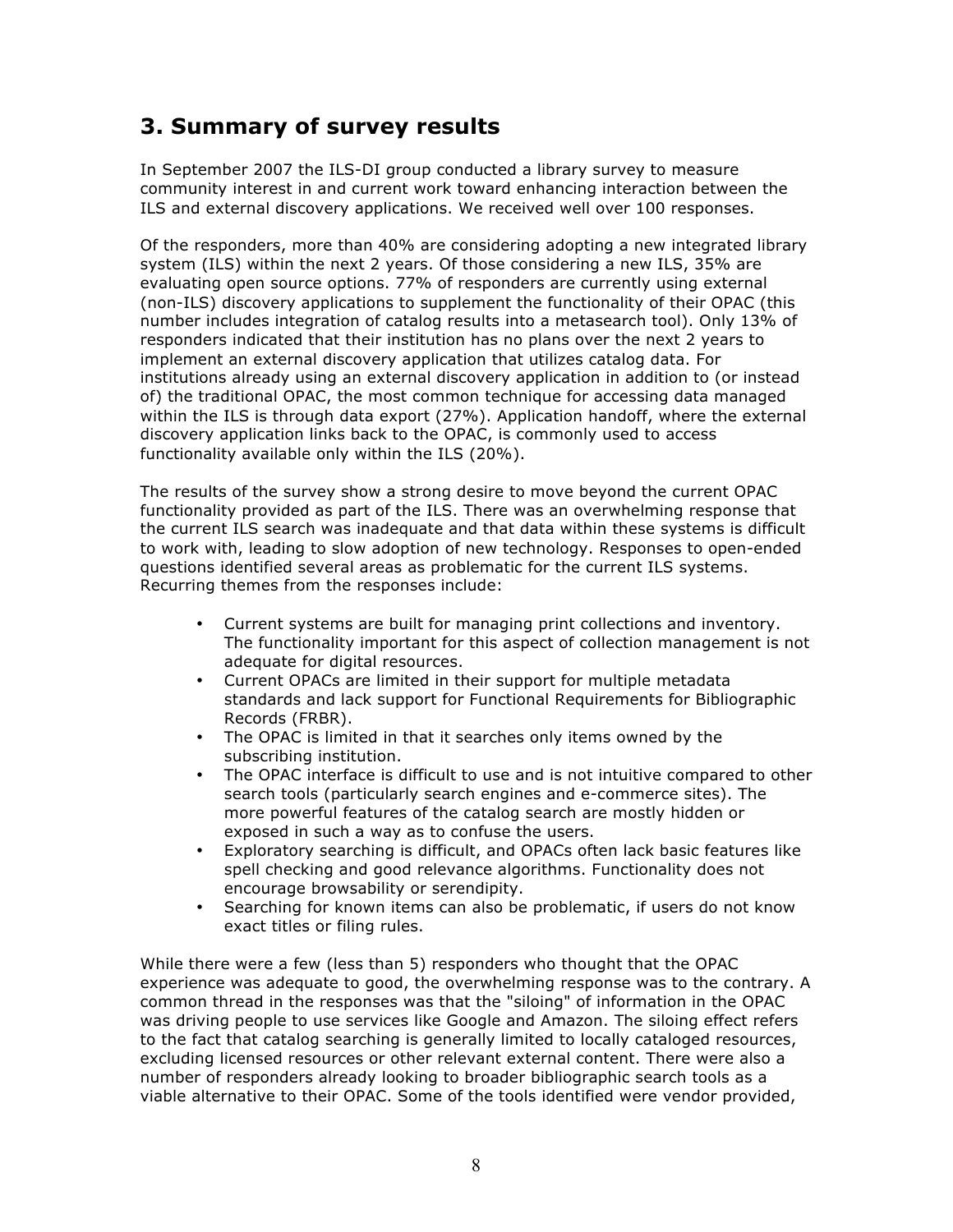## 3. Summary of survey results

In September 2007 the ILS-DI group conducted a library survey to measure community interest in and current work toward enhancing interaction between the ILS and external discovery applications. We received well over 100 responses.

Of the responders, more than 40% are considering adopting a new integrated library system (ILS) within the next 2 years. Of those considering a new ILS, 35% are evaluating open source options. 77% of responders are currently using external (non-ILS) discovery applications to supplement the functionality of their OPAC (this number includes integration of catalog results into a metasearch tool). Only 13% of responders indicated that their institution has no plans over the next 2 years to implement an external discovery application that utilizes catalog data. For institutions already using an external discovery application in addition to (or instead of) the traditional OPAC, the most common technique for accessing data managed within the ILS is through data export (27%). Application handoff, where the external discovery application links back to the OPAC, is commonly used to access functionality available only within the ILS (20%).

The results of the survey show a strong desire to move beyond the current OPAC functionality provided as part of the ILS. There was an overwhelming response that the current ILS search was inadequate and that data within these systems is difficult to work with, leading to slow adoption of new technology. Responses to open-ended questions identified several areas as problematic for the current ILS systems. Recurring themes from the responses include:

- Current systems are built for managing print collections and inventory. The functionality important for this aspect of collection management is not adequate for digital resources.
- Current OPACs are limited in their support for multiple metadata standards and lack support for Functional Requirements for Bibliographic Records (FRBR).
- The OPAC is limited in that it searches only items owned by the subscribing institution.
- The OPAC interface is difficult to use and is not intuitive compared to other search tools (particularly search engines and e-commerce sites). The more powerful features of the catalog search are mostly hidden or exposed in such a way as to confuse the users.
- Exploratory searching is difficult, and OPACs often lack basic features like spell checking and good relevance algorithms. Functionality does not encourage browsability or serendipity.
- Searching for known items can also be problematic, if users do not know exact titles or filing rules.

While there were a few (less than 5) responders who thought that the OPAC experience was adequate to good, the overwhelming response was to the contrary. A common thread in the responses was that the "siloing" of information in the OPAC was driving people to use services like Google and Amazon. The siloing effect refers to the fact that catalog searching is generally limited to locally cataloged resources, excluding licensed resources or other relevant external content. There were also a number of responders already looking to broader bibliographic search tools as a viable alternative to their OPAC. Some of the tools identified were vendor provided,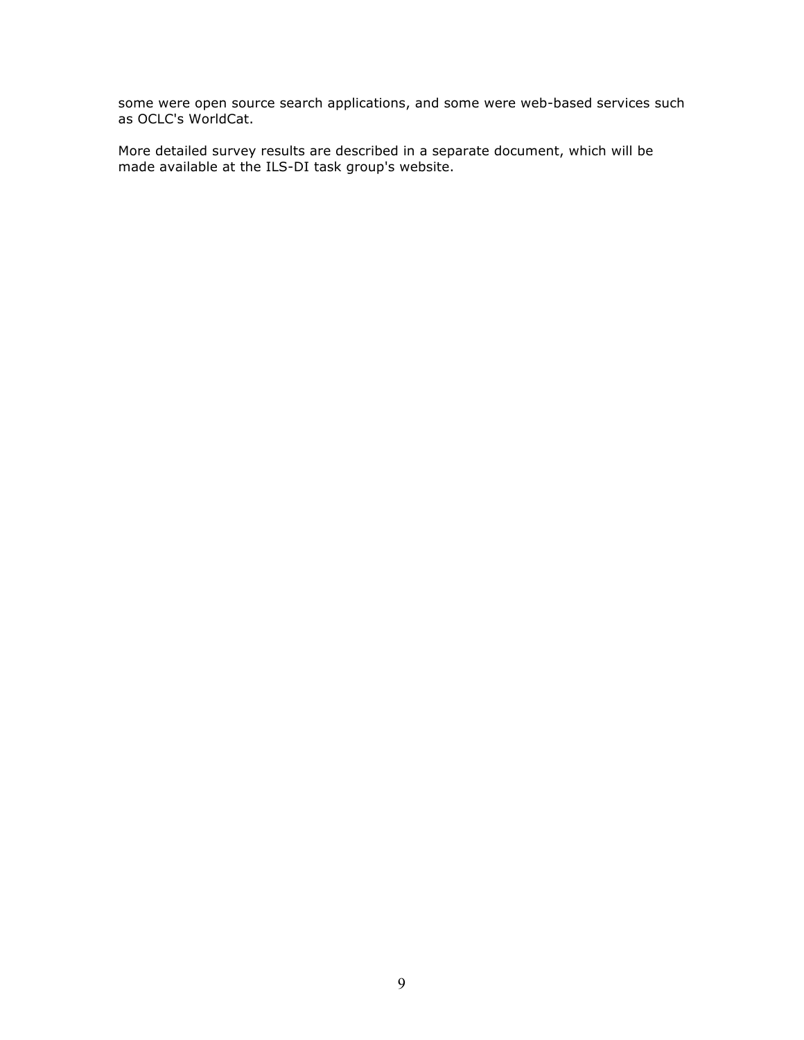some were open source search applications, and some were web-based services such as OCLC's WorldCat.

More detailed survey results are described in a separate document, which will be made available at the ILS-DI task group's website.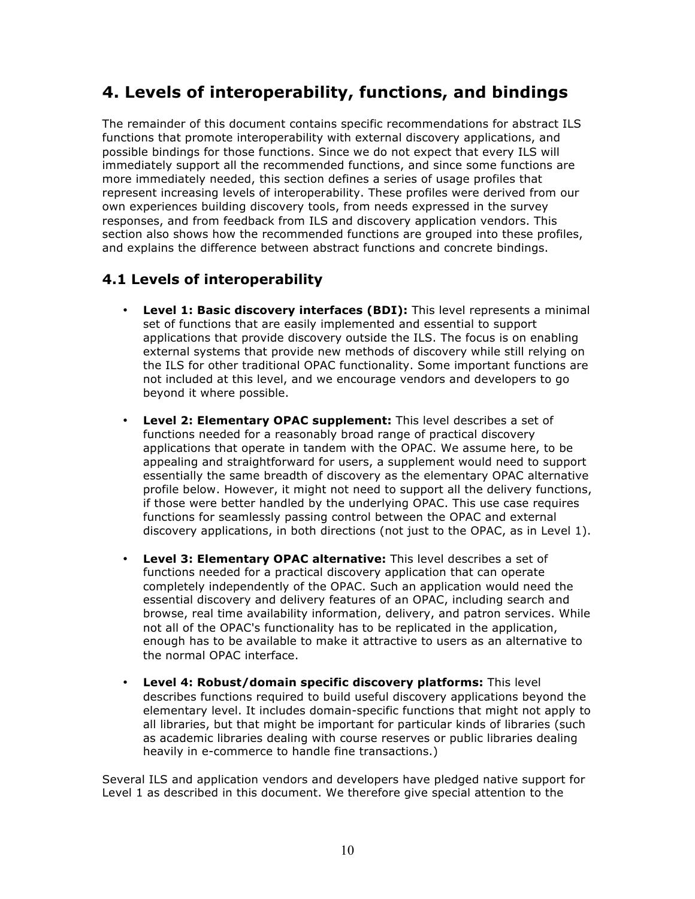## 4. Levels of interoperability, functions, and bindings

The remainder of this document contains specific recommendations for abstract ILS functions that promote interoperability with external discovery applications, and possible bindings for those functions. Since we do not expect that every ILS will immediately support all the recommended functions, and since some functions are more immediately needed, this section defines a series of usage profiles that represent increasing levels of interoperability. These profiles were derived from our own experiences building discovery tools, from needs expressed in the survey responses, and from feedback from ILS and discovery application vendors. This section also shows how the recommended functions are grouped into these profiles, and explains the difference between abstract functions and concrete bindings.

### 4.1 Levels of interoperability

- **Level 1: Basic discovery interfaces (BDI):** This level represents a minimal set of functions that are easily implemented and essential to support applications that provide discovery outside the ILS. The focus is on enabling external systems that provide new methods of discovery while still relying on the ILS for other traditional OPAC functionality. Some important functions are not included at this level, and we encourage vendors and developers to go beyond it where possible.

- **Level 2: Elementary OPAC supplement:** This level describes a set of functions needed for a reasonably broad range of practical discovery applications that operate in tandem with the OPAC. We assume here, to be appealing and straightforward for users, a supplement would need to support essentially the same breadth of discovery as the elementary OPAC alternative profile below. However, it might not need to support all the delivery functions, if those were better handled by the underlying OPAC. This use case requires functions for seamlessly passing control between the OPAC and external discovery applications, in both directions (not just to the OPAC, as in Level 1).

- **Level 3: Elementary OPAC alternative:** This level describes a set of functions needed for a practical discovery application that can operate completely independently of the OPAC. Such an application would need the essential discovery and delivery features of an OPAC, including search and browse, real time availability information, delivery, and patron services. While not all of the OPAC's functionality has to be replicated in the application, enough has to be available to make it attractive to users as an alternative to the normal OPAC interface.

- **Level 4: Robust/domain specific discovery platforms:** This level describes functions required to build useful discovery applications beyond the elementary level. It includes domain-specific functions that might not apply to all libraries, but that might be important for particular kinds of libraries (such as academic libraries dealing with course reserves or public libraries dealing heavily in e-commerce to handle fine transactions.)

Several ILS and application vendors and developers have pledged native support for Level 1 as described in this document. We therefore give special attention to the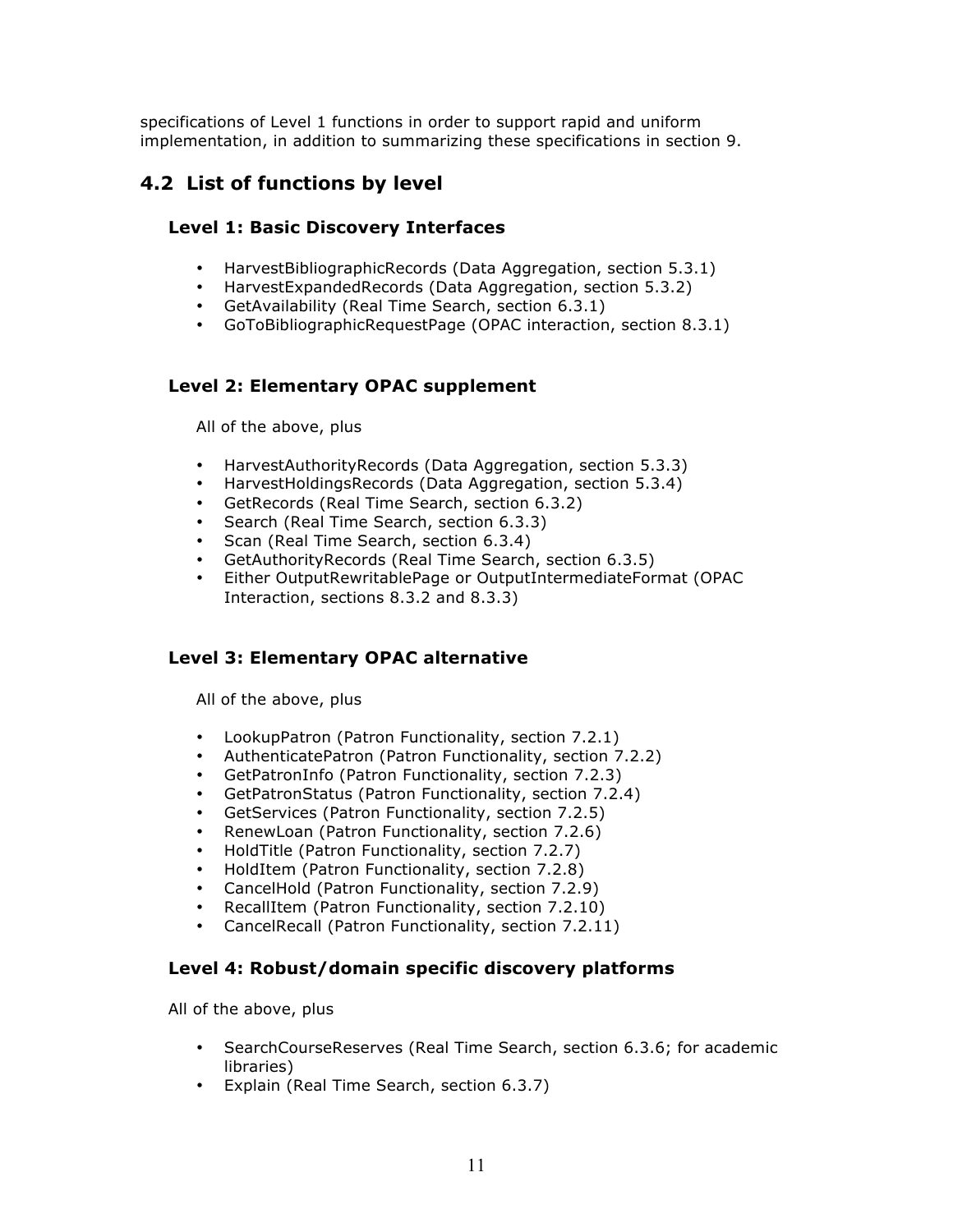specifications of Level 1 functions in order to support rapid and uniform implementation, in addition to summarizing these specifications in section 9.

## 4.2 List of functions by level

### Level 1: Basic Discovery Interfaces

- HarvestBibliographicRecords (Data Aggregation, section 5.3.1)
- HarvestExpandedRecords (Data Aggregation, section 5.3.2)
- GetAvailability (Real Time Search, section 6.3.1)
- GoToBibliographicRequestPage (OPAC interaction, section 8.3.1)

### Level 2: Elementary OPAC supplement

All of the above, plus

- HarvestAuthorityRecords (Data Aggregation, section 5.3.3)
- HarvestHoldingsRecords (Data Aggregation, section 5.3.4)
- GetRecords (Real Time Search, section 6.3.2)
- Search (Real Time Search, section 6.3.3)
- Scan (Real Time Search, section 6.3.4)
- GetAuthorityRecords (Real Time Search, section 6.3.5)
- Either OutputRewritablePage or OutputIntermediateFormat (OPAC Interaction, sections 8.3.2 and 8.3.3)

### Level 3: Elementary OPAC alternative

All of the above, plus

- LookupPatron (Patron Functionality, section 7.2.1)
- AuthenticatePatron (Patron Functionality, section 7.2.2)
- GetPatronInfo (Patron Functionality, section 7.2.3)
- GetPatronStatus (Patron Functionality, section 7.2.4)
- GetServices (Patron Functionality, section 7.2.5)
- RenewLoan (Patron Functionality, section 7.2.6)
- HoldTitle (Patron Functionality, section 7.2.7)
- HoldItem (Patron Functionality, section 7.2.8)
- CancelHold (Patron Functionality, section 7.2.9)
- RecallItem (Patron Functionality, section 7.2.10)
- CancelRecall (Patron Functionality, section 7.2.11)

### Level 4: Robust/domain specific discovery platforms

All of the above, plus

- SearchCourseReserves (Real Time Search, section 6.3.6; for academic libraries)
- Explain (Real Time Search, section 6.3.7)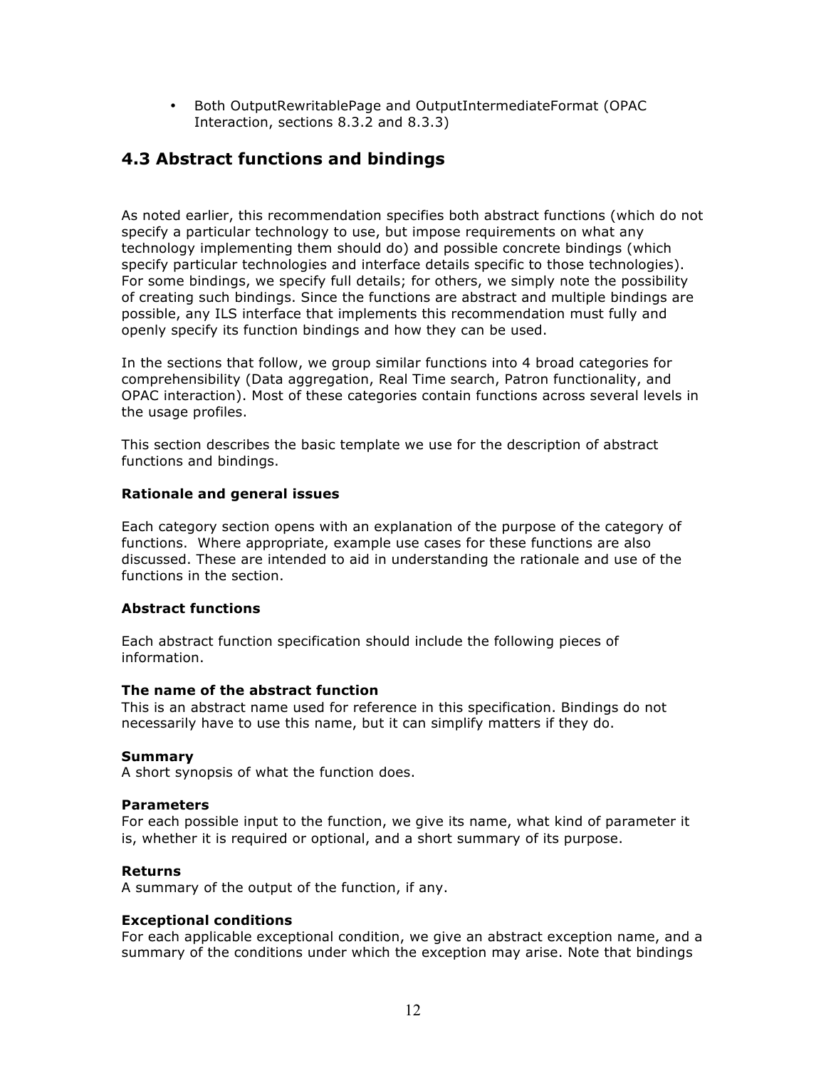- Both OutputRewritablePage and OutputIntermediateFormat (OPAC Interaction, sections 8.3.2 and 8.3.3)

## 4.3 Abstract functions and bindings

As noted earlier, this recommendation specifies both abstract functions (which do not specify a particular technology to use, but impose requirements on what any technology implementing them should do) and possible concrete bindings (which specify particular technologies and interface details specific to those technologies). For some bindings, we specify full details; for others, we simply note the possibility of creating such bindings. Since the functions are abstract and multiple bindings are possible, any ILS interface that implements this recommendation must fully and openly specify its function bindings and how they can be used.

In the sections that follow, we group similar functions into 4 broad categories for comprehensibility (Data aggregation, Real Time search, Patron functionality, and OPAC interaction). Most of these categories contain functions across several levels in the usage profiles.

This section describes the basic template we use for the description of abstract functions and bindings.

#### Rationale and general issues

Each category section opens with an explanation of the purpose of the category of functions. Where appropriate, example use cases for these functions are also discussed. These are intended to aid in understanding the rationale and use of the functions in the section.

#### Abstract functions

Each abstract function specification should include the following pieces of information.

**The name of the abstract function**
This is an abstract name used for reference in this specification. Bindings do not necessarily have to use this name, but it can simplify matters if they do.

**Summary**
A short synopsis of what the function does.

**Parameters**
For each possible input to the function, we give its name, what kind of parameter it is, whether it is required or optional, and a short summary of its purpose.

**Returns**
A summary of the output of the function, if any.

**Exceptional conditions**
For each applicable exceptional condition, we give an abstract exception name, and a summary of the conditions under which the exception may arise. Note that bindings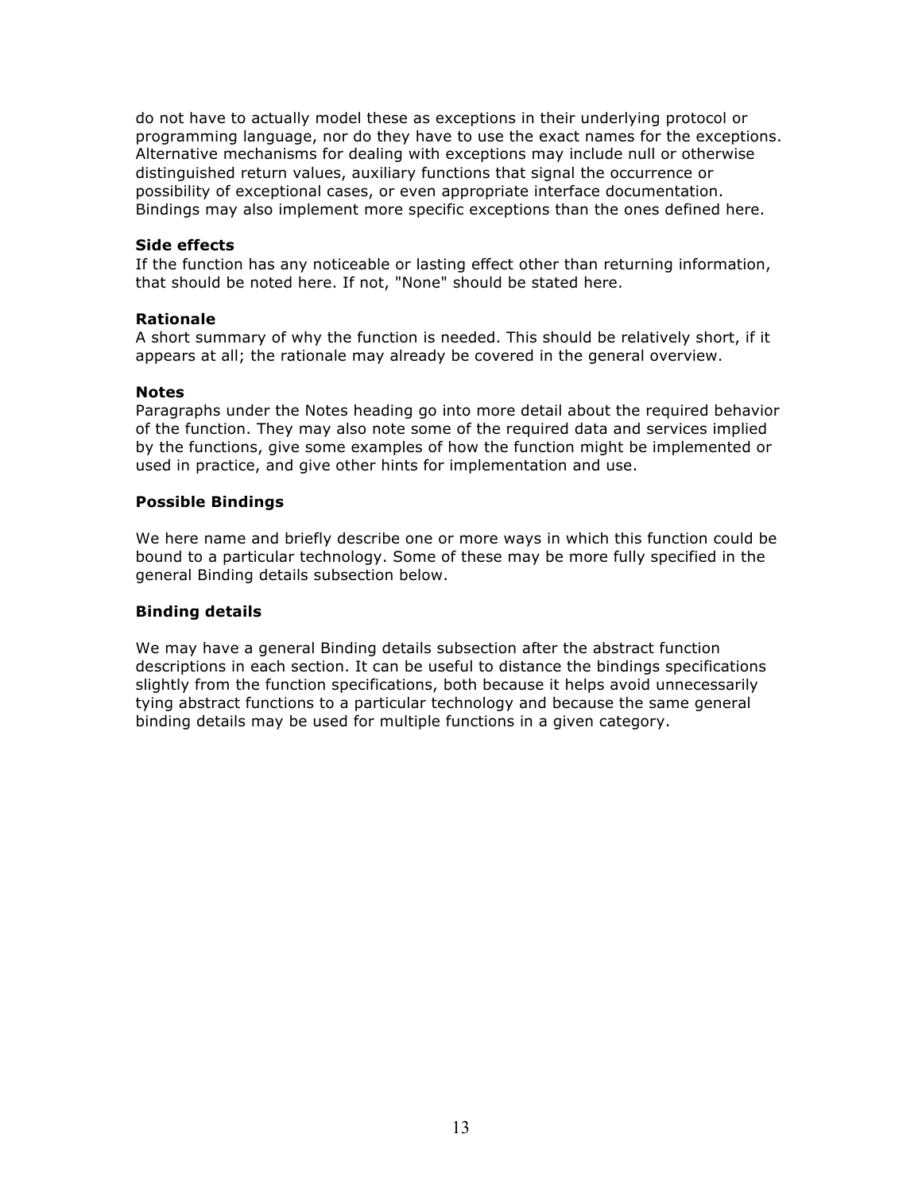do not have to actually model these as exceptions in their underlying protocol or programming language, nor do they have to use the exact names for the exceptions. Alternative mechanisms for dealing with exceptions may include null or otherwise distinguished return values, auxiliary functions that signal the occurrence or possibility of exceptional cases, or even appropriate interface documentation. Bindings may also implement more specific exceptions than the ones defined here.

**Side effects**
If the function has any noticeable or lasting effect other than returning information, that should be noted here. If not, "None" should be stated here.

**Rationale**
A short summary of why the function is needed. This should be relatively short, if it appears at all; the rationale may already be covered in the general overview.

**Notes**
Paragraphs under the Notes heading go into more detail about the required behavior of the function. They may also note some of the required data and services implied by the functions, give some examples of how the function might be implemented or used in practice, and give other hints for implementation and use.

**Possible Bindings**

We here name and briefly describe one or more ways in which this function could be bound to a particular technology. Some of these may be more fully specified in the general Binding details subsection below.

**Binding details**

We may have a general Binding details subsection after the abstract function descriptions in each section. It can be useful to distance the bindings specifications slightly from the function specifications, both because it helps avoid unnecessarily tying abstract functions to a particular technology and because the same general binding details may be used for multiple functions in a given category.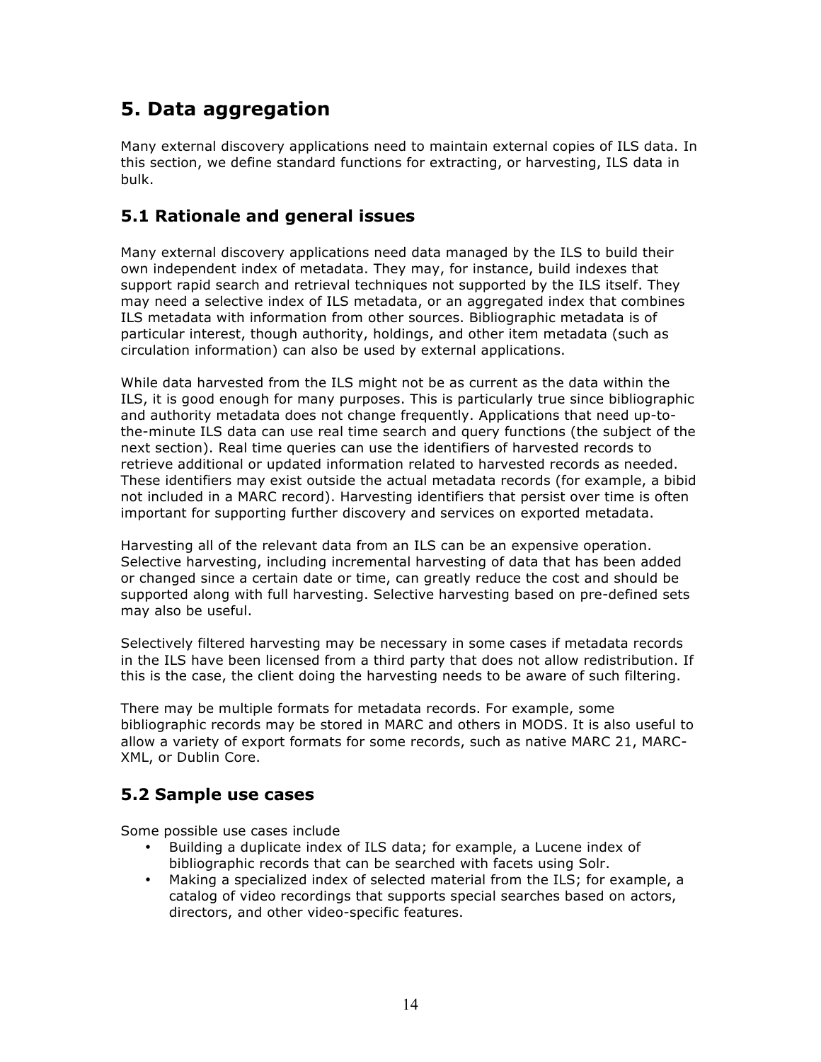# 5. Data aggregation

Many external discovery applications need to maintain external copies of ILS data. In this section, we define standard functions for extracting, or harvesting, ILS data in bulk.

## 5.1 Rationale and general issues

Many external discovery applications need data managed by the ILS to build their own independent index of metadata. They may, for instance, build indexes that support rapid search and retrieval techniques not supported by the ILS itself. They may need a selective index of ILS metadata, or an aggregated index that combines ILS metadata with information from other sources. Bibliographic metadata is of particular interest, though authority, holdings, and other item metadata (such as circulation information) can also be used by external applications.

While data harvested from the ILS might not be as current as the data within the ILS, it is good enough for many purposes. This is particularly true since bibliographic and authority metadata does not change frequently. Applications that need up-to-the-minute ILS data can use real time search and query functions (the subject of the next section). Real time queries can use the identifiers of harvested records to retrieve additional or updated information related to harvested records as needed. These identifiers may exist outside the actual metadata records (for example, a bibid not included in a MARC record). Harvesting identifiers that persist over time is often important for supporting further discovery and services on exported metadata.

Harvesting all of the relevant data from an ILS can be an expensive operation. Selective harvesting, including incremental harvesting of data that has been added or changed since a certain date or time, can greatly reduce the cost and should be supported along with full harvesting. Selective harvesting based on pre-defined sets may also be useful.

Selectively filtered harvesting may be necessary in some cases if metadata records in the ILS have been licensed from a third party that does not allow redistribution. If this is the case, the client doing the harvesting needs to be aware of such filtering.

There may be multiple formats for metadata records. For example, some bibliographic records may be stored in MARC and others in MODS. It is also useful to allow a variety of export formats for some records, such as native MARC 21, MARC-XML, or Dublin Core.

## 5.2 Sample use cases

Some possible use cases include

- Building a duplicate index of ILS data; for example, a Lucene index of bibliographic records that can be searched with facets using Solr.
- Making a specialized index of selected material from the ILS; for example, a catalog of video recordings that supports special searches based on actors, directors, and other video-specific features.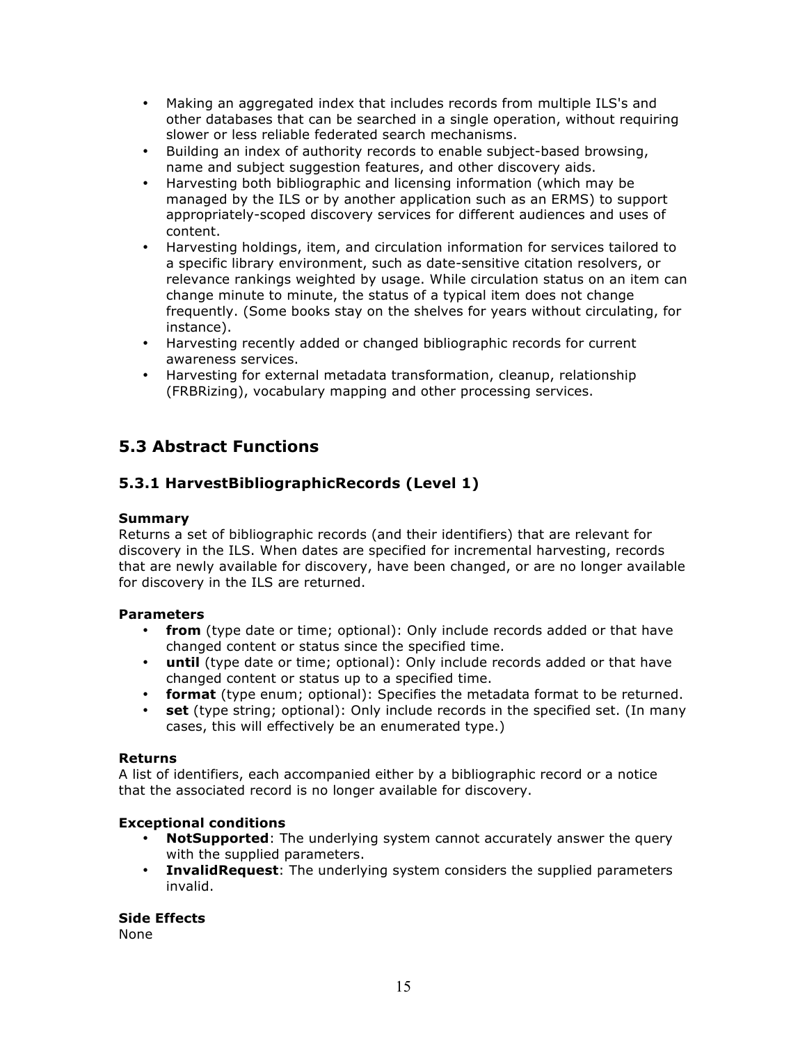- Making an aggregated index that includes records from multiple ILS's and other databases that can be searched in a single operation, without requiring slower or less reliable federated search mechanisms.
- Building an index of authority records to enable subject-based browsing, name and subject suggestion features, and other discovery aids.
- Harvesting both bibliographic and licensing information (which may be managed by the ILS or by another application such as an ERMS) to support appropriately-scoped discovery services for different audiences and uses of content.
- Harvesting holdings, item, and circulation information for services tailored to a specific library environment, such as date-sensitive citation resolvers, or relevance rankings weighted by usage. While circulation status on an item can change minute to minute, the status of a typical item does not change frequently. (Some books stay on the shelves for years without circulating, for instance).
- Harvesting recently added or changed bibliographic records for current awareness services.
- Harvesting for external metadata transformation, cleanup, relationship (FRBRizing), vocabulary mapping and other processing services.

## 5.3 Abstract Functions

### 5.3.1 HarvestBibliographicRecords (Level 1)

**Summary**
Returns a set of bibliographic records (and their identifiers) that are relevant for discovery in the ILS. When dates are specified for incremental harvesting, records that are newly available for discovery, have been changed, or are no longer available for discovery in the ILS are returned.

**Parameters**

- **from** (type date or time; optional): Only include records added or that have changed content or status since the specified time.
- **until** (type date or time; optional): Only include records added or that have changed content or status up to a specified time.
- **format** (type enum; optional): Specifies the metadata format to be returned.
- **set** (type string; optional): Only include records in the specified set. (In many cases, this will effectively be an enumerated type.)

**Returns**
A list of identifiers, each accompanied either by a bibliographic record or a notice that the associated record is no longer available for discovery.

**Exceptional conditions**

- **NotSupported**: The underlying system cannot accurately answer the query with the supplied parameters.
- **InvalidRequest**: The underlying system considers the supplied parameters invalid.

**Side Effects**
None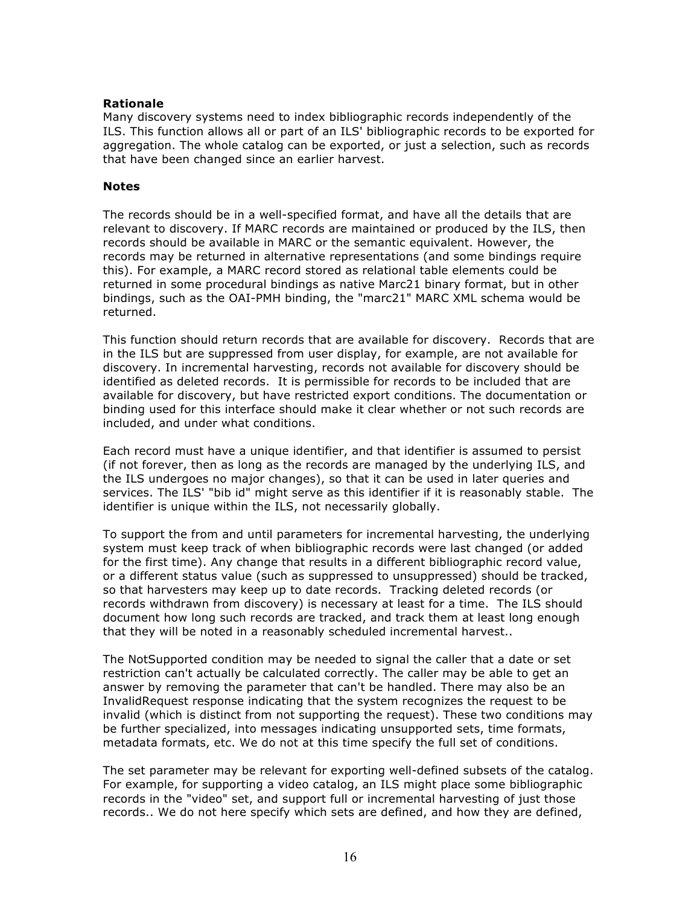**Rationale**

Many discovery systems need to index bibliographic records independently of the ILS. This function allows all or part of an ILS' bibliographic records to be exported for aggregation. The whole catalog can be exported, or just a selection, such as records that have been changed since an earlier harvest.

**Notes**

The records should be in a well-specified format, and have all the details that are relevant to discovery. If MARC records are maintained or produced by the ILS, then records should be available in MARC or the semantic equivalent. However, the records may be returned in alternative representations (and some bindings require this). For example, a MARC record stored as relational table elements could be returned in some procedural bindings as native Marc21 binary format, but in other bindings, such as the OAI-PMH binding, the "marc21" MARC XML schema would be returned.

This function should return records that are available for discovery. Records that are in the ILS but are suppressed from user display, for example, are not available for discovery. In incremental harvesting, records not available for discovery should be identified as deleted records. It is permissible for records to be included that are available for discovery, but have restricted export conditions. The documentation or binding used for this interface should make it clear whether or not such records are included, and under what conditions.

Each record must have a unique identifier, and that identifier is assumed to persist (if not forever, then as long as the records are managed by the underlying ILS, and the ILS undergoes no major changes), so that it can be used in later queries and services. The ILS' "bib id" might serve as this identifier if it is reasonably stable. The identifier is unique within the ILS, not necessarily globally.

To support the from and until parameters for incremental harvesting, the underlying system must keep track of when bibliographic records were last changed (or added for the first time). Any change that results in a different bibliographic record value, or a different status value (such as suppressed to unsuppressed) should be tracked, so that harvesters may keep up to date records. Tracking deleted records (or records withdrawn from discovery) is necessary at least for a time. The ILS should document how long such records are tracked, and track them at least long enough that they will be noted in a reasonably scheduled incremental harvest..

The NotSupported condition may be needed to signal the caller that a date or set restriction can't actually be calculated correctly. The caller may be able to get an answer by removing the parameter that can't be handled. There may also be an InvalidRequest response indicating that the system recognizes the request to be invalid (which is distinct from not supporting the request). These two conditions may be further specialized, into messages indicating unsupported sets, time formats, metadata formats, etc. We do not at this time specify the full set of conditions.

The set parameter may be relevant for exporting well-defined subsets of the catalog. For example, for supporting a video catalog, an ILS might place some bibliographic records in the "video" set, and support full or incremental harvesting of just those records.. We do not here specify which sets are defined, and how they are defined,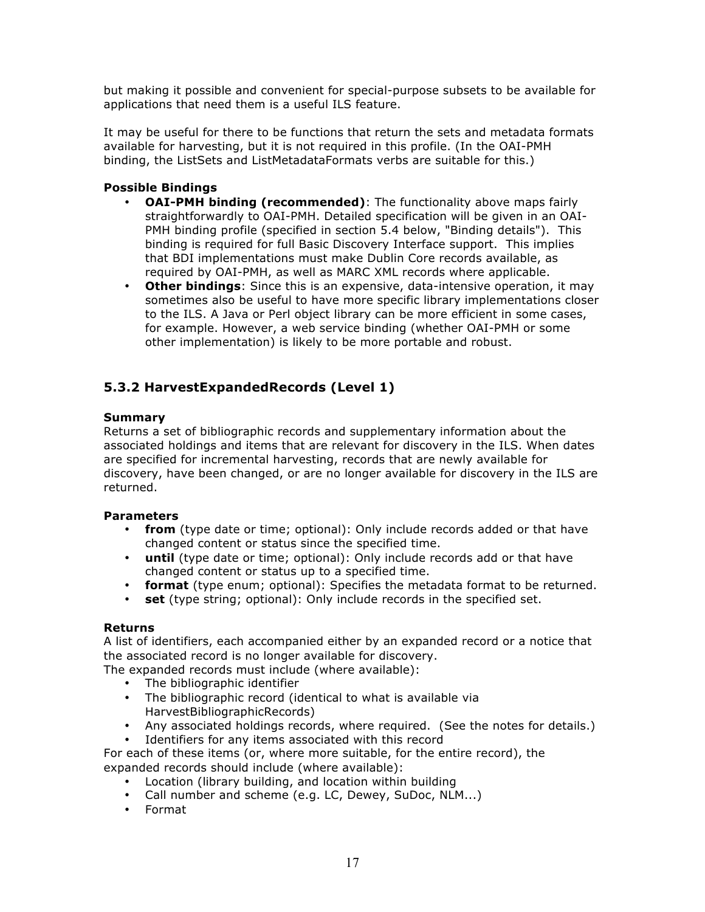but making it possible and convenient for special-purpose subsets to be available for applications that need them is a useful ILS feature.

It may be useful for there to be functions that return the sets and metadata formats available for harvesting, but it is not required in this profile. (In the OAI-PMH binding, the ListSets and ListMetadataFormats verbs are suitable for this.)

**Possible Bindings**

- **OAI-PMH binding (recommended)**: The functionality above maps fairly straightforwardly to OAI-PMH. Detailed specification will be given in an OAI-PMH binding profile (specified in section 5.4 below, "Binding details"). This binding is required for full Basic Discovery Interface support. This implies that BDI implementations must make Dublin Core records available, as required by OAI-PMH, as well as MARC XML records where applicable.
- **Other bindings**: Since this is an expensive, data-intensive operation, it may sometimes also be useful to have more specific library implementations closer to the ILS. A Java or Perl object library can be more efficient in some cases, for example. However, a web service binding (whether OAI-PMH or some other implementation) is likely to be more portable and robust.

### 5.3.2 HarvestExpandedRecords (Level 1)

**Summary**

Returns a set of bibliographic records and supplementary information about the associated holdings and items that are relevant for discovery in the ILS. When dates are specified for incremental harvesting, records that are newly available for discovery, have been changed, or are no longer available for discovery in the ILS are returned.

**Parameters**

- **from** (type date or time; optional): Only include records added or that have changed content or status since the specified time.
- **until** (type date or time; optional): Only include records add or that have changed content or status up to a specified time.
- **format** (type enum; optional): Specifies the metadata format to be returned.
- **set** (type string; optional): Only include records in the specified set.

**Returns**

A list of identifiers, each accompanied either by an expanded record or a notice that the associated record is no longer available for discovery.
The expanded records must include (where available):

- The bibliographic identifier
- The bibliographic record (identical to what is available via HarvestBibliographicRecords)
- Any associated holdings records, where required. (See the notes for details.)
- Identifiers for any items associated with this record

For each of these items (or, where more suitable, for the entire record), the expanded records should include (where available):

- Location (library building, and location within building
- Call number and scheme (e.g. LC, Dewey, SuDoc, NLM...)
- Format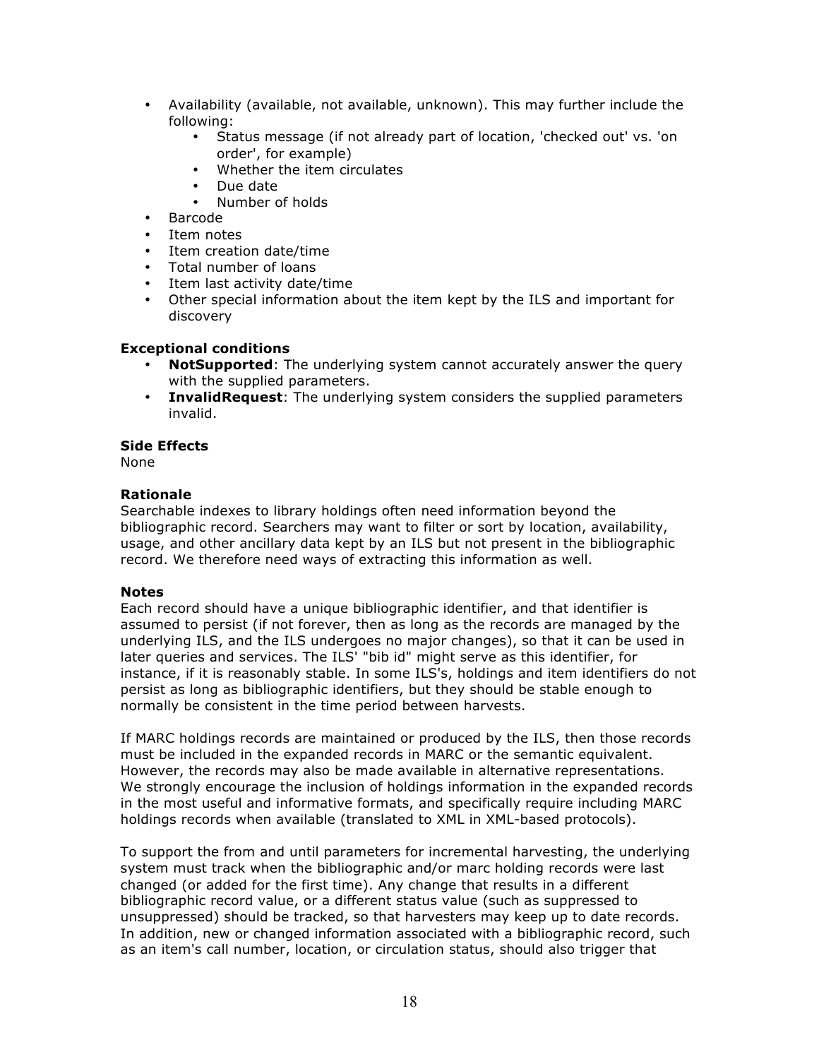- Availability (available, not available, unknown). This may further include the following:
    - Status message (if not already part of location, 'checked out' vs. 'on order', for example)
    - Whether the item circulates
    - Due date
    - Number of holds
- Barcode
- Item notes
- Item creation date/time
- Total number of loans
- Item last activity date/time
- Other special information about the item kept by the ILS and important for discovery

**Exceptional conditions**

- **NotSupported**: The underlying system cannot accurately answer the query with the supplied parameters.
- **InvalidRequest**: The underlying system considers the supplied parameters invalid.

**Side Effects**

None

**Rationale**

Searchable indexes to library holdings often need information beyond the bibliographic record. Searchers may want to filter or sort by location, availability, usage, and other ancillary data kept by an ILS but not present in the bibliographic record. We therefore need ways of extracting this information as well.

**Notes**

Each record should have a unique bibliographic identifier, and that identifier is assumed to persist (if not forever, then as long as the records are managed by the underlying ILS, and the ILS undergoes no major changes), so that it can be used in later queries and services. The ILS' "bib id" might serve as this identifier, for instance, if it is reasonably stable. In some ILS's, holdings and item identifiers do not persist as long as bibliographic identifiers, but they should be stable enough to normally be consistent in the time period between harvests.

If MARC holdings records are maintained or produced by the ILS, then those records must be included in the expanded records in MARC or the semantic equivalent. However, the records may also be made available in alternative representations. We strongly encourage the inclusion of holdings information in the expanded records in the most useful and informative formats, and specifically require including MARC holdings records when available (translated to XML in XML-based protocols).

To support the from and until parameters for incremental harvesting, the underlying system must track when the bibliographic and/or marc holding records were last changed (or added for the first time). Any change that results in a different bibliographic record value, or a different status value (such as suppressed to unsuppressed) should be tracked, so that harvesters may keep up to date records. In addition, new or changed information associated with a bibliographic record, such as an item's call number, location, or circulation status, should also trigger that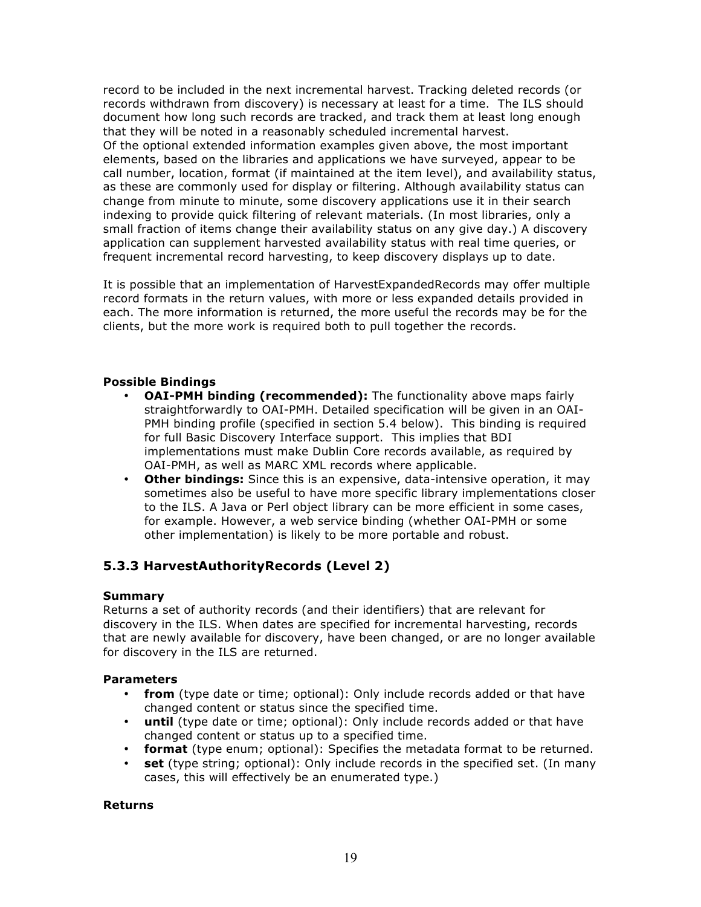record to be included in the next incremental harvest. Tracking deleted records (or records withdrawn from discovery) is necessary at least for a time. The ILS should document how long such records are tracked, and track them at least long enough that they will be noted in a reasonably scheduled incremental harvest.
Of the optional extended information examples given above, the most important elements, based on the libraries and applications we have surveyed, appear to be call number, location, format (if maintained at the item level), and availability status, as these are commonly used for display or filtering. Although availability status can change from minute to minute, some discovery applications use it in their search indexing to provide quick filtering of relevant materials. (In most libraries, only a small fraction of items change their availability status on any give day.) A discovery application can supplement harvested availability status with real time queries, or frequent incremental record harvesting, to keep discovery displays up to date.

It is possible that an implementation of HarvestExpandedRecords may offer multiple record formats in the return values, with more or less expanded details provided in each. The more information is returned, the more useful the records may be for the clients, but the more work is required both to pull together the records.

**Possible Bindings**

- **OAI-PMH binding (recommended):** The functionality above maps fairly straightforwardly to OAI-PMH. Detailed specification will be given in an OAI-PMH binding profile (specified in section 5.4 below). This binding is required for full Basic Discovery Interface support. This implies that BDI implementations must make Dublin Core records available, as required by OAI-PMH, as well as MARC XML records where applicable.
- **Other bindings:** Since this is an expensive, data-intensive operation, it may sometimes also be useful to have more specific library implementations closer to the ILS. A Java or Perl object library can be more efficient in some cases, for example. However, a web service binding (whether OAI-PMH or some other implementation) is likely to be more portable and robust.

### 5.3.3 HarvestAuthorityRecords (Level 2)

**Summary**
Returns a set of authority records (and their identifiers) that are relevant for discovery in the ILS. When dates are specified for incremental harvesting, records that are newly available for discovery, have been changed, or are no longer available for discovery in the ILS are returned.

**Parameters**

- **from** (type date or time; optional): Only include records added or that have changed content or status since the specified time.
- **until** (type date or time; optional): Only include records added or that have changed content or status up to a specified time.
- **format** (type enum; optional): Specifies the metadata format to be returned.
- **set** (type string; optional): Only include records in the specified set. (In many cases, this will effectively be an enumerated type.)

**Returns**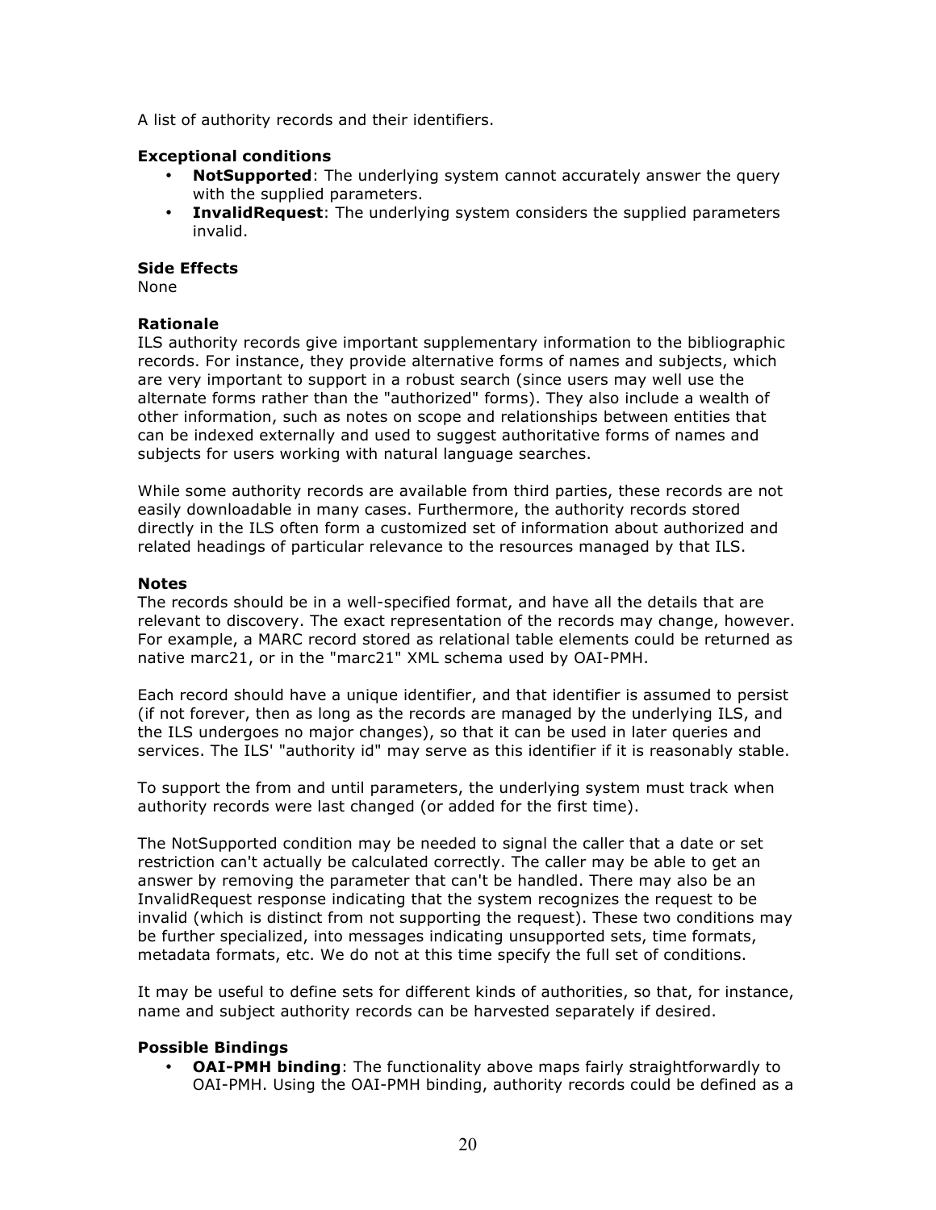A list of authority records and their identifiers.

**Exceptional conditions**

- **NotSupported**: The underlying system cannot accurately answer the query with the supplied parameters.
- **InvalidRequest**: The underlying system considers the supplied parameters invalid.

**Side Effects**

None

**Rationale**

ILS authority records give important supplementary information to the bibliographic records. For instance, they provide alternative forms of names and subjects, which are very important to support in a robust search (since users may well use the alternate forms rather than the "authorized" forms). They also include a wealth of other information, such as notes on scope and relationships between entities that can be indexed externally and used to suggest authoritative forms of names and subjects for users working with natural language searches.

While some authority records are available from third parties, these records are not easily downloadable in many cases. Furthermore, the authority records stored directly in the ILS often form a customized set of information about authorized and related headings of particular relevance to the resources managed by that ILS.

**Notes**

The records should be in a well-specified format, and have all the details that are relevant to discovery. The exact representation of the records may change, however. For example, a MARC record stored as relational table elements could be returned as native marc21, or in the "marc21" XML schema used by OAI-PMH.

Each record should have a unique identifier, and that identifier is assumed to persist (if not forever, then as long as the records are managed by the underlying ILS, and the ILS undergoes no major changes), so that it can be used in later queries and services. The ILS' "authority id" may serve as this identifier if it is reasonably stable.

To support the from and until parameters, the underlying system must track when authority records were last changed (or added for the first time).

The NotSupported condition may be needed to signal the caller that a date or set restriction can't actually be calculated correctly. The caller may be able to get an answer by removing the parameter that can't be handled. There may also be an InvalidRequest response indicating that the system recognizes the request to be invalid (which is distinct from not supporting the request). These two conditions may be further specialized, into messages indicating unsupported sets, time formats, metadata formats, etc. We do not at this time specify the full set of conditions.

It may be useful to define sets for different kinds of authorities, so that, for instance, name and subject authority records can be harvested separately if desired.

**Possible Bindings**

- **OAI-PMH binding**: The functionality above maps fairly straightforwardly to OAI-PMH. Using the OAI-PMH binding, authority records could be defined as a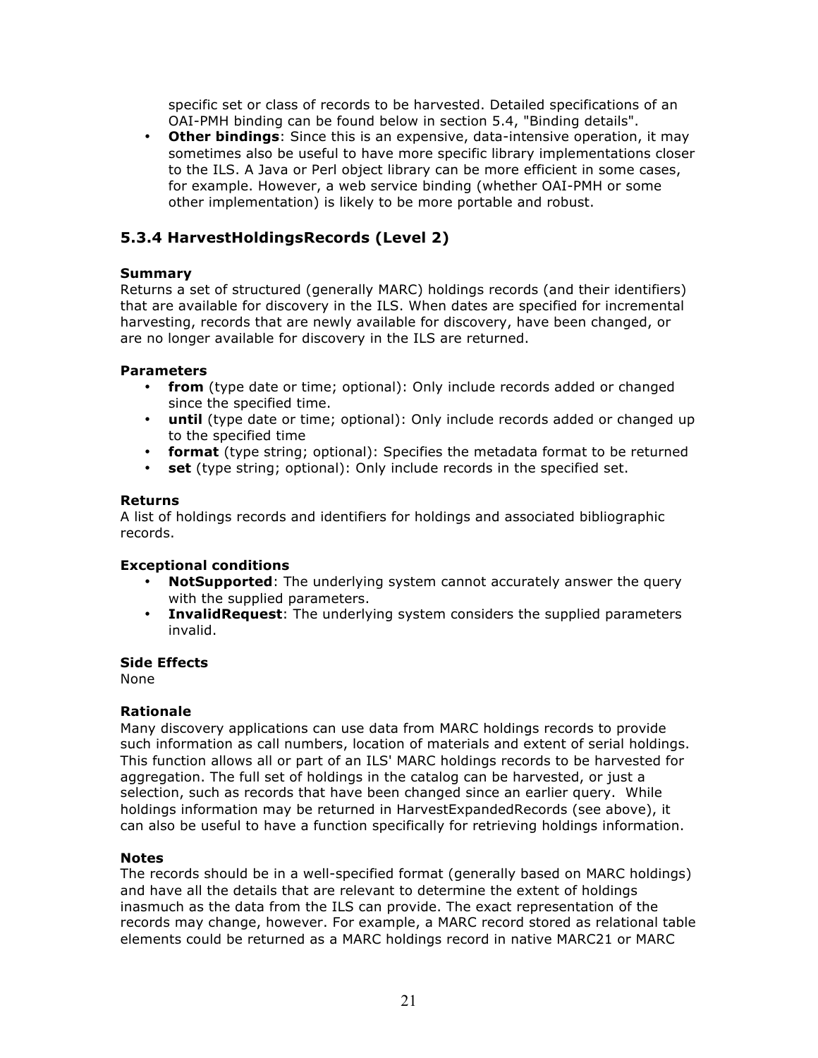specific set or class of records to be harvested. Detailed specifications of an OAI-PMH binding can be found below in section 5.4, "Binding details".

- **Other bindings**: Since this is an expensive, data-intensive operation, it may sometimes also be useful to have more specific library implementations closer to the ILS. A Java or Perl object library can be more efficient in some cases, for example. However, a web service binding (whether OAI-PMH or some other implementation) is likely to be more portable and robust.

### 5.3.4 HarvestHoldingsRecords (Level 2)

**Summary**
Returns a set of structured (generally MARC) holdings records (and their identifiers) that are available for discovery in the ILS. When dates are specified for incremental harvesting, records that are newly available for discovery, have been changed, or are no longer available for discovery in the ILS are returned.

**Parameters**

- **from** (type date or time; optional): Only include records added or changed since the specified time.
- **until** (type date or time; optional): Only include records added or changed up to the specified time
- **format** (type string; optional): Specifies the metadata format to be returned
- **set** (type string; optional): Only include records in the specified set.

**Returns**
A list of holdings records and identifiers for holdings and associated bibliographic records.

**Exceptional conditions**

- **NotSupported**: The underlying system cannot accurately answer the query with the supplied parameters.
- **InvalidRequest**: The underlying system considers the supplied parameters invalid.

**Side Effects**
None

**Rationale**
Many discovery applications can use data from MARC holdings records to provide such information as call numbers, location of materials and extent of serial holdings. This function allows all or part of an ILS' MARC holdings records to be harvested for aggregation. The full set of holdings in the catalog can be harvested, or just a selection, such as records that have been changed since an earlier query. While holdings information may be returned in HarvestExpandedRecords (see above), it can also be useful to have a function specifically for retrieving holdings information.

**Notes**
The records should be in a well-specified format (generally based on MARC holdings) and have all the details that are relevant to determine the extent of holdings inasmuch as the data from the ILS can provide. The exact representation of the records may change, however. For example, a MARC record stored as relational table elements could be returned as a MARC holdings record in native MARC21 or MARC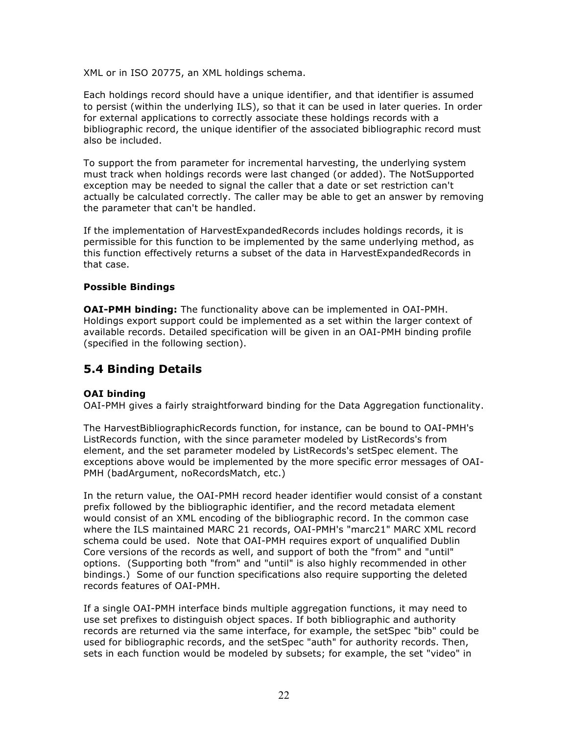XML or in ISO 20775, an XML holdings schema.

Each holdings record should have a unique identifier, and that identifier is assumed to persist (within the underlying ILS), so that it can be used in later queries. In order for external applications to correctly associate these holdings records with a bibliographic record, the unique identifier of the associated bibliographic record must also be included.

To support the from parameter for incremental harvesting, the underlying system must track when holdings records were last changed (or added). The NotSupported exception may be needed to signal the caller that a date or set restriction can't actually be calculated correctly. The caller may be able to get an answer by removing the parameter that can't be handled.

If the implementation of HarvestExpandedRecords includes holdings records, it is permissible for this function to be implemented by the same underlying method, as this function effectively returns a subset of the data in HarvestExpandedRecords in that case.

**Possible Bindings**

**OAI-PMH binding:** The functionality above can be implemented in OAI-PMH. Holdings export support could be implemented as a set within the larger context of available records. Detailed specification will be given in an OAI-PMH binding profile (specified in the following section).

## 5.4 Binding Details

**OAI binding**
OAI-PMH gives a fairly straightforward binding for the Data Aggregation functionality.

The HarvestBibliographicRecords function, for instance, can be bound to OAI-PMH's ListRecords function, with the since parameter modeled by ListRecords's from element, and the set parameter modeled by ListRecords's setSpec element. The exceptions above would be implemented by the more specific error messages of OAI-PMH (badArgument, noRecordsMatch, etc.)

In the return value, the OAI-PMH record header identifier would consist of a constant prefix followed by the bibliographic identifier, and the record metadata element would consist of an XML encoding of the bibliographic record. In the common case where the ILS maintained MARC 21 records, OAI-PMH's "marc21" MARC XML record schema could be used. Note that OAI-PMH requires export of unqualified Dublin Core versions of the records as well, and support of both the "from" and "until" options. (Supporting both "from" and "until" is also highly recommended in other bindings.) Some of our function specifications also require supporting the deleted records features of OAI-PMH.

If a single OAI-PMH interface binds multiple aggregation functions, it may need to use set prefixes to distinguish object spaces. If both bibliographic and authority records are returned via the same interface, for example, the setSpec "bib" could be used for bibliographic records, and the setSpec "auth" for authority records. Then, sets in each function would be modeled by subsets; for example, the set "video" in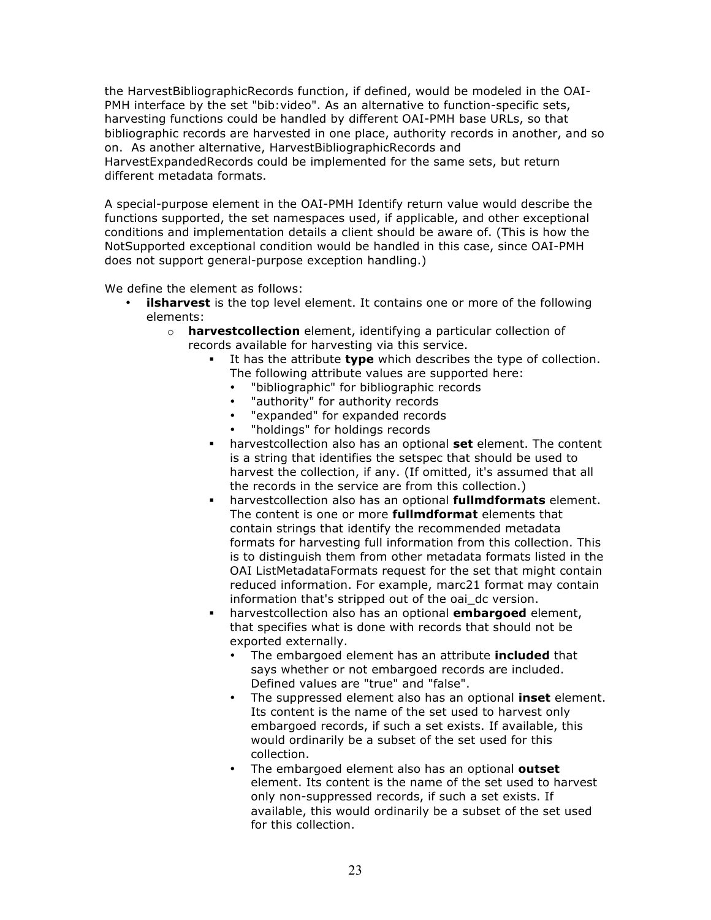the HarvestBibliographicRecords function, if defined, would be modeled in the OAI-PMH interface by the set "bib:video". As an alternative to function-specific sets, harvesting functions could be handled by different OAI-PMH base URLs, so that bibliographic records are harvested in one place, authority records in another, and so on. As another alternative, HarvestBibliographicRecords and HarvestExpandedRecords could be implemented for the same sets, but return different metadata formats.

A special-purpose element in the OAI-PMH Identify return value would describe the functions supported, the set namespaces used, if applicable, and other exceptional conditions and implementation details a client should be aware of. (This is how the NotSupported exceptional condition would be handled in this case, since OAI-PMH does not support general-purpose exception handling.)

We define the element as follows:

- **ilsharvest** is the top level element. It contains one or more of the following elements:
  - **harvestcollection** element, identifying a particular collection of records available for harvesting via this service.
    - It has the attribute **type** which describes the type of collection. The following attribute values are supported here:
      - "bibliographic" for bibliographic records
      - "authority" for authority records
      - "expanded" for expanded records
      - "holdings" for holdings records
    - harvestcollection also has an optional **set** element. The content is a string that identifies the setspec that should be used to harvest the collection, if any. (If omitted, it's assumed that all the records in the service are from this collection.)
    - harvestcollection also has an optional **fullmdformats** element. The content is one or more **fullmdformat** elements that contain strings that identify the recommended metadata formats for harvesting full information from this collection. This is to distinguish them from other metadata formats listed in the OAI ListMetadataFormats request for the set that might contain reduced information. For example, marc21 format may contain information that's stripped out of the oai_dc version.
    - harvestcollection also has an optional **embargoed** element, that specifies what is done with records that should not be exported externally.
      - The embargoed element has an attribute **included** that says whether or not embargoed records are included. Defined values are "true" and "false".
      - The suppressed element also has an optional **inset** element. Its content is the name of the set used to harvest only embargoed records, if such a set exists. If available, this would ordinarily be a subset of the set used for this collection.
      - The embargoed element also has an optional **outset** element. Its content is the name of the set used to harvest only non-suppressed records, if such a set exists. If available, this would ordinarily be a subset of the set used for this collection.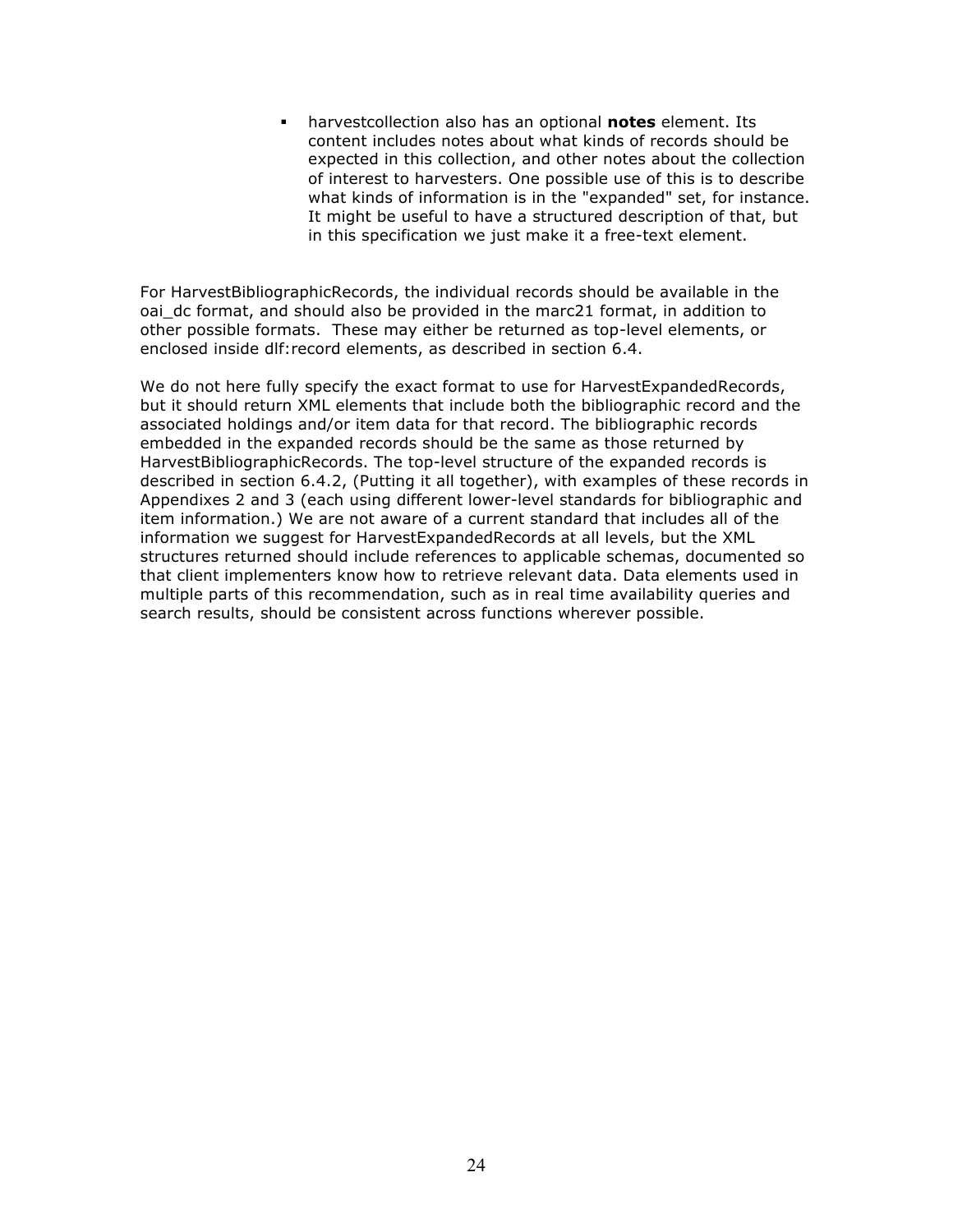- harvestcollection also has an optional **notes** element. Its content includes notes about what kinds of records should be expected in this collection, and other notes about the collection of interest to harvesters. One possible use of this is to describe what kinds of information is in the "expanded" set, for instance. It might be useful to have a structured description of that, but in this specification we just make it a free-text element.

For HarvestBibliographicRecords, the individual records should be available in the oai_dc format, and should also be provided in the marc21 format, in addition to other possible formats. These may either be returned as top-level elements, or enclosed inside dlf:record elements, as described in section 6.4.

We do not here fully specify the exact format to use for HarvestExpandedRecords, but it should return XML elements that include both the bibliographic record and the associated holdings and/or item data for that record. The bibliographic records embedded in the expanded records should be the same as those returned by HarvestBibliographicRecords. The top-level structure of the expanded records is described in section 6.4.2, (Putting it all together), with examples of these records in Appendixes 2 and 3 (each using different lower-level standards for bibliographic and item information.) We are not aware of a current standard that includes all of the information we suggest for HarvestExpandedRecords at all levels, but the XML structures returned should include references to applicable schemas, documented so that client implementers know how to retrieve relevant data. Data elements used in multiple parts of this recommendation, such as in real time availability queries and search results, should be consistent across functions wherever possible.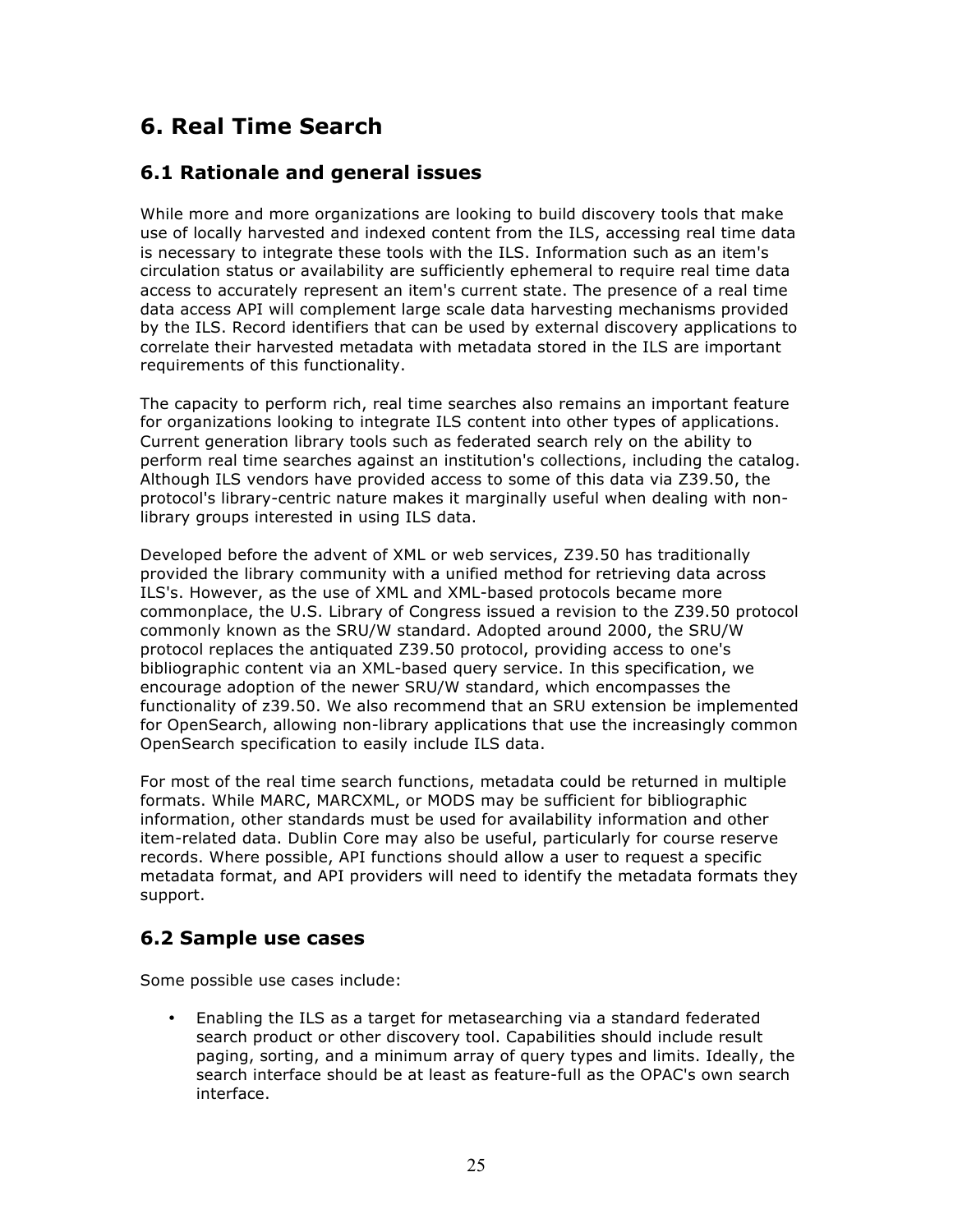# 6. Real Time Search

## 6.1 Rationale and general issues

While more and more organizations are looking to build discovery tools that make use of locally harvested and indexed content from the ILS, accessing real time data is necessary to integrate these tools with the ILS. Information such as an item's circulation status or availability are sufficiently ephemeral to require real time data access to accurately represent an item's current state. The presence of a real time data access API will complement large scale data harvesting mechanisms provided by the ILS. Record identifiers that can be used by external discovery applications to correlate their harvested metadata with metadata stored in the ILS are important requirements of this functionality.

The capacity to perform rich, real time searches also remains an important feature for organizations looking to integrate ILS content into other types of applications. Current generation library tools such as federated search rely on the ability to perform real time searches against an institution's collections, including the catalog. Although ILS vendors have provided access to some of this data via Z39.50, the protocol's library-centric nature makes it marginally useful when dealing with non-library groups interested in using ILS data.

Developed before the advent of XML or web services, Z39.50 has traditionally provided the library community with a unified method for retrieving data across ILS's. However, as the use of XML and XML-based protocols became more commonplace, the U.S. Library of Congress issued a revision to the Z39.50 protocol commonly known as the SRU/W standard. Adopted around 2000, the SRU/W protocol replaces the antiquated Z39.50 protocol, providing access to one's bibliographic content via an XML-based query service. In this specification, we encourage adoption of the newer SRU/W standard, which encompasses the functionality of z39.50. We also recommend that an SRU extension be implemented for OpenSearch, allowing non-library applications that use the increasingly common OpenSearch specification to easily include ILS data.

For most of the real time search functions, metadata could be returned in multiple formats. While MARC, MARCXML, or MODS may be sufficient for bibliographic information, other standards must be used for availability information and other item-related data. Dublin Core may also be useful, particularly for course reserve records. Where possible, API functions should allow a user to request a specific metadata format, and API providers will need to identify the metadata formats they support.

## 6.2 Sample use cases

Some possible use cases include:

- Enabling the ILS as a target for metasearching via a standard federated search product or other discovery tool. Capabilities should include result paging, sorting, and a minimum array of query types and limits. Ideally, the search interface should be at least as feature-full as the OPAC's own search interface.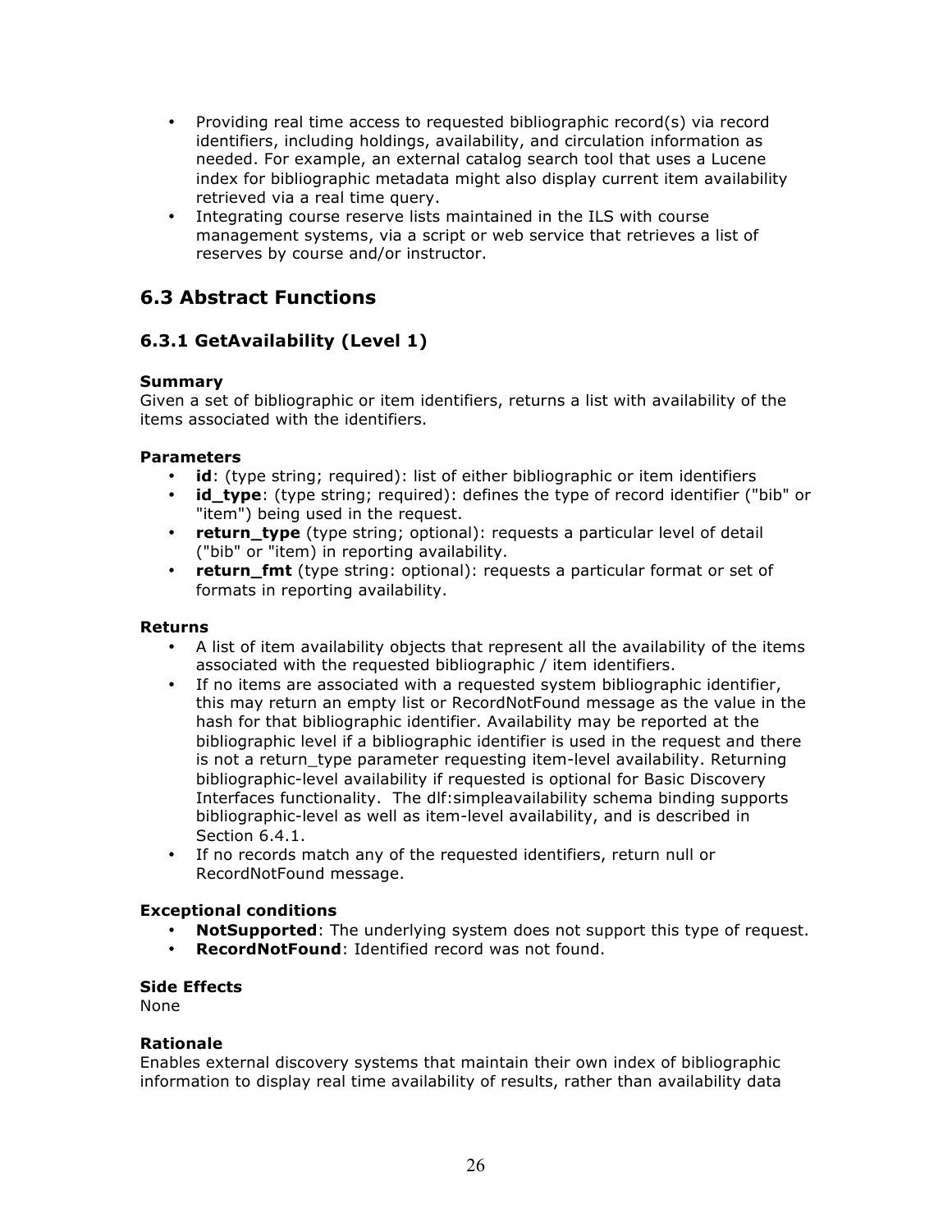- Providing real time access to requested bibliographic record(s) via record identifiers, including holdings, availability, and circulation information as needed. For example, an external catalog search tool that uses a Lucene index for bibliographic metadata might also display current item availability retrieved via a real time query.
- Integrating course reserve lists maintained in the ILS with course management systems, via a script or web service that retrieves a list of reserves by course and/or instructor.

## 6.3 Abstract Functions

### 6.3.1 GetAvailability (Level 1)

**Summary**
Given a set of bibliographic or item identifiers, returns a list with availability of the items associated with the identifiers.

**Parameters**

- **id**: (type string; required): list of either bibliographic or item identifiers
- **id_type**: (type string; required): defines the type of record identifier ("bib" or "item") being used in the request.
- **return_type** (type string; optional): requests a particular level of detail ("bib" or "item) in reporting availability.
- **return_fmt** (type string: optional): requests a particular format or set of formats in reporting availability.

**Returns**

- A list of item availability objects that represent all the availability of the items associated with the requested bibliographic / item identifiers.
- If no items are associated with a requested system bibliographic identifier, this may return an empty list or RecordNotFound message as the value in the hash for that bibliographic identifier. Availability may be reported at the bibliographic level if a bibliographic identifier is used in the request and there is not a return_type parameter requesting item-level availability. Returning bibliographic-level availability if requested is optional for Basic Discovery Interfaces functionality. The dlf:simpleavailability schema binding supports bibliographic-level as well as item-level availability, and is described in Section 6.4.1.
- If no records match any of the requested identifiers, return null or RecordNotFound message.

**Exceptional conditions**

- **NotSupported**: The underlying system does not support this type of request.
- **RecordNotFound**: Identified record was not found.

**Side Effects**
None

**Rationale**
Enables external discovery systems that maintain their own index of bibliographic information to display real time availability of results, rather than availability data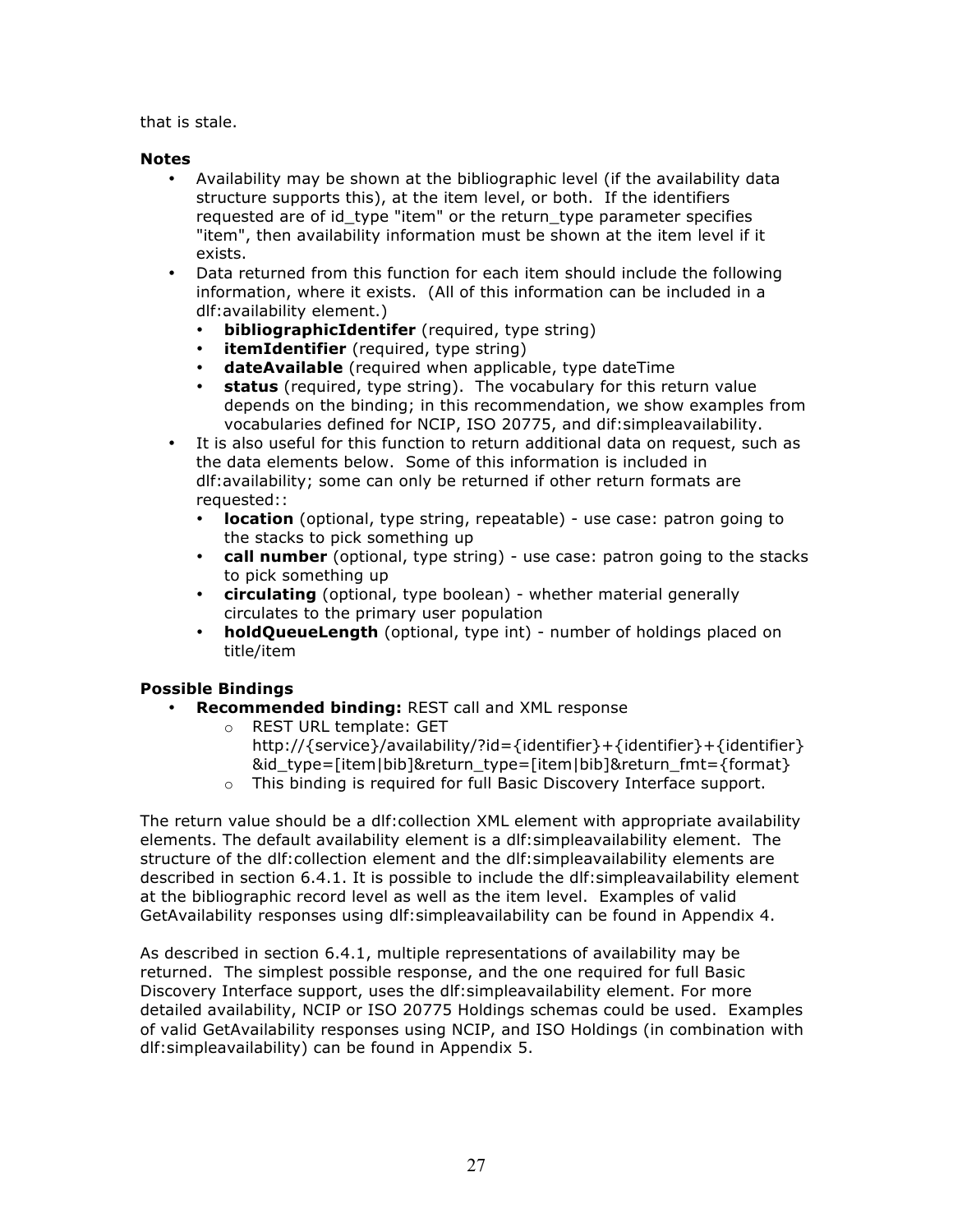that is stale.

**Notes**

- Availability may be shown at the bibliographic level (if the availability data structure supports this), at the item level, or both. If the identifiers requested are of id_type "item" or the return_type parameter specifies "item", then availability information must be shown at the item level if it exists.
- Data returned from this function for each item should include the following information, where it exists. (All of this information can be included in a dlf:availability element.)
  - **bibliographicIdentifer** (required, type string)
  - **itemIdentifier** (required, type string)
  - **dateAvailable** (required when applicable, type dateTime
  - **status** (required, type string). The vocabulary for this return value depends on the binding; in this recommendation, we show examples from vocabularies defined for NCIP, ISO 20775, and dif:simpleavailability.
- It is also useful for this function to return additional data on request, such as the data elements below. Some of this information is included in dlf:availability; some can only be returned if other return formats are requested::
  - **location** (optional, type string, repeatable) - use case: patron going to the stacks to pick something up
  - **call number** (optional, type string) - use case: patron going to the stacks to pick something up
  - **circulating** (optional, type boolean) - whether material generally circulates to the primary user population
  - **holdQueueLength** (optional, type int) - number of holdings placed on title/item

**Possible Bindings**

- **Recommended binding:** REST call and XML response
  - REST URL template: GET http://{service}/availability/?id={identifier}+{identifier}+{identifier}&id_type=[item|bib]&return_type=[item|bib]&return_fmt={format}
  - This binding is required for full Basic Discovery Interface support.

The return value should be a dlf:collection XML element with appropriate availability elements. The default availability element is a dlf:simpleavailability element. The structure of the dlf:collection element and the dlf:simpleavailability elements are described in section 6.4.1. It is possible to include the dlf:simpleavailability element at the bibliographic record level as well as the item level. Examples of valid GetAvailability responses using dlf:simpleavailability can be found in Appendix 4.

As described in section 6.4.1, multiple representations of availability may be returned. The simplest possible response, and the one required for full Basic Discovery Interface support, uses the dlf:simpleavailability element. For more detailed availability, NCIP or ISO 20775 Holdings schemas could be used. Examples of valid GetAvailability responses using NCIP, and ISO Holdings (in combination with dlf:simpleavailability) can be found in Appendix 5.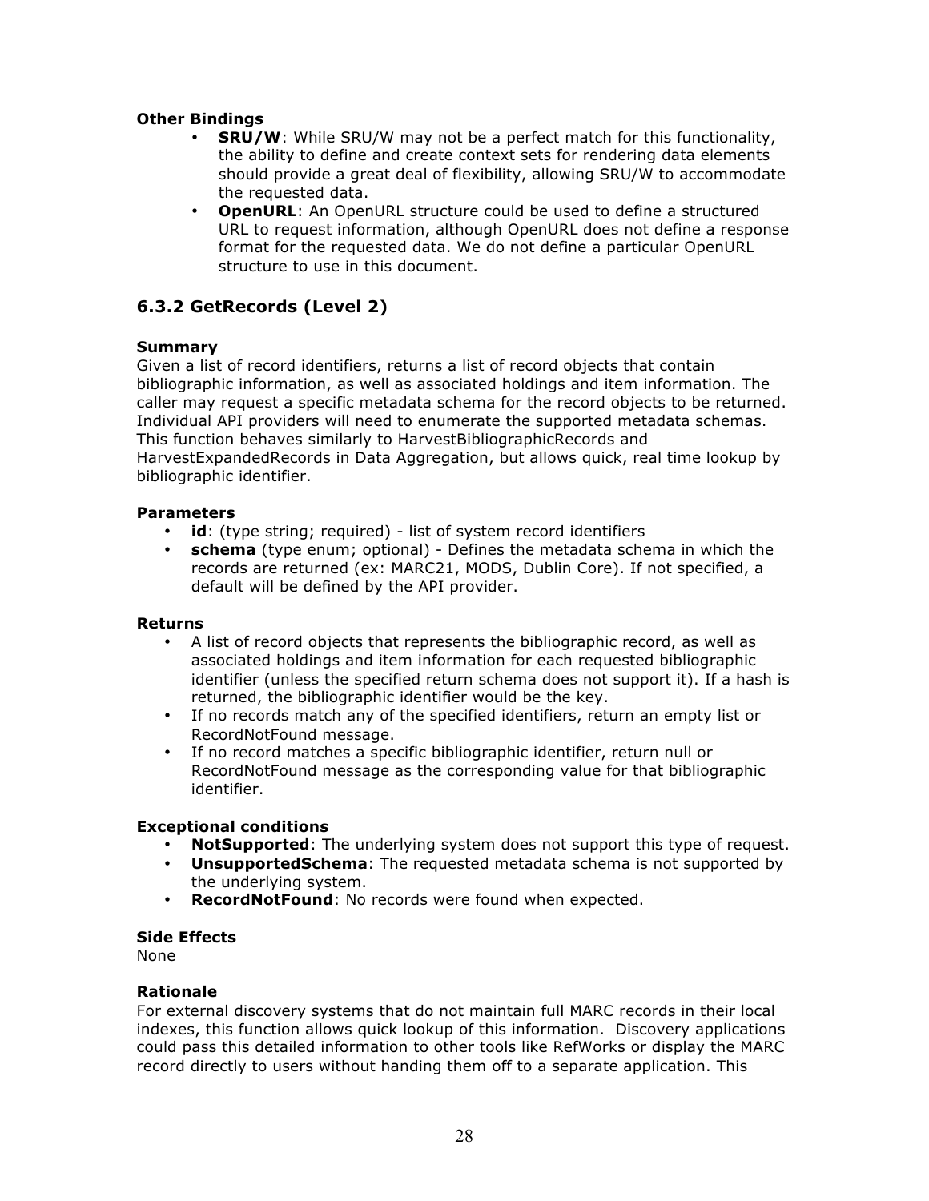**Other Bindings**

- **SRU/W**: While SRU/W may not be a perfect match for this functionality, the ability to define and create context sets for rendering data elements should provide a great deal of flexibility, allowing SRU/W to accommodate the requested data.
- **OpenURL**: An OpenURL structure could be used to define a structured URL to request information, although OpenURL does not define a response format for the requested data. We do not define a particular OpenURL structure to use in this document.

## 6.3.2 GetRecords (Level 2)

**Summary**

Given a list of record identifiers, returns a list of record objects that contain bibliographic information, as well as associated holdings and item information. The caller may request a specific metadata schema for the record objects to be returned. Individual API providers will need to enumerate the supported metadata schemas. This function behaves similarly to HarvestBibliographicRecords and HarvestExpandedRecords in Data Aggregation, but allows quick, real time lookup by bibliographic identifier.

**Parameters**

- **id**: (type string; required) - list of system record identifiers
- **schema** (type enum; optional) - Defines the metadata schema in which the records are returned (ex: MARC21, MODS, Dublin Core). If not specified, a default will be defined by the API provider.

**Returns**

- A list of record objects that represents the bibliographic record, as well as associated holdings and item information for each requested bibliographic identifier (unless the specified return schema does not support it). If a hash is returned, the bibliographic identifier would be the key.
- If no records match any of the specified identifiers, return an empty list or RecordNotFound message.
- If no record matches a specific bibliographic identifier, return null or RecordNotFound message as the corresponding value for that bibliographic identifier.

**Exceptional conditions**

- **NotSupported**: The underlying system does not support this type of request.
- **UnsupportedSchema**: The requested metadata schema is not supported by the underlying system.
- **RecordNotFound**: No records were found when expected.

**Side Effects**

None

**Rationale**

For external discovery systems that do not maintain full MARC records in their local indexes, this function allows quick lookup of this information. Discovery applications could pass this detailed information to other tools like RefWorks or display the MARC record directly to users without handing them off to a separate application. This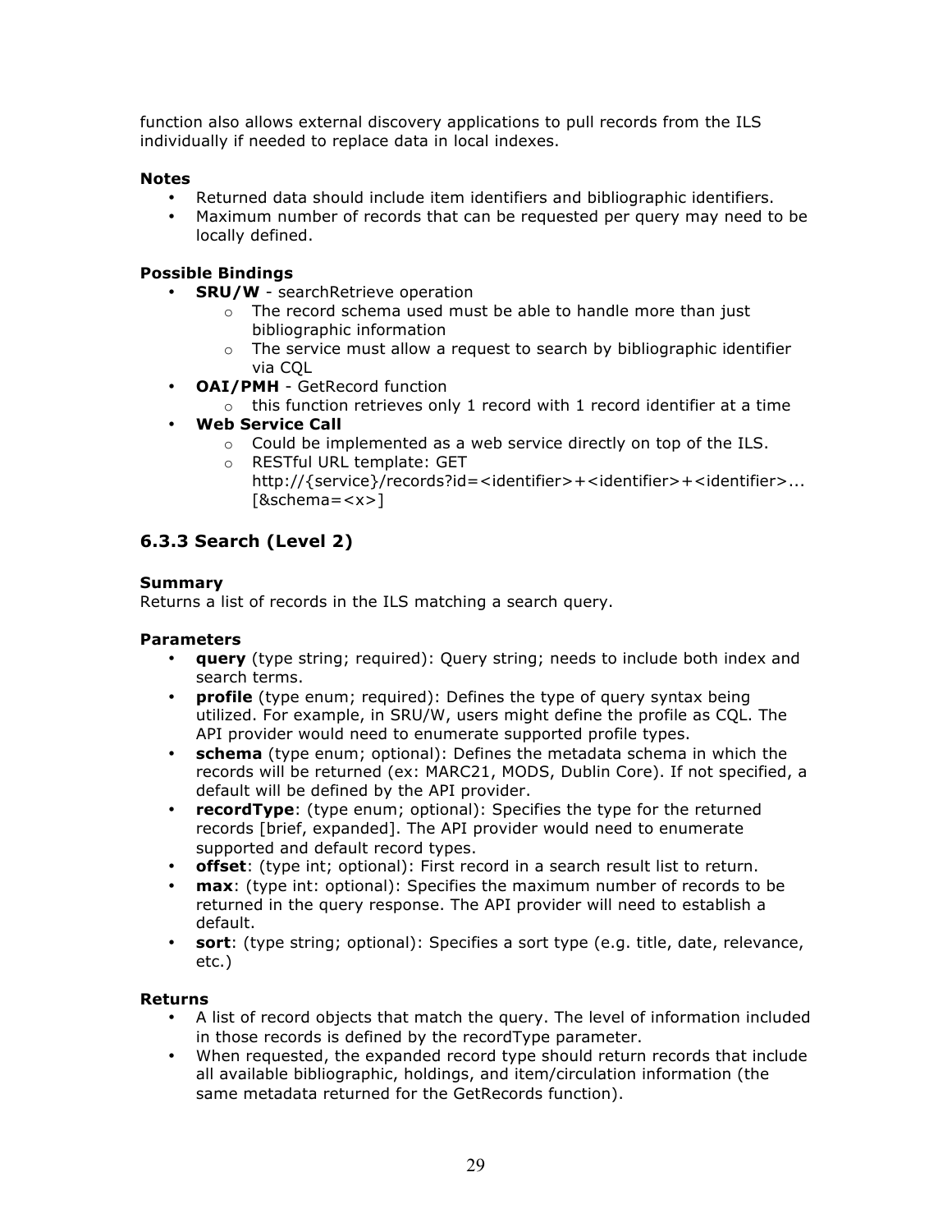function also allows external discovery applications to pull records from the ILS individually if needed to replace data in local indexes.

**Notes**

- Returned data should include item identifiers and bibliographic identifiers.
- Maximum number of records that can be requested per query may need to be locally defined.

**Possible Bindings**

- **SRU/W** - searchRetrieve operation
  - The record schema used must be able to handle more than just bibliographic information
  - The service must allow a request to search by bibliographic identifier via CQL
- **OAI/PMH** - GetRecord function
  - this function retrieves only 1 record with 1 record identifier at a time
- **Web Service Call**
  - Could be implemented as a web service directly on top of the ILS.
  - RESTful URL template: GET http://{service}/records?id=<identifier>+<identifier>+<identifier>... [&schema=<x>]

### 6.3.3 Search (Level 2)

**Summary**

Returns a list of records in the ILS matching a search query.

**Parameters**

- **query** (type string; required): Query string; needs to include both index and search terms.
- **profile** (type enum; required): Defines the type of query syntax being utilized. For example, in SRU/W, users might define the profile as CQL. The API provider would need to enumerate supported profile types.
- **schema** (type enum; optional): Defines the metadata schema in which the records will be returned (ex: MARC21, MODS, Dublin Core). If not specified, a default will be defined by the API provider.
- **recordType**: (type enum; optional): Specifies the type for the returned records [brief, expanded]. The API provider would need to enumerate supported and default record types.
- **offset**: (type int; optional): First record in a search result list to return.
- **max**: (type int: optional): Specifies the maximum number of records to be returned in the query response. The API provider will need to establish a default.
- **sort**: (type string; optional): Specifies a sort type (e.g. title, date, relevance, etc.)

**Returns**

- A list of record objects that match the query. The level of information included in those records is defined by the recordType parameter.
- When requested, the expanded record type should return records that include all available bibliographic, holdings, and item/circulation information (the same metadata returned for the GetRecords function).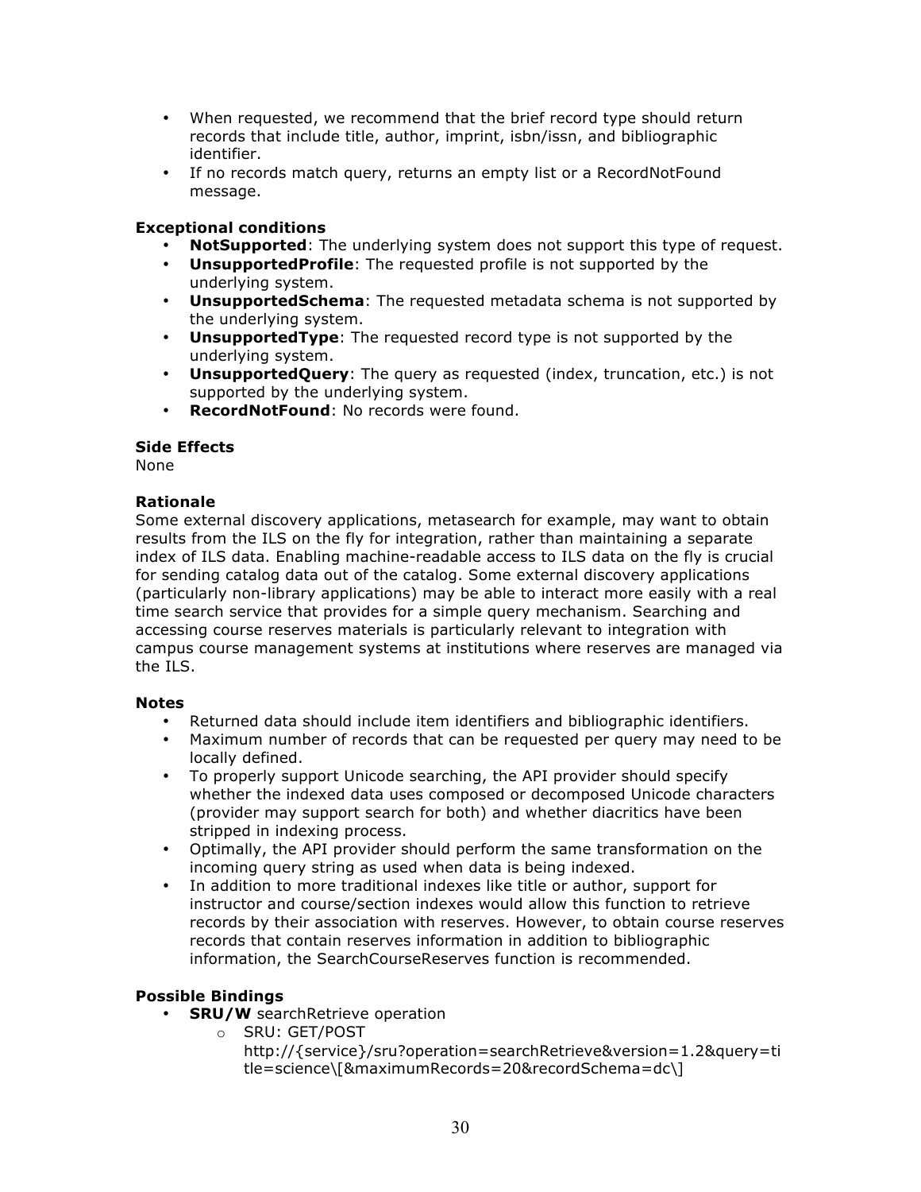- When requested, we recommend that the brief record type should return records that include title, author, imprint, isbn/issn, and bibliographic identifier.
- If no records match query, returns an empty list or a RecordNotFound message.

**Exceptional conditions**

- **NotSupported**: The underlying system does not support this type of request.
- **UnsupportedProfile**: The requested profile is not supported by the underlying system.
- **UnsupportedSchema**: The requested metadata schema is not supported by the underlying system.
- **UnsupportedType**: The requested record type is not supported by the underlying system.
- **UnsupportedQuery**: The query as requested (index, truncation, etc.) is not supported by the underlying system.
- **RecordNotFound**: No records were found.

**Side Effects**

None

**Rationale**

Some external discovery applications, metasearch for example, may want to obtain results from the ILS on the fly for integration, rather than maintaining a separate index of ILS data. Enabling machine-readable access to ILS data on the fly is crucial for sending catalog data out of the catalog. Some external discovery applications (particularly non-library applications) may be able to interact more easily with a real time search service that provides for a simple query mechanism. Searching and accessing course reserves materials is particularly relevant to integration with campus course management systems at institutions where reserves are managed via the ILS.

**Notes**

- Returned data should include item identifiers and bibliographic identifiers.
- Maximum number of records that can be requested per query may need to be locally defined.
- To properly support Unicode searching, the API provider should specify whether the indexed data uses composed or decomposed Unicode characters (provider may support search for both) and whether diacritics have been stripped in indexing process.
- Optimally, the API provider should perform the same transformation on the incoming query string as used when data is being indexed.
- In addition to more traditional indexes like title or author, support for instructor and course/section indexes would allow this function to retrieve records by their association with reserves. However, to obtain course reserves records that contain reserves information in addition to bibliographic information, the SearchCourseReserves function is recommended.

**Possible Bindings**

- **SRU/W** searchRetrieve operation
  - SRU: GET/POST
    http://{service}/sru?operation=searchRetrieve&version=1.2&query=title=science\[&maximumRecords=20&recordSchema=dc\]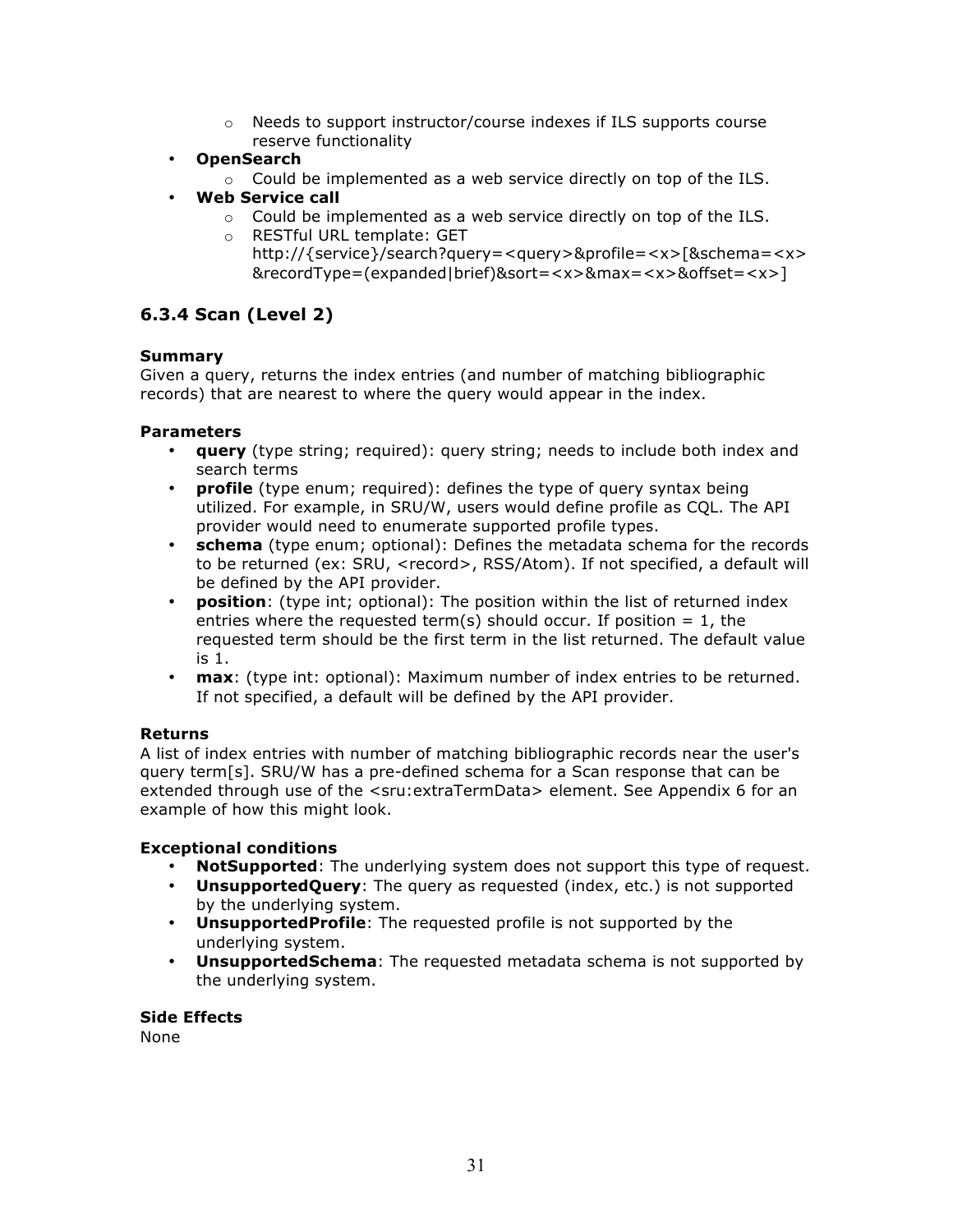- Needs to support instructor/course indexes if ILS supports course reserve functionality
- **OpenSearch**
  - Could be implemented as a web service directly on top of the ILS.
- **Web Service call**
  - Could be implemented as a web service directly on top of the ILS.
  - RESTful URL template: GET http://{service}/search?query=<query>&profile=<x>[&schema=<x>&recordType=(expanded|brief)&sort=<x>&max=<x>&offset=<x>]

### 6.3.4 Scan (Level 2)

**Summary**
Given a query, returns the index entries (and number of matching bibliographic records) that are nearest to where the query would appear in the index.

**Parameters**

- **query** (type string; required): query string; needs to include both index and search terms
- **profile** (type enum; required): defines the type of query syntax being utilized. For example, in SRU/W, users would define profile as CQL. The API provider would need to enumerate supported profile types.
- **schema** (type enum; optional): Defines the metadata schema for the records to be returned (ex: SRU, <record>, RSS/Atom). If not specified, a default will be defined by the API provider.
- **position**: (type int; optional): The position within the list of returned index entries where the requested term(s) should occur. If position = 1, the requested term should be the first term in the list returned. The default value is 1.
- **max**: (type int: optional): Maximum number of index entries to be returned. If not specified, a default will be defined by the API provider.

**Returns**
A list of index entries with number of matching bibliographic records near the user's query term[s]. SRU/W has a pre-defined schema for a Scan response that can be extended through use of the <sru:extraTermData> element. See Appendix 6 for an example of how this might look.

**Exceptional conditions**

- **NotSupported**: The underlying system does not support this type of request.
- **UnsupportedQuery**: The query as requested (index, etc.) is not supported by the underlying system.
- **UnsupportedProfile**: The requested profile is not supported by the underlying system.
- **UnsupportedSchema**: The requested metadata schema is not supported by the underlying system.

**Side Effects**
None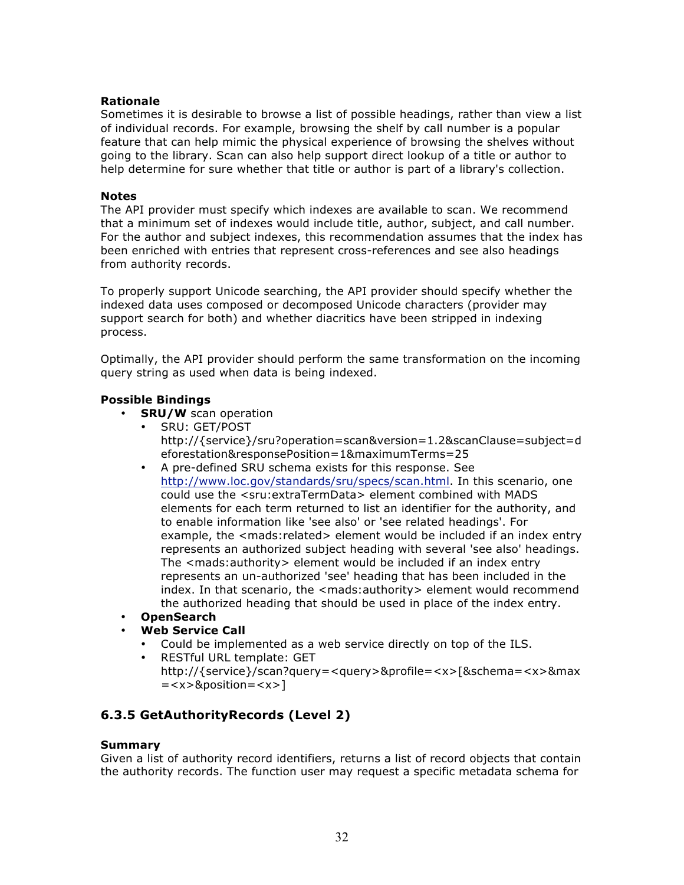**Rationale**
Sometimes it is desirable to browse a list of possible headings, rather than view a list of individual records. For example, browsing the shelf by call number is a popular feature that can help mimic the physical experience of browsing the shelves without going to the library. Scan can also help support direct lookup of a title or author to help determine for sure whether that title or author is part of a library's collection.

**Notes**
The API provider must specify which indexes are available to scan. We recommend that a minimum set of indexes would include title, author, subject, and call number. For the author and subject indexes, this recommendation assumes that the index has been enriched with entries that represent cross-references and see also headings from authority records.

To properly support Unicode searching, the API provider should specify whether the indexed data uses composed or decomposed Unicode characters (provider may support search for both) and whether diacritics have been stripped in indexing process.

Optimally, the API provider should perform the same transformation on the incoming query string as used when data is being indexed.

**Possible Bindings**

- **SRU/W** scan operation
  - SRU: GET/POST http://{service}/sru?operation=scan&version=1.2&scanClause=subject=deforestation&responsePosition=1&maximumTerms=25
  - A pre-defined SRU schema exists for this response. See http://www.loc.gov/standards/sru/specs/scan.html. In this scenario, one could use the <sru:extraTermData> element combined with MADS elements for each term returned to list an identifier for the authority, and to enable information like 'see also' or 'see related headings'. For example, the <mads:related> element would be included if an index entry represents an authorized subject heading with several 'see also' headings. The <mads:authority> element would be included if an index entry represents an un-authorized 'see' heading that has been included in the index. In that scenario, the <mads:authority> element would recommend the authorized heading that should be used in place of the index entry.
- **OpenSearch**
- **Web Service Call**
  - Could be implemented as a web service directly on top of the ILS.
  - RESTful URL template: GET http://{service}/scan?query=<query>&profile=<x>[&schema=<x>&max=<x>&position=<x>]

### 6.3.5 GetAuthorityRecords (Level 2)

**Summary**
Given a list of authority record identifiers, returns a list of record objects that contain the authority records. The function user may request a specific metadata schema for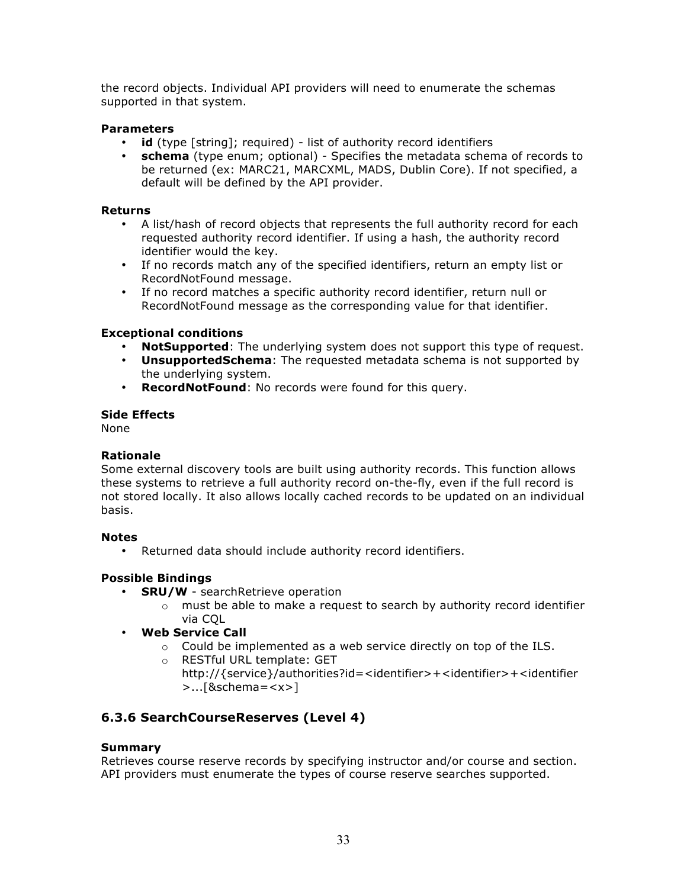the record objects. Individual API providers will need to enumerate the schemas supported in that system.

**Parameters**

- **id** (type [string]; required) - list of authority record identifiers
- **schema** (type enum; optional) - Specifies the metadata schema of records to be returned (ex: MARC21, MARCXML, MADS, Dublin Core). If not specified, a default will be defined by the API provider.

**Returns**

- A list/hash of record objects that represents the full authority record for each requested authority record identifier. If using a hash, the authority record identifier would the key.
- If no records match any of the specified identifiers, return an empty list or RecordNotFound message.
- If no record matches a specific authority record identifier, return null or RecordNotFound message as the corresponding value for that identifier.

**Exceptional conditions**

- **NotSupported**: The underlying system does not support this type of request.
- **UnsupportedSchema**: The requested metadata schema is not supported by the underlying system.
- **RecordNotFound**: No records were found for this query.

**Side Effects**

None

**Rationale**

Some external discovery tools are built using authority records. This function allows these systems to retrieve a full authority record on-the-fly, even if the full record is not stored locally. It also allows locally cached records to be updated on an individual basis.

**Notes**

- Returned data should include authority record identifiers.

**Possible Bindings**

- **SRU/W** - searchRetrieve operation
  - must be able to make a request to search by authority record identifier via CQL
- **Web Service Call**
  - Could be implemented as a web service directly on top of the ILS.
  - RESTful URL template: GET http://{service}/authorities?id=<identifier>+<identifier>+<identifier>...[&schema=<x>]

### 6.3.6 SearchCourseReserves (Level 4)

**Summary**

Retrieves course reserve records by specifying instructor and/or course and section. API providers must enumerate the types of course reserve searches supported.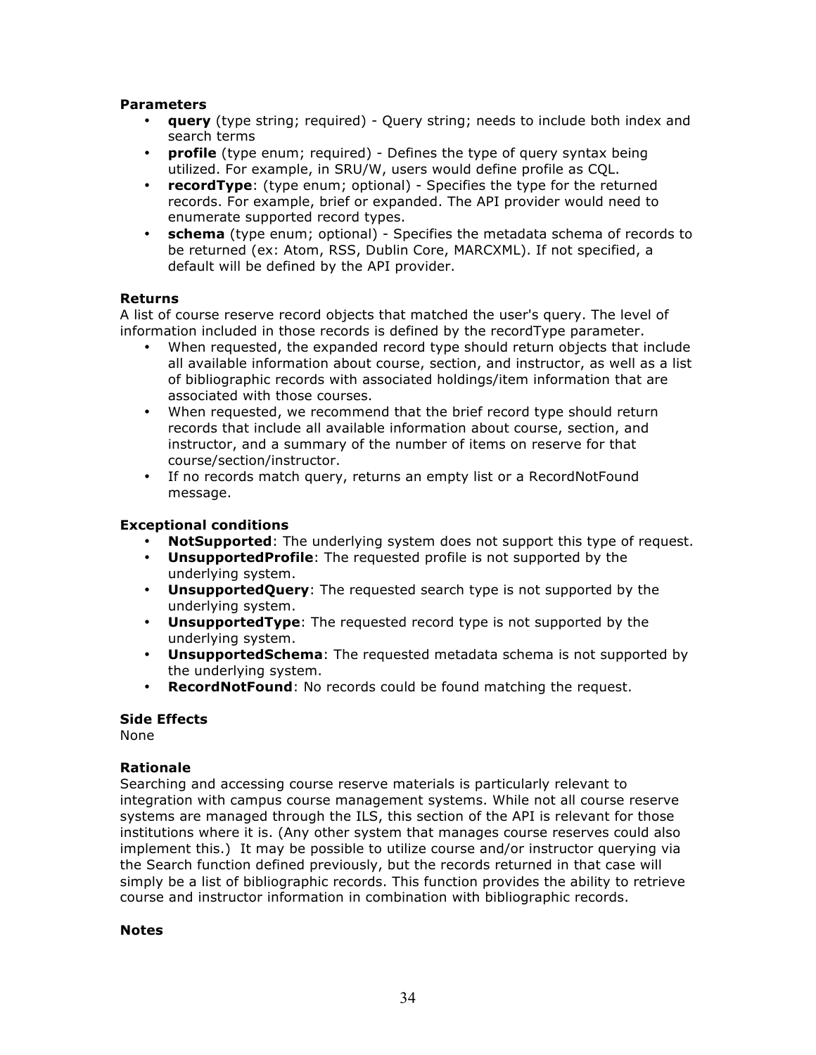**Parameters**

- **query** (type string; required) - Query string; needs to include both index and search terms
- **profile** (type enum; required) - Defines the type of query syntax being utilized. For example, in SRU/W, users would define profile as CQL.
- **recordType**: (type enum; optional) - Specifies the type for the returned records. For example, brief or expanded. The API provider would need to enumerate supported record types.
- **schema** (type enum; optional) - Specifies the metadata schema of records to be returned (ex: Atom, RSS, Dublin Core, MARCXML). If not specified, a default will be defined by the API provider.

**Returns**

A list of course reserve record objects that matched the user's query. The level of information included in those records is defined by the recordType parameter.

- When requested, the expanded record type should return objects that include all available information about course, section, and instructor, as well as a list of bibliographic records with associated holdings/item information that are associated with those courses.
- When requested, we recommend that the brief record type should return records that include all available information about course, section, and instructor, and a summary of the number of items on reserve for that course/section/instructor.
- If no records match query, returns an empty list or a RecordNotFound message.

**Exceptional conditions**

- **NotSupported**: The underlying system does not support this type of request.
- **UnsupportedProfile**: The requested profile is not supported by the underlying system.
- **UnsupportedQuery**: The requested search type is not supported by the underlying system.
- **UnsupportedType**: The requested record type is not supported by the underlying system.
- **UnsupportedSchema**: The requested metadata schema is not supported by the underlying system.
- **RecordNotFound**: No records could be found matching the request.

**Side Effects**

None

**Rationale**

Searching and accessing course reserve materials is particularly relevant to integration with campus course management systems. While not all course reserve systems are managed through the ILS, this section of the API is relevant for those institutions where it is. (Any other system that manages course reserves could also implement this.) It may be possible to utilize course and/or instructor querying via the Search function defined previously, but the records returned in that case will simply be a list of bibliographic records. This function provides the ability to retrieve course and instructor information in combination with bibliographic records.

**Notes**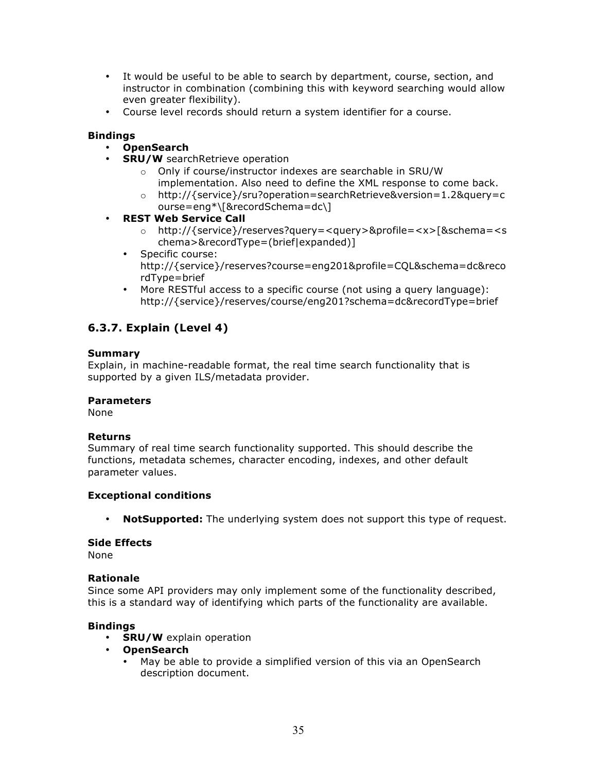- It would be useful to be able to search by department, course, section, and instructor in combination (combining this with keyword searching would allow even greater flexibility).
- Course level records should return a system identifier for a course.

**Bindings**

- **OpenSearch**
- **SRU/W** searchRetrieve operation
  - Only if course/instructor indexes are searchable in SRU/W implementation. Also need to define the XML response to come back.
  - http://{service}/sru?operation=searchRetrieve&version=1.2&query=course=eng*\[&recordSchema=dc\]
- **REST Web Service Call**
  - http://{service}/reserves?query=<query>&profile=<x>[&schema=<schema>&recordType=(brief|expanded)]
  - Specific course: http://{service}/reserves?course=eng201&profile=CQL&schema=dc&recordType=brief
  - More RESTful access to a specific course (not using a query language): http://{service}/reserves/course/eng201?schema=dc&recordType=brief

## 6.3.7. Explain (Level 4)

**Summary**

Explain, in machine-readable format, the real time search functionality that is supported by a given ILS/metadata provider.

**Parameters**

None

**Returns**

Summary of real time search functionality supported. This should describe the functions, metadata schemes, character encoding, indexes, and other default parameter values.

**Exceptional conditions**

- **NotSupported:** The underlying system does not support this type of request.

**Side Effects**

None

**Rationale**

Since some API providers may only implement some of the functionality described, this is a standard way of identifying which parts of the functionality are available.

**Bindings**

- **SRU/W** explain operation
- **OpenSearch**
  - May be able to provide a simplified version of this via an OpenSearch description document.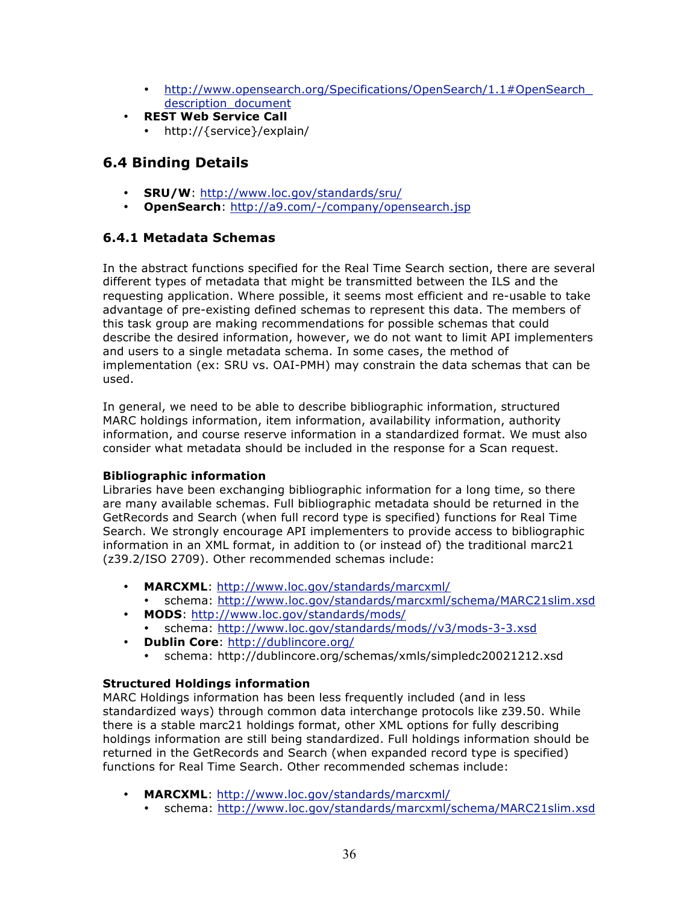- http://www.opensearch.org/Specifications/OpenSearch/1.1#OpenSearch_description_document
- **REST Web Service Call**
  - http://{service}/explain/

## 6.4 Binding Details

- **SRU/W**: http://www.loc.gov/standards/sru/
- **OpenSearch**: http://a9.com/-/company/opensearch.jsp

### 6.4.1 Metadata Schemas

In the abstract functions specified for the Real Time Search section, there are several different types of metadata that might be transmitted between the ILS and the requesting application. Where possible, it seems most efficient and re-usable to take advantage of pre-existing defined schemas to represent this data. The members of this task group are making recommendations for possible schemas that could describe the desired information, however, we do not want to limit API implementers and users to a single metadata schema. In some cases, the method of implementation (ex: SRU vs. OAI-PMH) may constrain the data schemas that can be used.

In general, we need to be able to describe bibliographic information, structured MARC holdings information, item information, availability information, authority information, and course reserve information in a standardized format. We must also consider what metadata should be included in the response for a Scan request.

**Bibliographic information**
Libraries have been exchanging bibliographic information for a long time, so there are many available schemas. Full bibliographic metadata should be returned in the GetRecords and Search (when full record type is specified) functions for Real Time Search. We strongly encourage API implementers to provide access to bibliographic information in an XML format, in addition to (or instead of) the traditional marc21 (z39.2/ISO 2709). Other recommended schemas include:

- **MARCXML**: http://www.loc.gov/standards/marcxml/
  - schema: http://www.loc.gov/standards/marcxml/schema/MARC21slim.xsd
- **MODS**: http://www.loc.gov/standards/mods/
  - schema: http://www.loc.gov/standards/mods//v3/mods-3-3.xsd
- **Dublin Core**: http://dublincore.org/
  - schema: http://dublincore.org/schemas/xmls/simpledc20021212.xsd

**Structured Holdings information**
MARC Holdings information has been less frequently included (and in less standardized ways) through common data interchange protocols like z39.50. While there is a stable marc21 holdings format, other XML options for fully describing holdings information are still being standardized. Full holdings information should be returned in the GetRecords and Search (when expanded record type is specified) functions for Real Time Search. Other recommended schemas include:

- **MARCXML**: http://www.loc.gov/standards/marcxml/
  - schema: http://www.loc.gov/standards/marcxml/schema/MARC21slim.xsd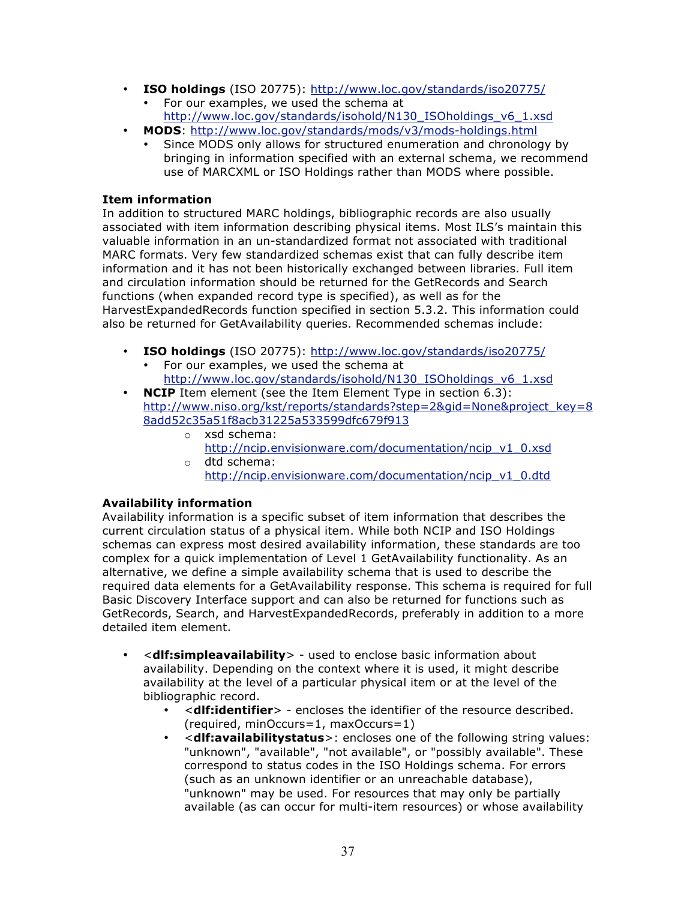- **ISO holdings** (ISO 20775): http://www.loc.gov/standards/iso20775/
  - For our examples, we used the schema at http://www.loc.gov/standards/isohold/N130_ISOholdings_v6_1.xsd
- **MODS**: http://www.loc.gov/standards/mods/v3/mods-holdings.html
  - Since MODS only allows for structured enumeration and chronology by bringing in information specified with an external schema, we recommend use of MARCXML or ISO Holdings rather than MODS where possible.

**Item information**

In addition to structured MARC holdings, bibliographic records are also usually associated with item information describing physical items. Most ILS's maintain this valuable information in an un-standardized format not associated with traditional MARC formats. Very few standardized schemas exist that can fully describe item information and it has not been historically exchanged between libraries. Full item and circulation information should be returned for the GetRecords and Search functions (when expanded record type is specified), as well as for the HarvestExpandedRecords function specified in section 5.3.2. This information could also be returned for GetAvailability queries. Recommended schemas include:

- **ISO holdings** (ISO 20775): http://www.loc.gov/standards/iso20775/
  - For our examples, we used the schema at http://www.loc.gov/standards/isohold/N130_ISOholdings_v6_1.xsd
- **NCIP** Item element (see the Item Element Type in section 6.3): http://www.niso.org/kst/reports/standards?step=2&gid=None&project_key=88add52c35a51f8acb31225a533599dfc679f913
  - xsd schema: http://ncip.envisionware.com/documentation/ncip_v1_0.xsd
  - dtd schema: http://ncip.envisionware.com/documentation/ncip_v1_0.dtd

**Availability information**

Availability information is a specific subset of item information that describes the current circulation status of a physical item. While both NCIP and ISO Holdings schemas can express most desired availability information, these standards are too complex for a quick implementation of Level 1 GetAvailability functionality. As an alternative, we define a simple availability schema that is used to describe the required data elements for a GetAvailability response. This schema is required for full Basic Discovery Interface support and can also be returned for functions such as GetRecords, Search, and HarvestExpandedRecords, preferably in addition to a more detailed item element.

- <**dlf:simpleavailability**> - used to enclose basic information about availability. Depending on the context where it is used, it might describe availability at the level of a particular physical item or at the level of the bibliographic record.
  - <**dlf:identifier**> - encloses the identifier of the resource described. (required, minOccurs=1, maxOccurs=1)
  - <**dlf:availabilitystatus**>: encloses one of the following string values: "unknown", "available", "not available", or "possibly available". These correspond to status codes in the ISO Holdings schema. For errors (such as an unknown identifier or an unreachable database), "unknown" may be used. For resources that may only be partially available (as can occur for multi-item resources) or whose availability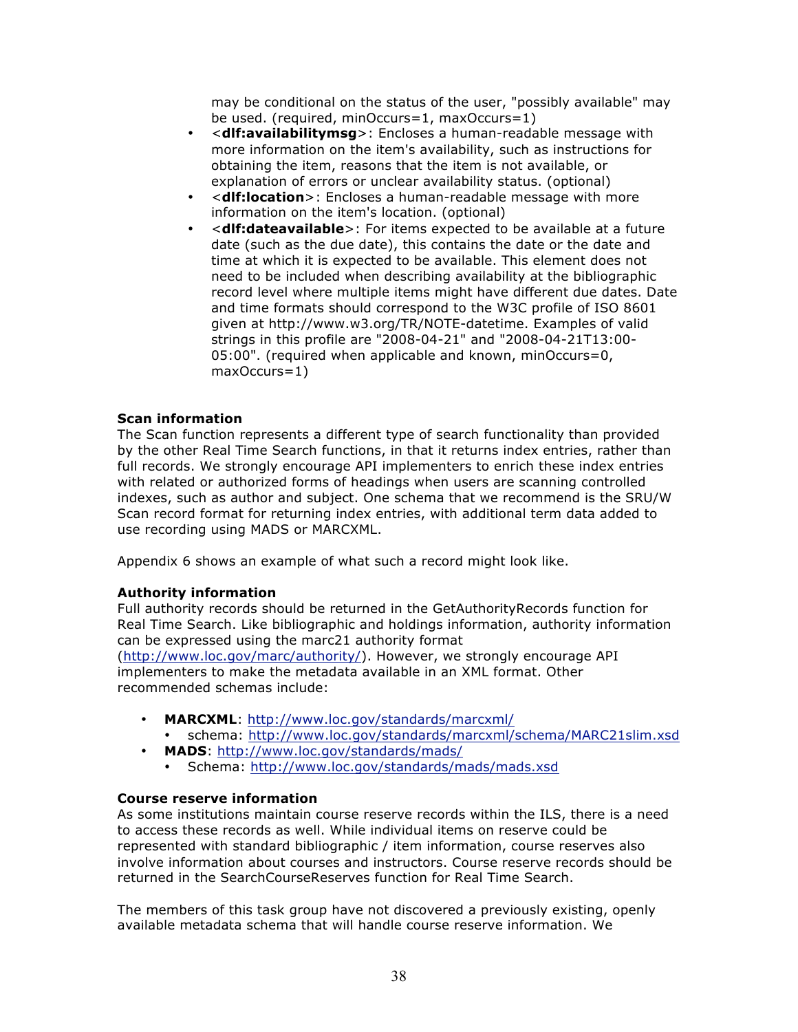may be conditional on the status of the user, "possibly available" may be used. (required, minOccurs=1, maxOccurs=1)

- <**dlf:availabilitymsg**>: Encloses a human-readable message with more information on the item's availability, such as instructions for obtaining the item, reasons that the item is not available, or explanation of errors or unclear availability status. (optional)
- <**dlf:location**>: Encloses a human-readable message with more information on the item's location. (optional)
- <**dlf:dateavailable**>: For items expected to be available at a future date (such as the due date), this contains the date or the date and time at which it is expected to be available. This element does not need to be included when describing availability at the bibliographic record level where multiple items might have different due dates. Date and time formats should correspond to the W3C profile of ISO 8601 given at http://www.w3.org/TR/NOTE-datetime. Examples of valid strings in this profile are "2008-04-21" and "2008-04-21T13:00-05:00". (required when applicable and known, minOccurs=0, maxOccurs=1)

#### Scan information

The Scan function represents a different type of search functionality than provided by the other Real Time Search functions, in that it returns index entries, rather than full records. We strongly encourage API implementers to enrich these index entries with related or authorized forms of headings when users are scanning controlled indexes, such as author and subject. One schema that we recommend is the SRU/W Scan record format for returning index entries, with additional term data added to use recording using MADS or MARCXML.

Appendix 6 shows an example of what such a record might look like.

#### Authority information

Full authority records should be returned in the GetAuthorityRecords function for Real Time Search. Like bibliographic and holdings information, authority information can be expressed using the marc21 authority format (http://www.loc.gov/marc/authority/). However, we strongly encourage API implementers to make the metadata available in an XML format. Other recommended schemas include:

- **MARCXML**: http://www.loc.gov/standards/marcxml/
  - schema: http://www.loc.gov/standards/marcxml/schema/MARC21slim.xsd
- **MADS**: http://www.loc.gov/standards/mads/
  - Schema: http://www.loc.gov/standards/mads/mads.xsd

#### Course reserve information

As some institutions maintain course reserve records within the ILS, there is a need to access these records as well. While individual items on reserve could be represented with standard bibliographic / item information, course reserves also involve information about courses and instructors. Course reserve records should be returned in the SearchCourseReserves function for Real Time Search.

The members of this task group have not discovered a previously existing, openly available metadata schema that will handle course reserve information. We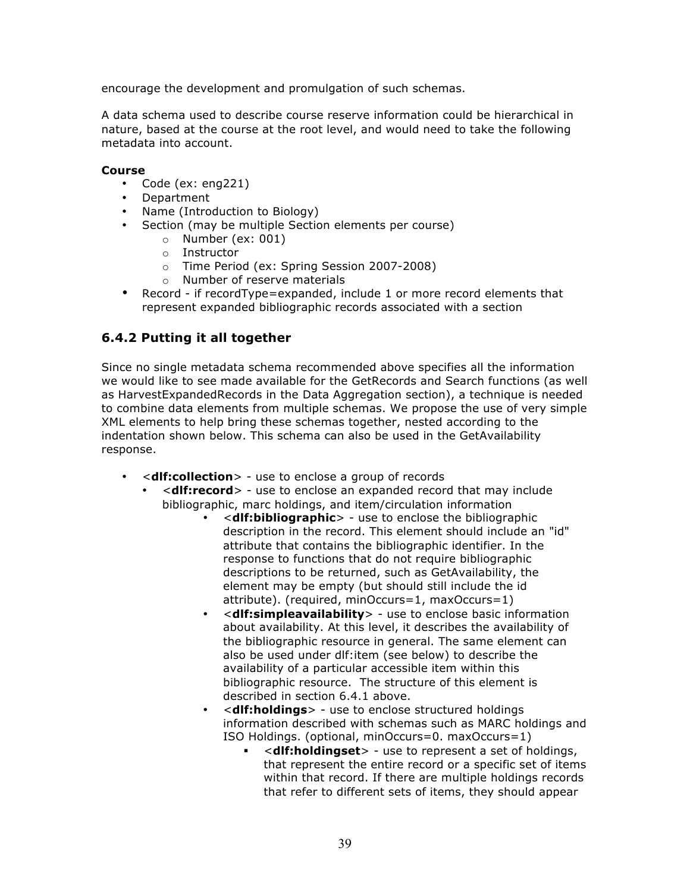encourage the development and promulgation of such schemas.

A data schema used to describe course reserve information could be hierarchical in nature, based at the course at the root level, and would need to take the following metadata into account.

**Course**

- Code (ex: eng221)
- Department
- Name (Introduction to Biology)
- Section (may be multiple Section elements per course)
    - Number (ex: 001)
    - Instructor
    - Time Period (ex: Spring Session 2007-2008)
    - Number of reserve materials
- Record - if recordType=expanded, include 1 or more record elements that represent expanded bibliographic records associated with a section

### 6.4.2 Putting it all together

Since no single metadata schema recommended above specifies all the information we would like to see made available for the GetRecords and Search functions (as well as HarvestExpandedRecords in the Data Aggregation section), a technique is needed to combine data elements from multiple schemas. We propose the use of very simple XML elements to help bring these schemas together, nested according to the indentation shown below. This schema can also be used in the GetAvailability response.

- <**dlf:collection**> - use to enclose a group of records
    - <**dlf:record**> - use to enclose an expanded record that may include bibliographic, marc holdings, and item/circulation information
        - <**dlf:bibliographic**> - use to enclose the bibliographic description in the record. This element should include an "id" attribute that contains the bibliographic identifier. In the response to functions that do not require bibliographic descriptions to be returned, such as GetAvailability, the element may be empty (but should still include the id attribute). (required, minOccurs=1, maxOccurs=1)
        - <**dlf:simpleavailability**> - use to enclose basic information about availability. At this level, it describes the availability of the bibliographic resource in general. The same element can also be used under dlf:item (see below) to describe the availability of a particular accessible item within this bibliographic resource. The structure of this element is described in section 6.4.1 above.
        - <**dlf:holdings**> - use to enclose structured holdings information described with schemas such as MARC holdings and ISO Holdings. (optional, minOccurs=0. maxOccurs=1)
            - <**dlf:holdingset**> - use to represent a set of holdings, that represent the entire record or a specific set of items within that record. If there are multiple holdings records that refer to different sets of items, they should appear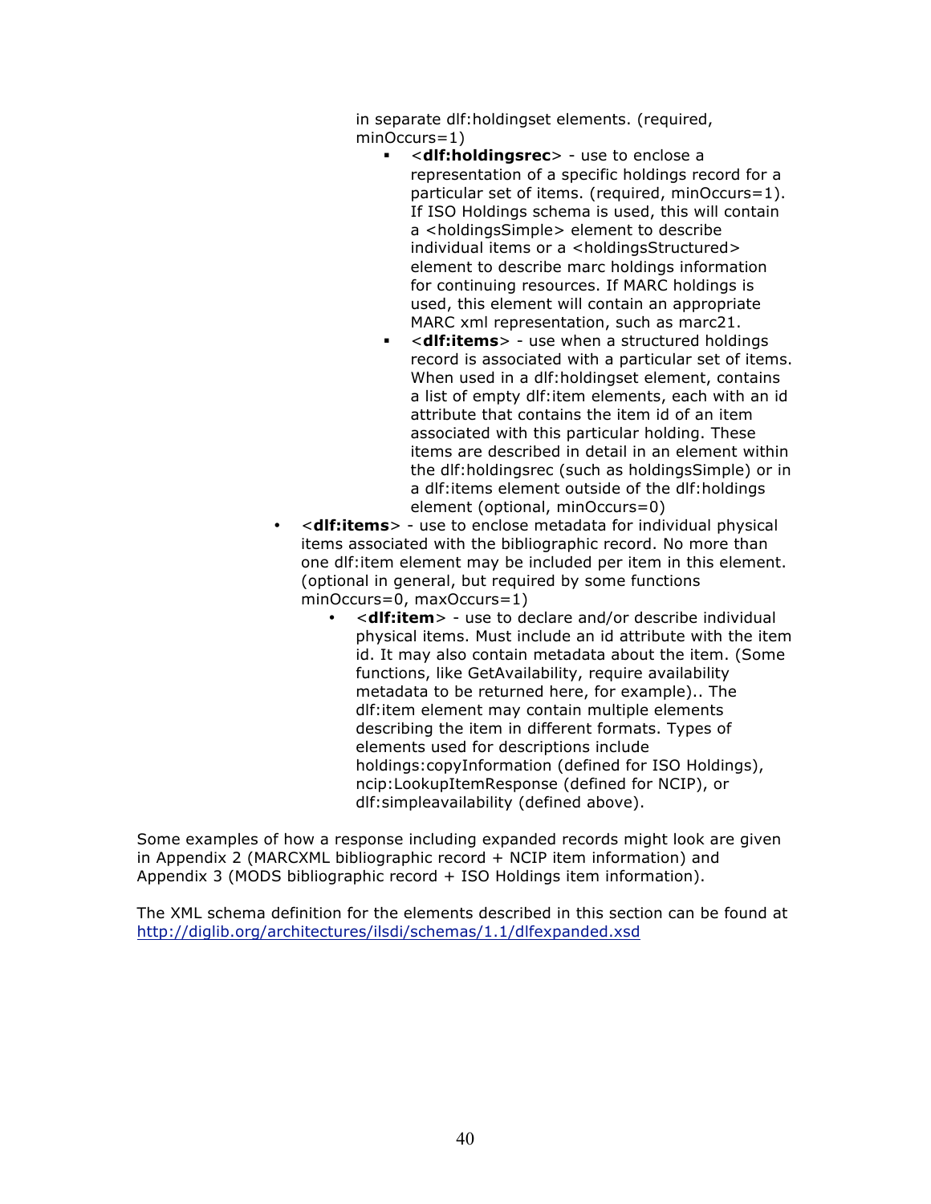in separate dlf:holdingset elements. (required, minOccurs=1)

        - <**dlf:holdingsrec**> - use to enclose a representation of a specific holdings record for a particular set of items. (required, minOccurs=1). If ISO Holdings schema is used, this will contain a <holdingsSimple> element to describe individual items or a <holdingsStructured> element to describe marc holdings information for continuing resources. If MARC holdings is used, this element will contain an appropriate MARC xml representation, such as marc21.
        - <**dlf:items**> - use when a structured holdings record is associated with a particular set of items. When used in a dlf:holdingset element, contains a list of empty dlf:item elements, each with an id attribute that contains the item id of an item associated with this particular holding. These items are described in detail in an element within the dlf:holdingsrec (such as holdingsSimple) or in a dlf:items element outside of the dlf:holdings element (optional, minOccurs=0)

- <**dlf:items**> - use to enclose metadata for individual physical items associated with the bibliographic record. No more than one dlf:item element may be included per item in this element. (optional in general, but required by some functions minOccurs=0, maxOccurs=1)
    - <**dlf:item**> - use to declare and/or describe individual physical items. Must include an id attribute with the item id. It may also contain metadata about the item. (Some functions, like GetAvailability, require availability metadata to be returned here, for example).. The dlf:item element may contain multiple elements describing the item in different formats. Types of elements used for descriptions include holdings:copyInformation (defined for ISO Holdings), ncip:LookupItemResponse (defined for NCIP), or dlf:simpleavailability (defined above).

Some examples of how a response including expanded records might look are given in Appendix 2 (MARCXML bibliographic record + NCIP item information) and Appendix 3 (MODS bibliographic record + ISO Holdings item information).

The XML schema definition for the elements described in this section can be found at http://diglib.org/architectures/ilsdi/schemas/1.1/dlfexpanded.xsd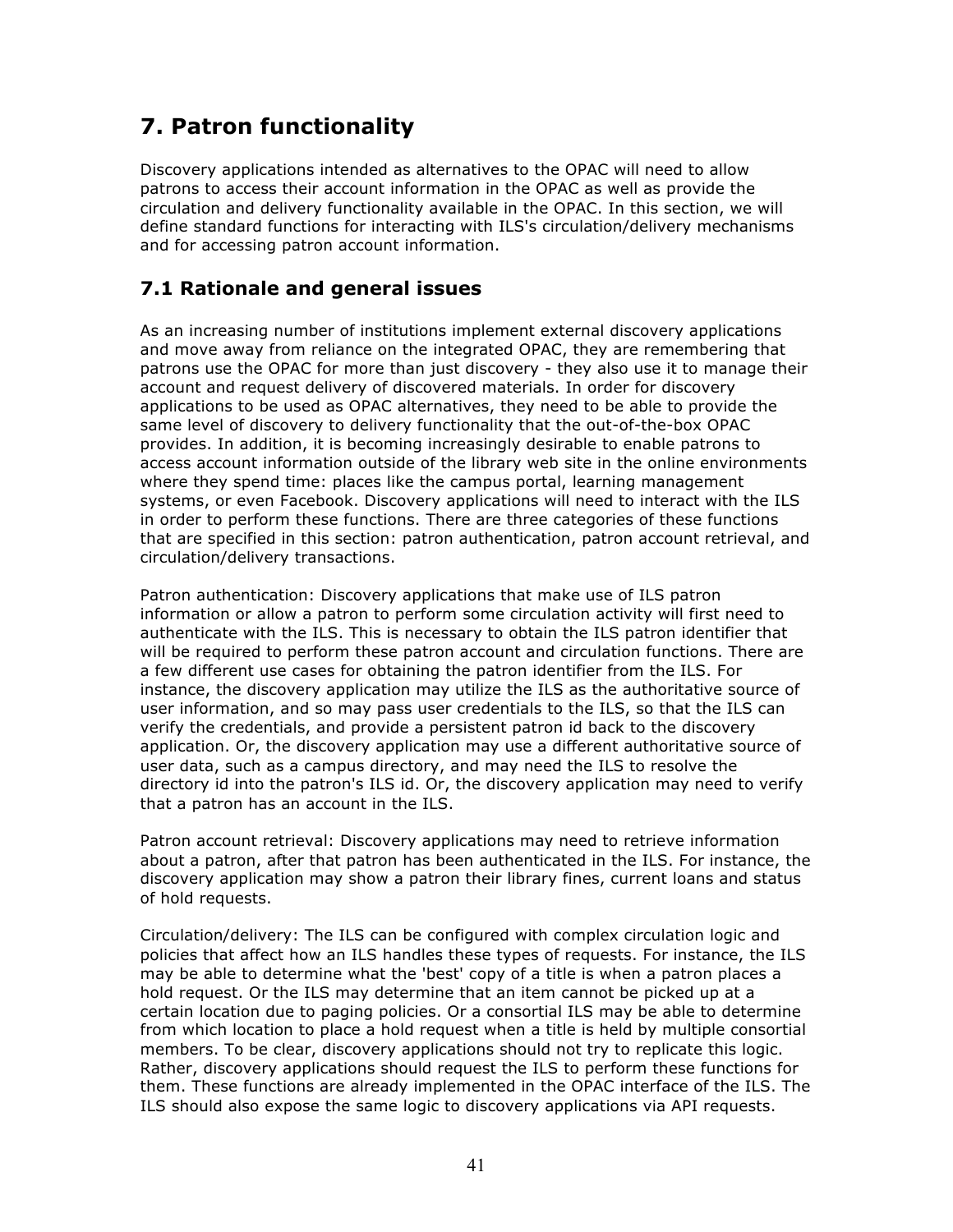# 7. Patron functionality

Discovery applications intended as alternatives to the OPAC will need to allow patrons to access their account information in the OPAC as well as provide the circulation and delivery functionality available in the OPAC. In this section, we will define standard functions for interacting with ILS's circulation/delivery mechanisms and for accessing patron account information.

## 7.1 Rationale and general issues

As an increasing number of institutions implement external discovery applications and move away from reliance on the integrated OPAC, they are remembering that patrons use the OPAC for more than just discovery - they also use it to manage their account and request delivery of discovered materials. In order for discovery applications to be used as OPAC alternatives, they need to be able to provide the same level of discovery to delivery functionality that the out-of-the-box OPAC provides. In addition, it is becoming increasingly desirable to enable patrons to access account information outside of the library web site in the online environments where they spend time: places like the campus portal, learning management systems, or even Facebook. Discovery applications will need to interact with the ILS in order to perform these functions. There are three categories of these functions that are specified in this section: patron authentication, patron account retrieval, and circulation/delivery transactions.

Patron authentication: Discovery applications that make use of ILS patron information or allow a patron to perform some circulation activity will first need to authenticate with the ILS. This is necessary to obtain the ILS patron identifier that will be required to perform these patron account and circulation functions. There are a few different use cases for obtaining the patron identifier from the ILS. For instance, the discovery application may utilize the ILS as the authoritative source of user information, and so may pass user credentials to the ILS, so that the ILS can verify the credentials, and provide a persistent patron id back to the discovery application. Or, the discovery application may use a different authoritative source of user data, such as a campus directory, and may need the ILS to resolve the directory id into the patron's ILS id. Or, the discovery application may need to verify that a patron has an account in the ILS.

Patron account retrieval: Discovery applications may need to retrieve information about a patron, after that patron has been authenticated in the ILS. For instance, the discovery application may show a patron their library fines, current loans and status of hold requests.

Circulation/delivery: The ILS can be configured with complex circulation logic and policies that affect how an ILS handles these types of requests. For instance, the ILS may be able to determine what the 'best' copy of a title is when a patron places a hold request. Or the ILS may determine that an item cannot be picked up at a certain location due to paging policies. Or a consortial ILS may be able to determine from which location to place a hold request when a title is held by multiple consortial members. To be clear, discovery applications should not try to replicate this logic. Rather, discovery applications should request the ILS to perform these functions for them. These functions are already implemented in the OPAC interface of the ILS. The ILS should also expose the same logic to discovery applications via API requests.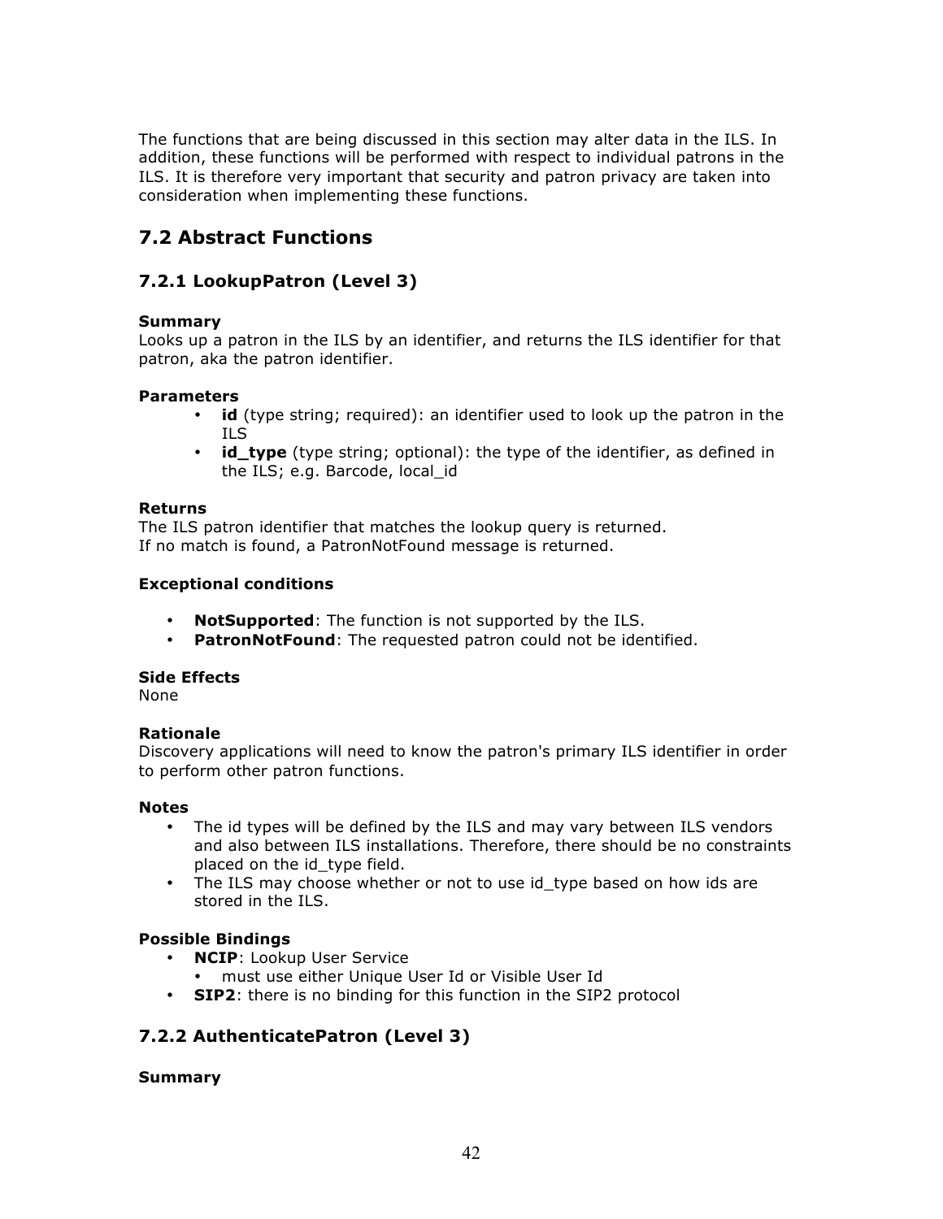The functions that are being discussed in this section may alter data in the ILS. In addition, these functions will be performed with respect to individual patrons in the ILS. It is therefore very important that security and patron privacy are taken into consideration when implementing these functions.

## 7.2 Abstract Functions

### 7.2.1 LookupPatron (Level 3)

**Summary**
Looks up a patron in the ILS by an identifier, and returns the ILS identifier for that patron, aka the patron identifier.

**Parameters**

- **id** (type string; required): an identifier used to look up the patron in the ILS
- **id_type** (type string; optional): the type of the identifier, as defined in the ILS; e.g. Barcode, local_id

**Returns**
The ILS patron identifier that matches the lookup query is returned.
If no match is found, a PatronNotFound message is returned.

**Exceptional conditions**

- **NotSupported**: The function is not supported by the ILS.
- **PatronNotFound**: The requested patron could not be identified.

**Side Effects**
None

**Rationale**
Discovery applications will need to know the patron's primary ILS identifier in order to perform other patron functions.

**Notes**

- The id types will be defined by the ILS and may vary between ILS vendors and also between ILS installations. Therefore, there should be no constraints placed on the id_type field.
- The ILS may choose whether or not to use id_type based on how ids are stored in the ILS.

**Possible Bindings**

- **NCIP**: Lookup User Service
  - must use either Unique User Id or Visible User Id
- **SIP2**: there is no binding for this function in the SIP2 protocol

### 7.2.2 AuthenticatePatron (Level 3)

**Summary**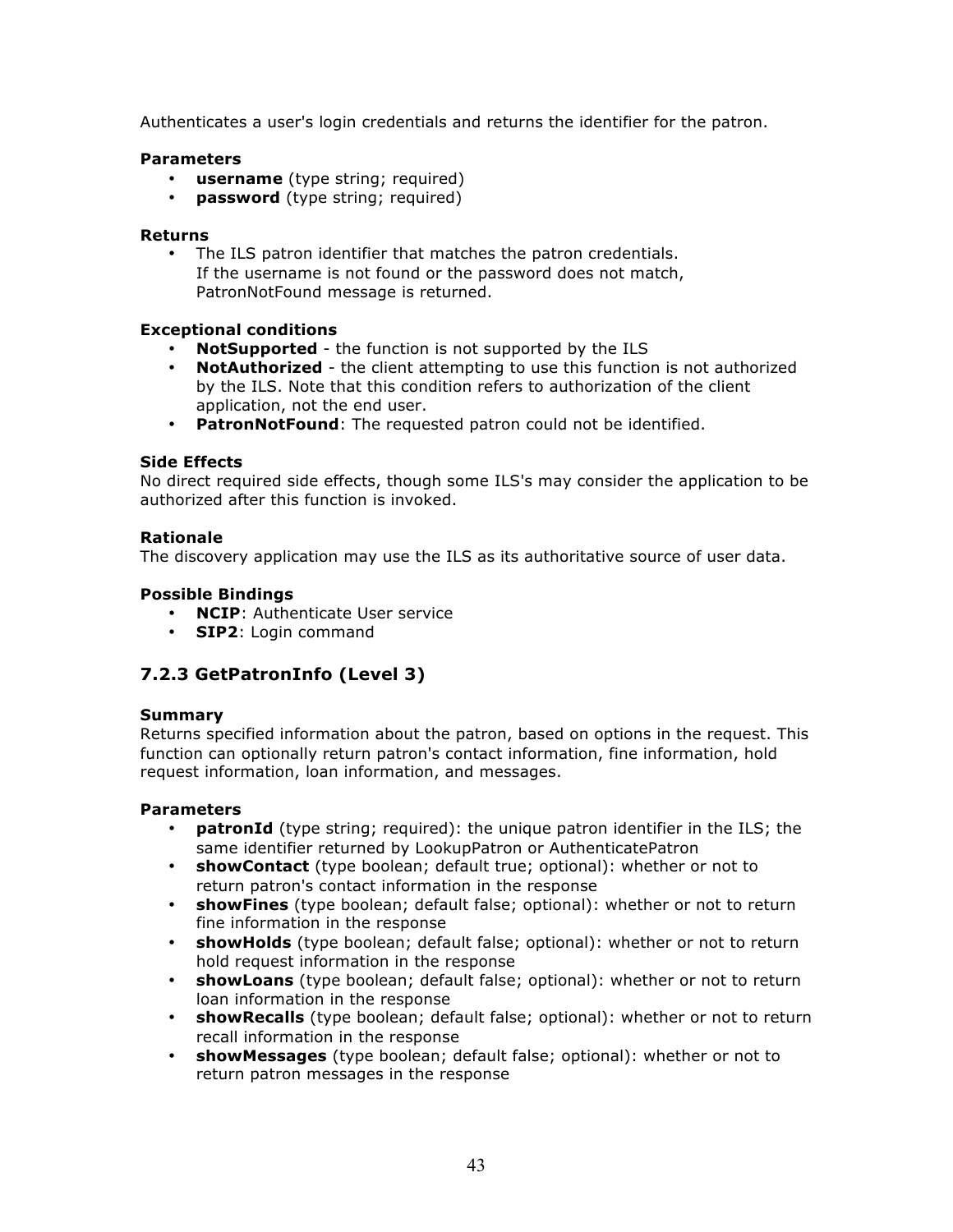Authenticates a user's login credentials and returns the identifier for the patron.

**Parameters**

- **username** (type string; required)
- **password** (type string; required)

**Returns**

- The ILS patron identifier that matches the patron credentials.
  If the username is not found or the password does not match, PatronNotFound message is returned.

**Exceptional conditions**

- **NotSupported** - the function is not supported by the ILS
- **NotAuthorized** - the client attempting to use this function is not authorized by the ILS. Note that this condition refers to authorization of the client application, not the end user.
- **PatronNotFound**: The requested patron could not be identified.

**Side Effects**

No direct required side effects, though some ILS's may consider the application to be authorized after this function is invoked.

**Rationale**

The discovery application may use the ILS as its authoritative source of user data.

**Possible Bindings**

- **NCIP**: Authenticate User service
- **SIP2**: Login command

### 7.2.3 GetPatronInfo (Level 3)

**Summary**

Returns specified information about the patron, based on options in the request. This function can optionally return patron's contact information, fine information, hold request information, loan information, and messages.

**Parameters**

- **patronId** (type string; required): the unique patron identifier in the ILS; the same identifier returned by LookupPatron or AuthenticatePatron
- **showContact** (type boolean; default true; optional): whether or not to return patron's contact information in the response
- **showFines** (type boolean; default false; optional): whether or not to return fine information in the response
- **showHolds** (type boolean; default false; optional): whether or not to return hold request information in the response
- **showLoans** (type boolean; default false; optional): whether or not to return loan information in the response
- **showRecalls** (type boolean; default false; optional): whether or not to return recall information in the response
- **showMessages** (type boolean; default false; optional): whether or not to return patron messages in the response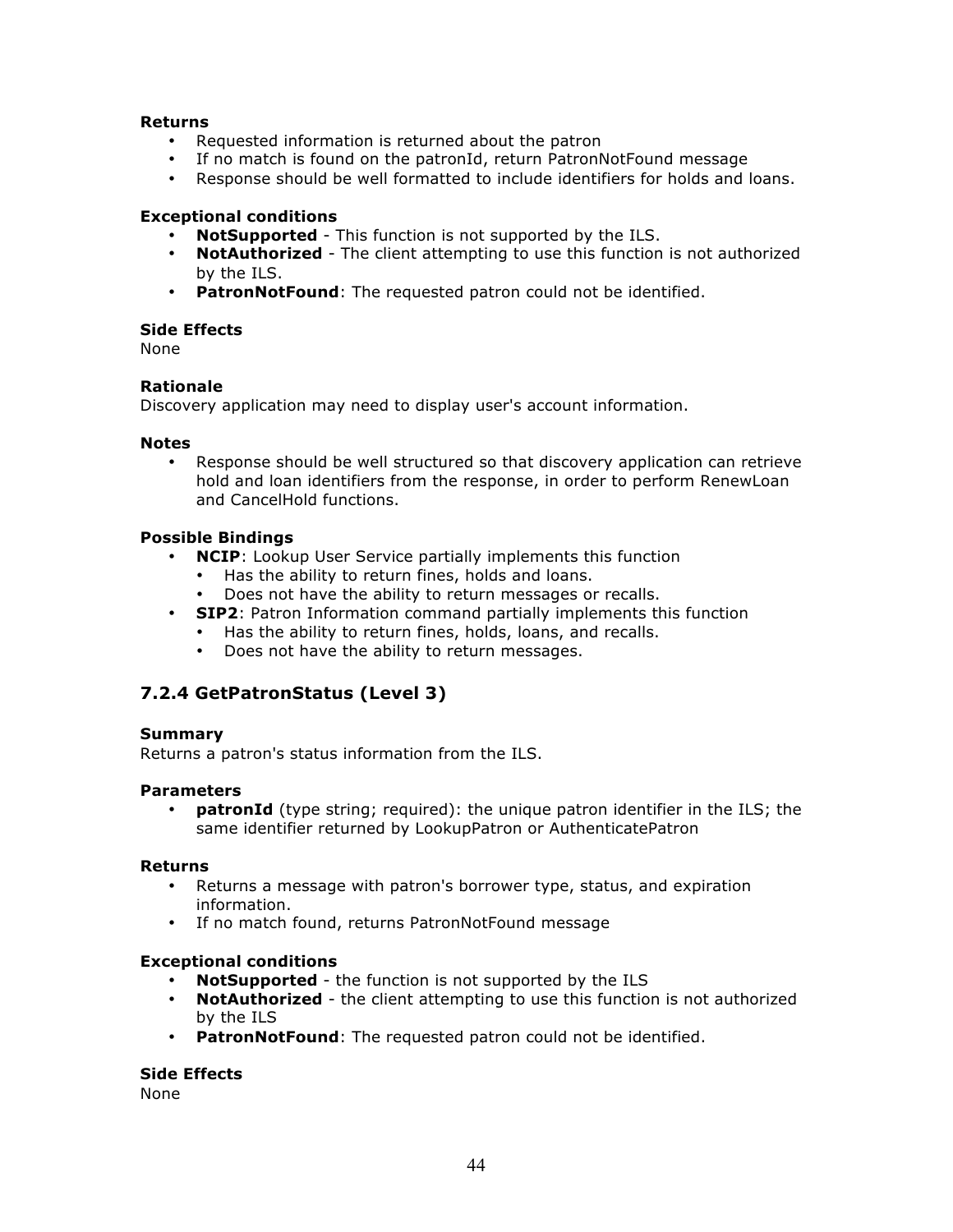**Returns**

- Requested information is returned about the patron
- If no match is found on the patronId, return PatronNotFound message
- Response should be well formatted to include identifiers for holds and loans.

**Exceptional conditions**

- **NotSupported** - This function is not supported by the ILS.
- **NotAuthorized** - The client attempting to use this function is not authorized by the ILS.
- **PatronNotFound**: The requested patron could not be identified.

**Side Effects**

None

**Rationale**

Discovery application may need to display user's account information.

**Notes**

- Response should be well structured so that discovery application can retrieve hold and loan identifiers from the response, in order to perform RenewLoan and CancelHold functions.

**Possible Bindings**

- **NCIP**: Lookup User Service partially implements this function
  - Has the ability to return fines, holds and loans.
  - Does not have the ability to return messages or recalls.
- **SIP2**: Patron Information command partially implements this function
  - Has the ability to return fines, holds, loans, and recalls.
  - Does not have the ability to return messages.

### 7.2.4 GetPatronStatus (Level 3)

**Summary**

Returns a patron's status information from the ILS.

**Parameters**

- **patronId** (type string; required): the unique patron identifier in the ILS; the same identifier returned by LookupPatron or AuthenticatePatron

**Returns**

- Returns a message with patron's borrower type, status, and expiration information.
- If no match found, returns PatronNotFound message

**Exceptional conditions**

- **NotSupported** - the function is not supported by the ILS
- **NotAuthorized** - the client attempting to use this function is not authorized by the ILS
- **PatronNotFound**: The requested patron could not be identified.

**Side Effects**

None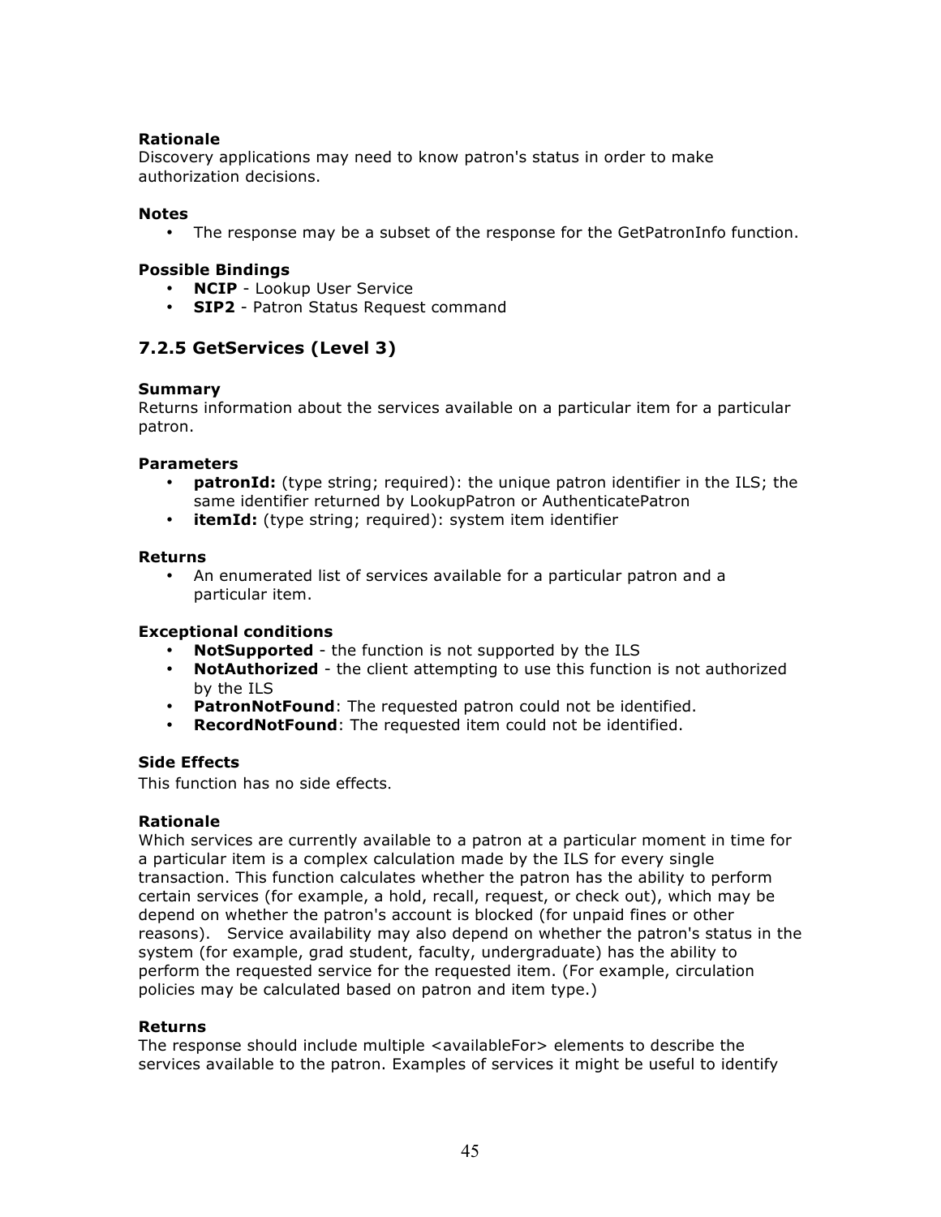**Rationale**
Discovery applications may need to know patron's status in order to make authorization decisions.

**Notes**

- The response may be a subset of the response for the GetPatronInfo function.

**Possible Bindings**

- **NCIP** - Lookup User Service
- **SIP2** - Patron Status Request command

### 7.2.5 GetServices (Level 3)

**Summary**
Returns information about the services available on a particular item for a particular patron.

**Parameters**

- **patronId:** (type string; required): the unique patron identifier in the ILS; the same identifier returned by LookupPatron or AuthenticatePatron
- **itemId:** (type string; required): system item identifier

**Returns**

- An enumerated list of services available for a particular patron and a particular item.

**Exceptional conditions**

- **NotSupported** - the function is not supported by the ILS
- **NotAuthorized** - the client attempting to use this function is not authorized by the ILS
- **PatronNotFound**: The requested patron could not be identified.
- **RecordNotFound**: The requested item could not be identified.

**Side Effects**
This function has no side effects.

**Rationale**
Which services are currently available to a patron at a particular moment in time for a particular item is a complex calculation made by the ILS for every single transaction. This function calculates whether the patron has the ability to perform certain services (for example, a hold, recall, request, or check out), which may be depend on whether the patron's account is blocked (for unpaid fines or other reasons). Service availability may also depend on whether the patron's status in the system (for example, grad student, faculty, undergraduate) has the ability to perform the requested service for the requested item. (For example, circulation policies may be calculated based on patron and item type.)

**Returns**
The response should include multiple <availableFor> elements to describe the services available to the patron. Examples of services it might be useful to identify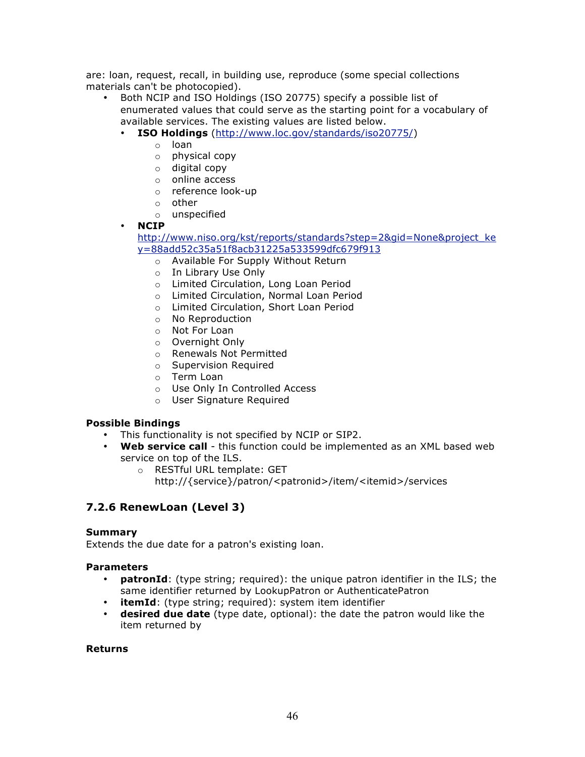are: loan, request, recall, in building use, reproduce (some special collections materials can't be photocopied).

- Both NCIP and ISO Holdings (ISO 20775) specify a possible list of enumerated values that could serve as the starting point for a vocabulary of available services. The existing values are listed below.
  - **ISO Holdings** (http://www.loc.gov/standards/iso20775/)
    - loan
    - physical copy
    - digital copy
    - online access
    - reference look-up
    - other
    - unspecified
  - **NCIP** http://www.niso.org/kst/reports/standards?step=2&gid=None&project_key=88add52c35a51f8acb31225a533599dfc679f913
    - Available For Supply Without Return
    - In Library Use Only
    - Limited Circulation, Long Loan Period
    - Limited Circulation, Normal Loan Period
    - Limited Circulation, Short Loan Period
    - No Reproduction
    - Not For Loan
    - Overnight Only
    - Renewals Not Permitted
    - Supervision Required
    - Term Loan
    - Use Only In Controlled Access
    - User Signature Required

**Possible Bindings**

- This functionality is not specified by NCIP or SIP2.
- **Web service call** - this function could be implemented as an XML based web service on top of the ILS.
  - RESTful URL template: GET http://{service}/patron/<patronid>/item/<itemid>/services

### 7.2.6 RenewLoan (Level 3)

**Summary**

Extends the due date for a patron's existing loan.

**Parameters**

- **patronId**: (type string; required): the unique patron identifier in the ILS; the same identifier returned by LookupPatron or AuthenticatePatron
- **itemId**: (type string; required): system item identifier
- **desired due date** (type date, optional): the date the patron would like the item returned by

**Returns**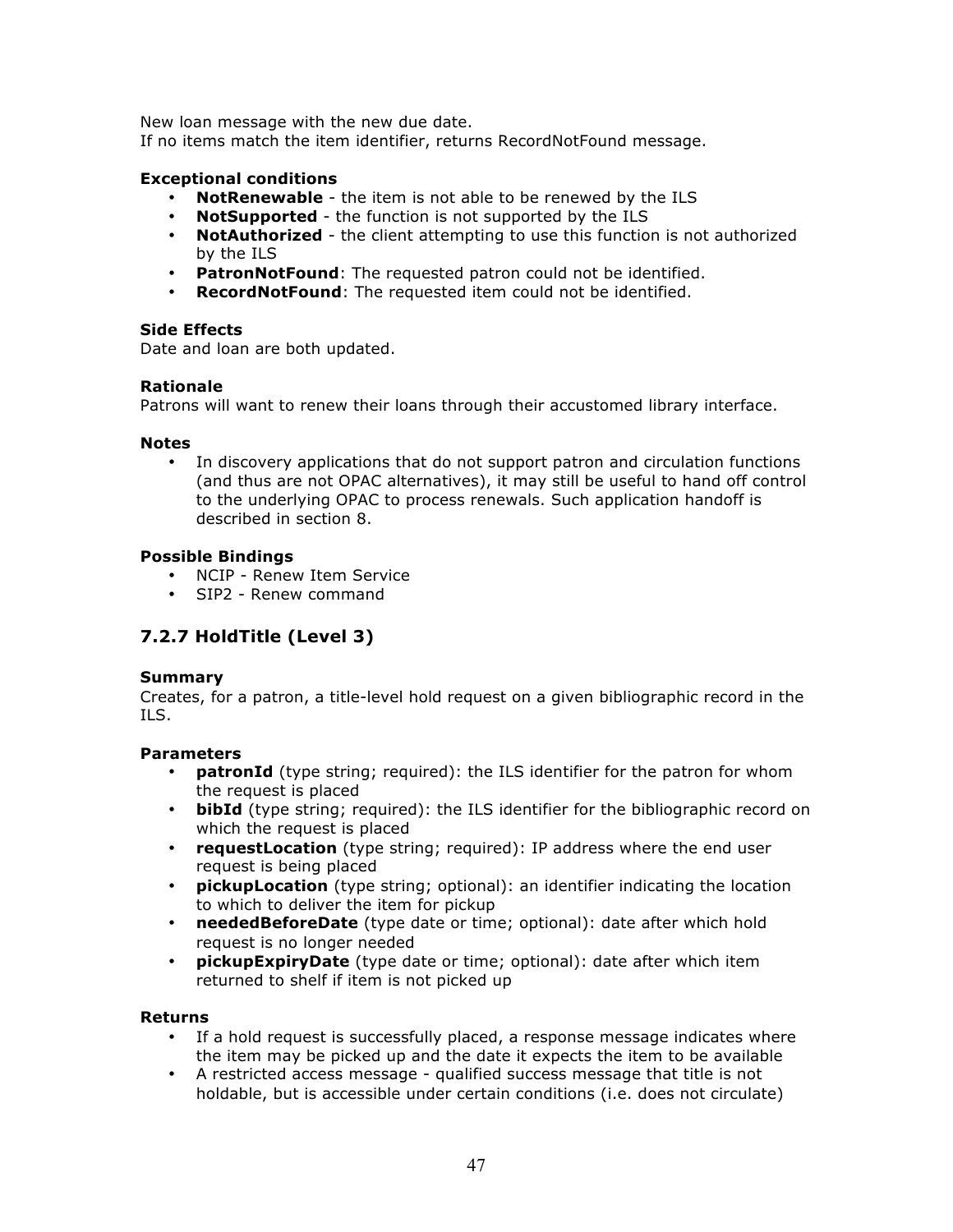New loan message with the new due date.
If no items match the item identifier, returns RecordNotFound message.

**Exceptional conditions**

- **NotRenewable** - the item is not able to be renewed by the ILS
- **NotSupported** - the function is not supported by the ILS
- **NotAuthorized** - the client attempting to use this function is not authorized by the ILS
- **PatronNotFound**: The requested patron could not be identified.
- **RecordNotFound**: The requested item could not be identified.

**Side Effects**
Date and loan are both updated.

**Rationale**
Patrons will want to renew their loans through their accustomed library interface.

**Notes**

- In discovery applications that do not support patron and circulation functions (and thus are not OPAC alternatives), it may still be useful to hand off control to the underlying OPAC to process renewals. Such application handoff is described in section 8.

**Possible Bindings**

- NCIP - Renew Item Service
- SIP2 - Renew command

### 7.2.7 HoldTitle (Level 3)

**Summary**
Creates, for a patron, a title-level hold request on a given bibliographic record in the ILS.

**Parameters**

- **patronId** (type string; required): the ILS identifier for the patron for whom the request is placed
- **bibId** (type string; required): the ILS identifier for the bibliographic record on which the request is placed
- **requestLocation** (type string; required): IP address where the end user request is being placed
- **pickupLocation** (type string; optional): an identifier indicating the location to which to deliver the item for pickup
- **neededBeforeDate** (type date or time; optional): date after which hold request is no longer needed
- **pickupExpiryDate** (type date or time; optional): date after which item returned to shelf if item is not picked up

**Returns**

- If a hold request is successfully placed, a response message indicates where the item may be picked up and the date it expects the item to be available
- A restricted access message - qualified success message that title is not holdable, but is accessible under certain conditions (i.e. does not circulate)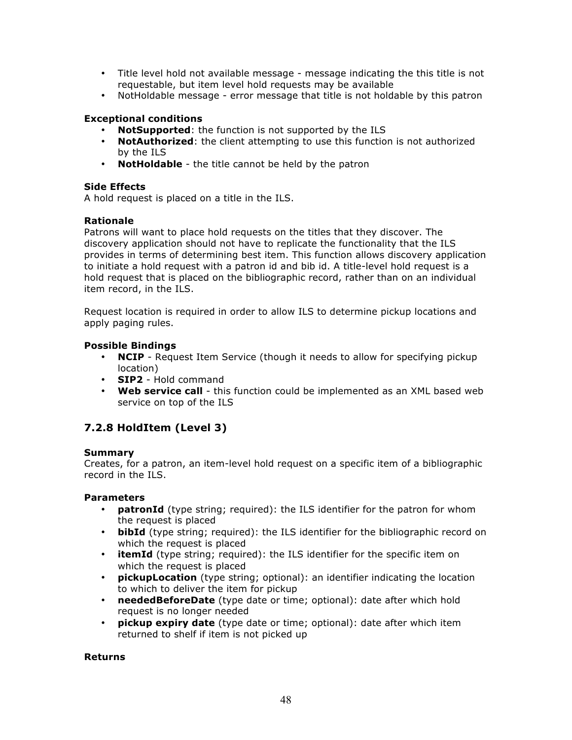- Title level hold not available message - message indicating the this title is not requestable, but item level hold requests may be available
- NotHoldable message - error message that title is not holdable by this patron

**Exceptional conditions**

- **NotSupported**: the function is not supported by the ILS
- **NotAuthorized**: the client attempting to use this function is not authorized by the ILS
- **NotHoldable** - the title cannot be held by the patron

**Side Effects**

A hold request is placed on a title in the ILS.

**Rationale**

Patrons will want to place hold requests on the titles that they discover. The discovery application should not have to replicate the functionality that the ILS provides in terms of determining best item. This function allows discovery application to initiate a hold request with a patron id and bib id. A title-level hold request is a hold request that is placed on the bibliographic record, rather than on an individual item record, in the ILS.

Request location is required in order to allow ILS to determine pickup locations and apply paging rules.

**Possible Bindings**

- **NCIP** - Request Item Service (though it needs to allow for specifying pickup location)
- **SIP2** - Hold command
- **Web service call** - this function could be implemented as an XML based web service on top of the ILS

### 7.2.8 HoldItem (Level 3)

**Summary**

Creates, for a patron, an item-level hold request on a specific item of a bibliographic record in the ILS.

**Parameters**

- **patronId** (type string; required): the ILS identifier for the patron for whom the request is placed
- **bibId** (type string; required): the ILS identifier for the bibliographic record on which the request is placed
- **itemId** (type string; required): the ILS identifier for the specific item on which the request is placed
- **pickupLocation** (type string; optional): an identifier indicating the location to which to deliver the item for pickup
- **neededBeforeDate** (type date or time; optional): date after which hold request is no longer needed
- **pickup expiry date** (type date or time; optional): date after which item returned to shelf if item is not picked up

**Returns**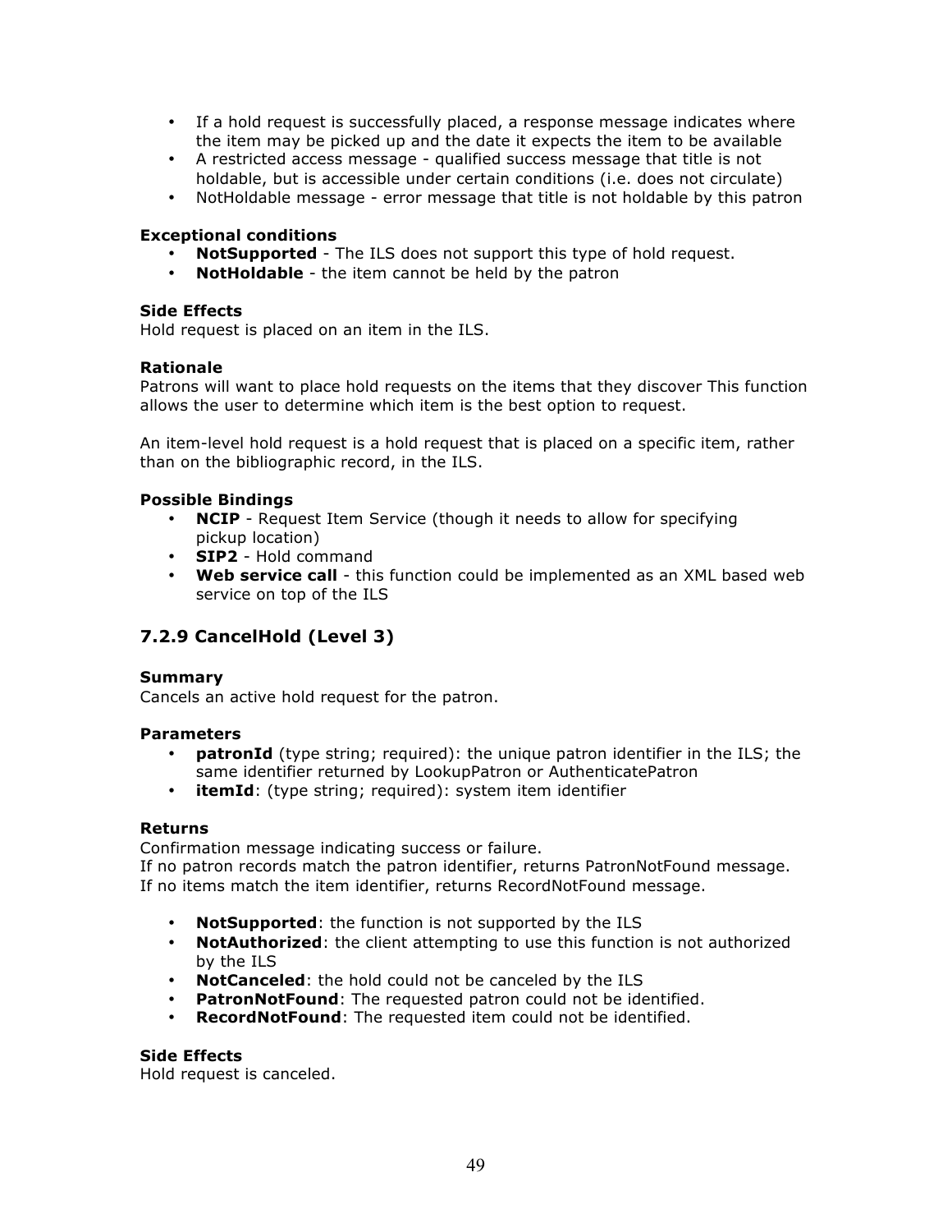- If a hold request is successfully placed, a response message indicates where the item may be picked up and the date it expects the item to be available
- A restricted access message - qualified success message that title is not holdable, but is accessible under certain conditions (i.e. does not circulate)
- NotHoldable message - error message that title is not holdable by this patron

**Exceptional conditions**

- **NotSupported** - The ILS does not support this type of hold request.
- **NotHoldable** - the item cannot be held by the patron

**Side Effects**

Hold request is placed on an item in the ILS.

**Rationale**

Patrons will want to place hold requests on the items that they discover This function allows the user to determine which item is the best option to request.

An item-level hold request is a hold request that is placed on a specific item, rather than on the bibliographic record, in the ILS.

**Possible Bindings**

- **NCIP** - Request Item Service (though it needs to allow for specifying pickup location)
- **SIP2** - Hold command
- **Web service call** - this function could be implemented as an XML based web service on top of the ILS

### 7.2.9 CancelHold (Level 3)

**Summary**

Cancels an active hold request for the patron.

**Parameters**

- **patronId** (type string; required): the unique patron identifier in the ILS; the same identifier returned by LookupPatron or AuthenticatePatron
- **itemId**: (type string; required): system item identifier

**Returns**

Confirmation message indicating success or failure.
If no patron records match the patron identifier, returns PatronNotFound message.
If no items match the item identifier, returns RecordNotFound message.

- **NotSupported**: the function is not supported by the ILS
- **NotAuthorized**: the client attempting to use this function is not authorized by the ILS
- **NotCanceled**: the hold could not be canceled by the ILS
- **PatronNotFound**: The requested patron could not be identified.
- **RecordNotFound**: The requested item could not be identified.

**Side Effects**

Hold request is canceled.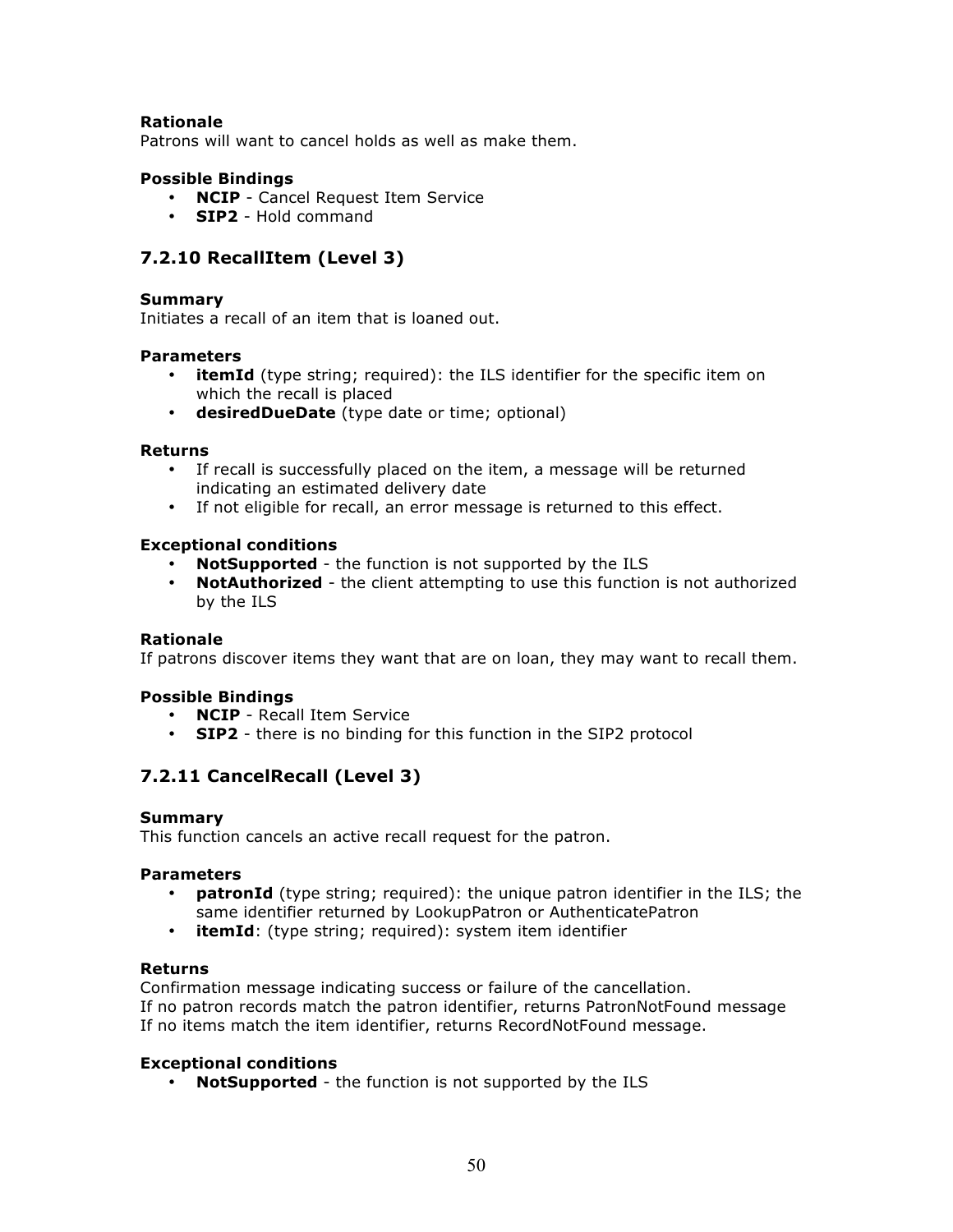**Rationale**
Patrons will want to cancel holds as well as make them.

**Possible Bindings**
- **NCIP** - Cancel Request Item Service
- **SIP2** - Hold command

### 7.2.10 RecallItem (Level 3)

**Summary**
Initiates a recall of an item that is loaned out.

**Parameters**
- **itemId** (type string; required): the ILS identifier for the specific item on which the recall is placed
- **desiredDueDate** (type date or time; optional)

**Returns**
- If recall is successfully placed on the item, a message will be returned indicating an estimated delivery date
- If not eligible for recall, an error message is returned to this effect.

**Exceptional conditions**
- **NotSupported** - the function is not supported by the ILS
- **NotAuthorized** - the client attempting to use this function is not authorized by the ILS

**Rationale**
If patrons discover items they want that are on loan, they may want to recall them.

**Possible Bindings**
- **NCIP** - Recall Item Service
- **SIP2** - there is no binding for this function in the SIP2 protocol

### 7.2.11 CancelRecall (Level 3)

**Summary**
This function cancels an active recall request for the patron.

**Parameters**
- **patronId** (type string; required): the unique patron identifier in the ILS; the same identifier returned by LookupPatron or AuthenticatePatron
- **itemId**: (type string; required): system item identifier

**Returns**
Confirmation message indicating success or failure of the cancellation.
If no patron records match the patron identifier, returns PatronNotFound message
If no items match the item identifier, returns RecordNotFound message.

**Exceptional conditions**
- **NotSupported** - the function is not supported by the ILS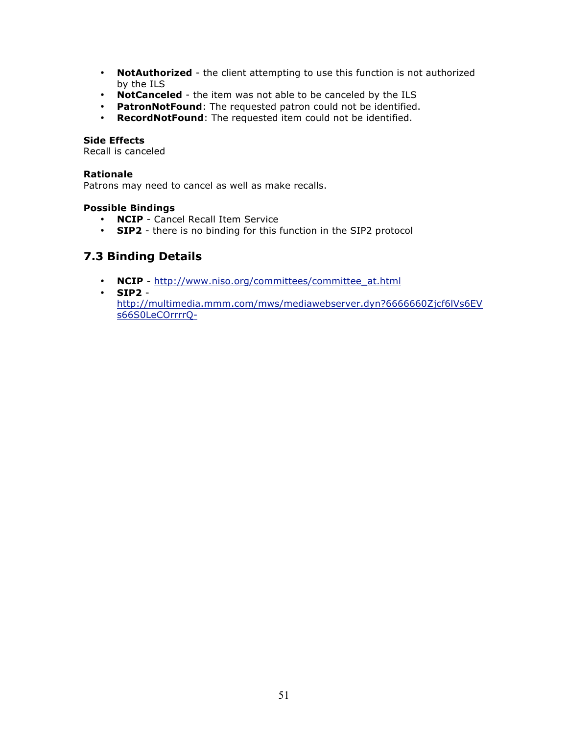- **NotAuthorized** - the client attempting to use this function is not authorized by the ILS
- **NotCanceled** - the item was not able to be canceled by the ILS
- **PatronNotFound**: The requested patron could not be identified.
- **RecordNotFound**: The requested item could not be identified.

**Side Effects**
Recall is canceled

**Rationale**
Patrons may need to cancel as well as make recalls.

**Possible Bindings**
- **NCIP** - Cancel Recall Item Service
- **SIP2** - there is no binding for this function in the SIP2 protocol

## 7.3 Binding Details

- **NCIP** - http://www.niso.org/committees/committee_at.html
- **SIP2** - http://multimedia.mmm.com/mws/mediawebserver.dyn?6666660Zjcf6lVs6EVs66S0LeCOrrrrQ-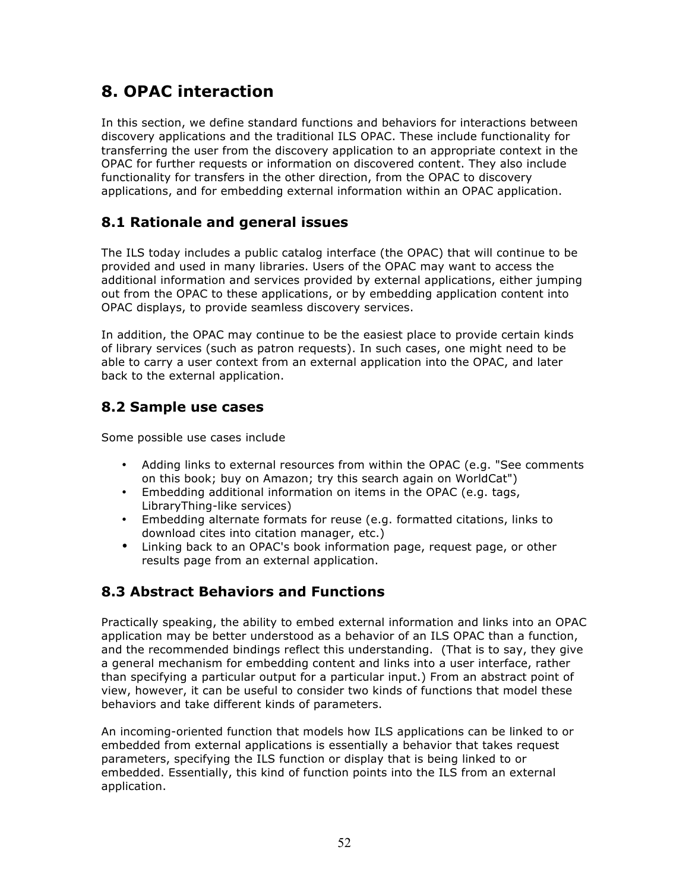## 8. OPAC interaction

In this section, we define standard functions and behaviors for interactions between discovery applications and the traditional ILS OPAC. These include functionality for transferring the user from the discovery application to an appropriate context in the OPAC for further requests or information on discovered content. They also include functionality for transfers in the other direction, from the OPAC to discovery applications, and for embedding external information within an OPAC application.

### 8.1 Rationale and general issues

The ILS today includes a public catalog interface (the OPAC) that will continue to be provided and used in many libraries. Users of the OPAC may want to access the additional information and services provided by external applications, either jumping out from the OPAC to these applications, or by embedding application content into OPAC displays, to provide seamless discovery services.

In addition, the OPAC may continue to be the easiest place to provide certain kinds of library services (such as patron requests). In such cases, one might need to be able to carry a user context from an external application into the OPAC, and later back to the external application.

### 8.2 Sample use cases

Some possible use cases include

- Adding links to external resources from within the OPAC (e.g. "See comments on this book; buy on Amazon; try this search again on WorldCat")
- Embedding additional information on items in the OPAC (e.g. tags, LibraryThing-like services)
- Embedding alternate formats for reuse (e.g. formatted citations, links to download cites into citation manager, etc.)
- Linking back to an OPAC's book information page, request page, or other results page from an external application.

### 8.3 Abstract Behaviors and Functions

Practically speaking, the ability to embed external information and links into an OPAC application may be better understood as a behavior of an ILS OPAC than a function, and the recommended bindings reflect this understanding. (That is to say, they give a general mechanism for embedding content and links into a user interface, rather than specifying a particular output for a particular input.) From an abstract point of view, however, it can be useful to consider two kinds of functions that model these behaviors and take different kinds of parameters.

An incoming-oriented function that models how ILS applications can be linked to or embedded from external applications is essentially a behavior that takes request parameters, specifying the ILS function or display that is being linked to or embedded. Essentially, this kind of function points into the ILS from an external application.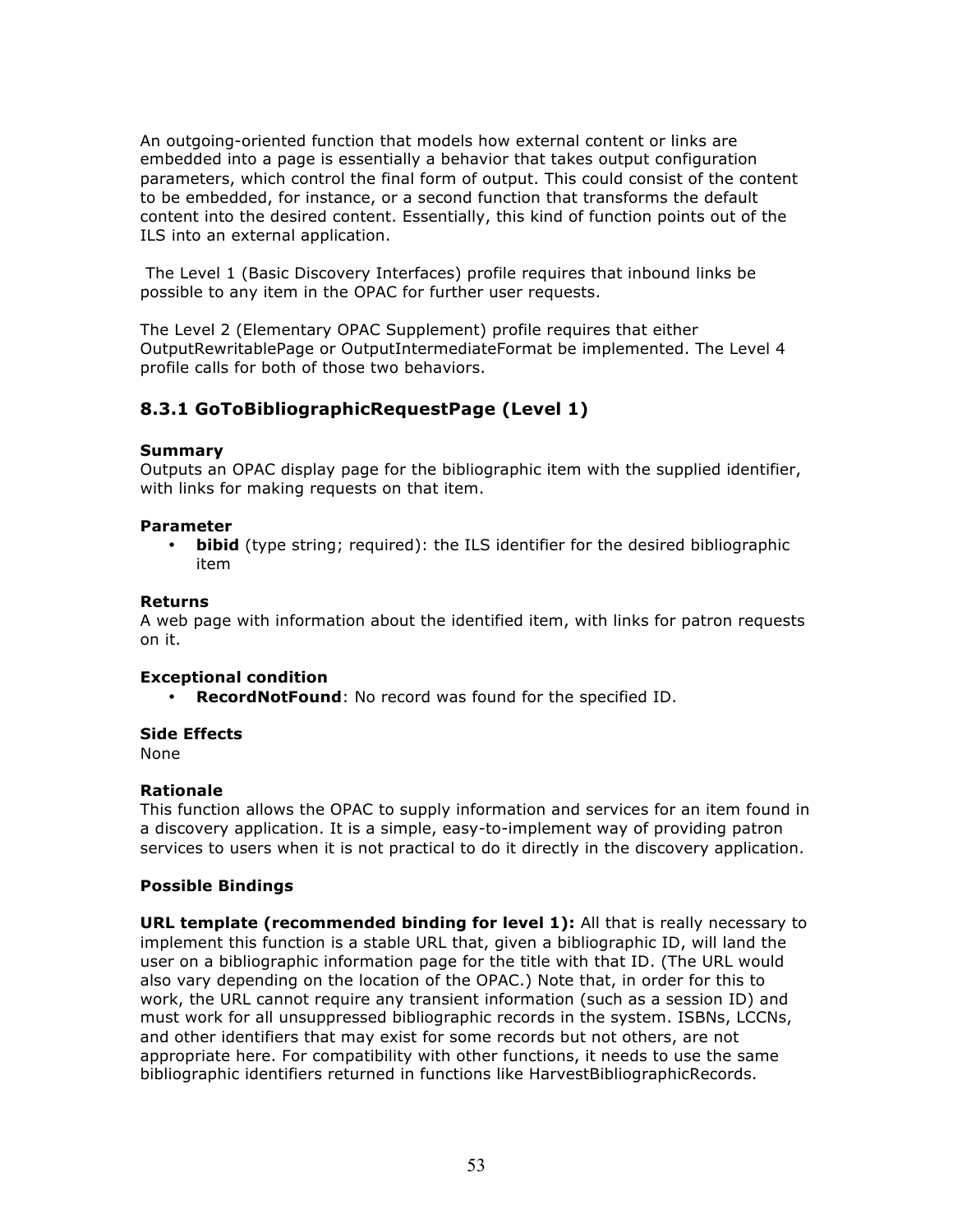An outgoing-oriented function that models how external content or links are embedded into a page is essentially a behavior that takes output configuration parameters, which control the final form of output. This could consist of the content to be embedded, for instance, or a second function that transforms the default content into the desired content. Essentially, this kind of function points out of the ILS into an external application.

The Level 1 (Basic Discovery Interfaces) profile requires that inbound links be possible to any item in the OPAC for further user requests.

The Level 2 (Elementary OPAC Supplement) profile requires that either OutputRewritablePage or OutputIntermediateFormat be implemented. The Level 4 profile calls for both of those two behaviors.

### 8.3.1 GoToBibliographicRequestPage (Level 1)

**Summary**
Outputs an OPAC display page for the bibliographic item with the supplied identifier, with links for making requests on that item.

**Parameter**

- **bibid** (type string; required): the ILS identifier for the desired bibliographic item

**Returns**
A web page with information about the identified item, with links for patron requests on it.

**Exceptional condition**

- **RecordNotFound**: No record was found for the specified ID.

**Side Effects**
None

**Rationale**
This function allows the OPAC to supply information and services for an item found in a discovery application. It is a simple, easy-to-implement way of providing patron services to users when it is not practical to do it directly in the discovery application.

**Possible Bindings**

**URL template (recommended binding for level 1):** All that is really necessary to implement this function is a stable URL that, given a bibliographic ID, will land the user on a bibliographic information page for the title with that ID. (The URL would also vary depending on the location of the OPAC.) Note that, in order for this to work, the URL cannot require any transient information (such as a session ID) and must work for all unsuppressed bibliographic records in the system. ISBNs, LCCNs, and other identifiers that may exist for some records but not others, are not appropriate here. For compatibility with other functions, it needs to use the same bibliographic identifiers returned in functions like HarvestBibliographicRecords.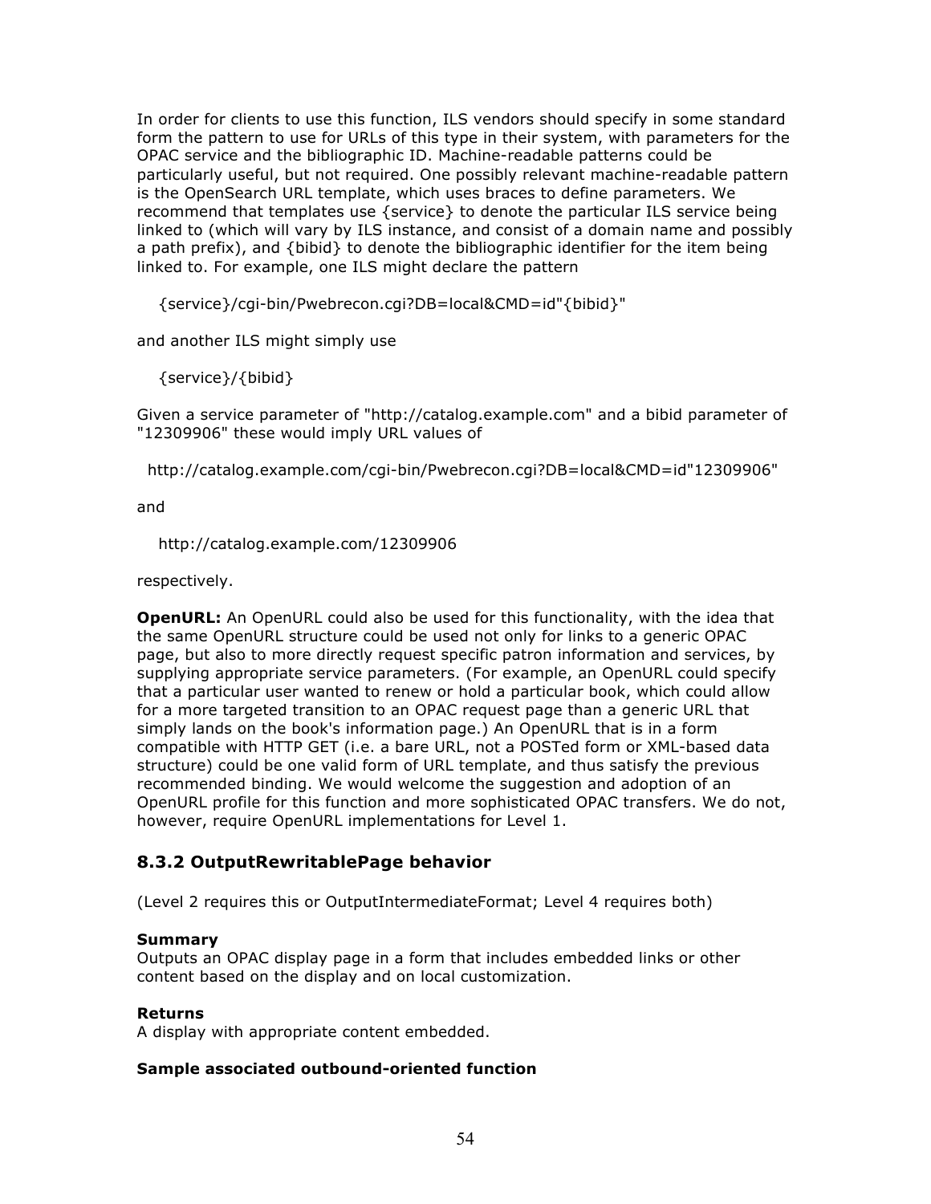In order for clients to use this function, ILS vendors should specify in some standard form the pattern to use for URLs of this type in their system, with parameters for the OPAC service and the bibliographic ID. Machine-readable patterns could be particularly useful, but not required. One possibly relevant machine-readable pattern is the OpenSearch URL template, which uses braces to define parameters. We recommend that templates use {service} to denote the particular ILS service being linked to (which will vary by ILS instance, and consist of a domain name and possibly a path prefix), and {bibid} to denote the bibliographic identifier for the item being linked to. For example, one ILS might declare the pattern

```
{service}/cgi-bin/Pwebrecon.cgi?DB=local&CMD=id"{bibid}"
```

and another ILS might simply use

```
{service}/{bibid}
```

Given a service parameter of "http://catalog.example.com" and a bibid parameter of "12309906" these would imply URL values of

```
http://catalog.example.com/cgi-bin/Pwebrecon.cgi?DB=local&CMD=id"12309906"
```

and

```
http://catalog.example.com/12309906
```

respectively.

**OpenURL:** An OpenURL could also be used for this functionality, with the idea that the same OpenURL structure could be used not only for links to a generic OPAC page, but also to more directly request specific patron information and services, by supplying appropriate service parameters. (For example, an OpenURL could specify that a particular user wanted to renew or hold a particular book, which could allow for a more targeted transition to an OPAC request page than a generic URL that simply lands on the book's information page.) An OpenURL that is in a form compatible with HTTP GET (i.e. a bare URL, not a POSTed form or XML-based data structure) could be one valid form of URL template, and thus satisfy the previous recommended binding. We would welcome the suggestion and adoption of an OpenURL profile for this function and more sophisticated OPAC transfers. We do not, however, require OpenURL implementations for Level 1.

### 8.3.2 OutputRewritablePage behavior

(Level 2 requires this or OutputIntermediateFormat; Level 4 requires both)

**Summary**
Outputs an OPAC display page in a form that includes embedded links or other content based on the display and on local customization.

**Returns**
A display with appropriate content embedded.

**Sample associated outbound-oriented function**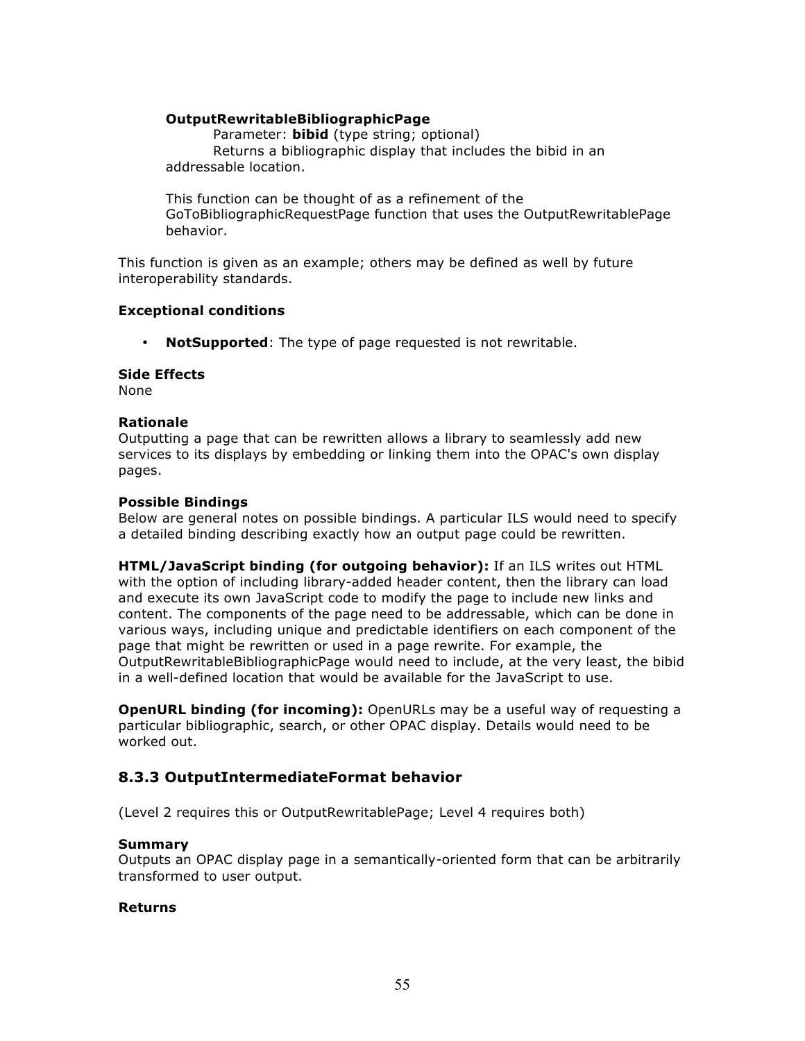**OutputRewritableBibliographicPage**

Parameter: **bibid** (type string; optional)

Returns a bibliographic display that includes the bibid in an addressable location.

This function can be thought of as a refinement of the GoToBibliographicRequestPage function that uses the OutputRewritablePage behavior.

This function is given as an example; others may be defined as well by future interoperability standards.

**Exceptional conditions**

- **NotSupported**: The type of page requested is not rewritable.

**Side Effects**
None

**Rationale**
Outputting a page that can be rewritten allows a library to seamlessly add new services to its displays by embedding or linking them into the OPAC's own display pages.

**Possible Bindings**
Below are general notes on possible bindings. A particular ILS would need to specify a detailed binding describing exactly how an output page could be rewritten.

**HTML/JavaScript binding (for outgoing behavior):** If an ILS writes out HTML with the option of including library-added header content, then the library can load and execute its own JavaScript code to modify the page to include new links and content. The components of the page need to be addressable, which can be done in various ways, including unique and predictable identifiers on each component of the page that might be rewritten or used in a page rewrite. For example, the OutputRewritableBibliographicPage would need to include, at the very least, the bibid in a well-defined location that would be available for the JavaScript to use.

**OpenURL binding (for incoming):** OpenURLs may be a useful way of requesting a particular bibliographic, search, or other OPAC display. Details would need to be worked out.

### 8.3.3 OutputIntermediateFormat behavior

(Level 2 requires this or OutputRewritablePage; Level 4 requires both)

**Summary**
Outputs an OPAC display page in a semantically-oriented form that can be arbitrarily transformed to user output.

**Returns**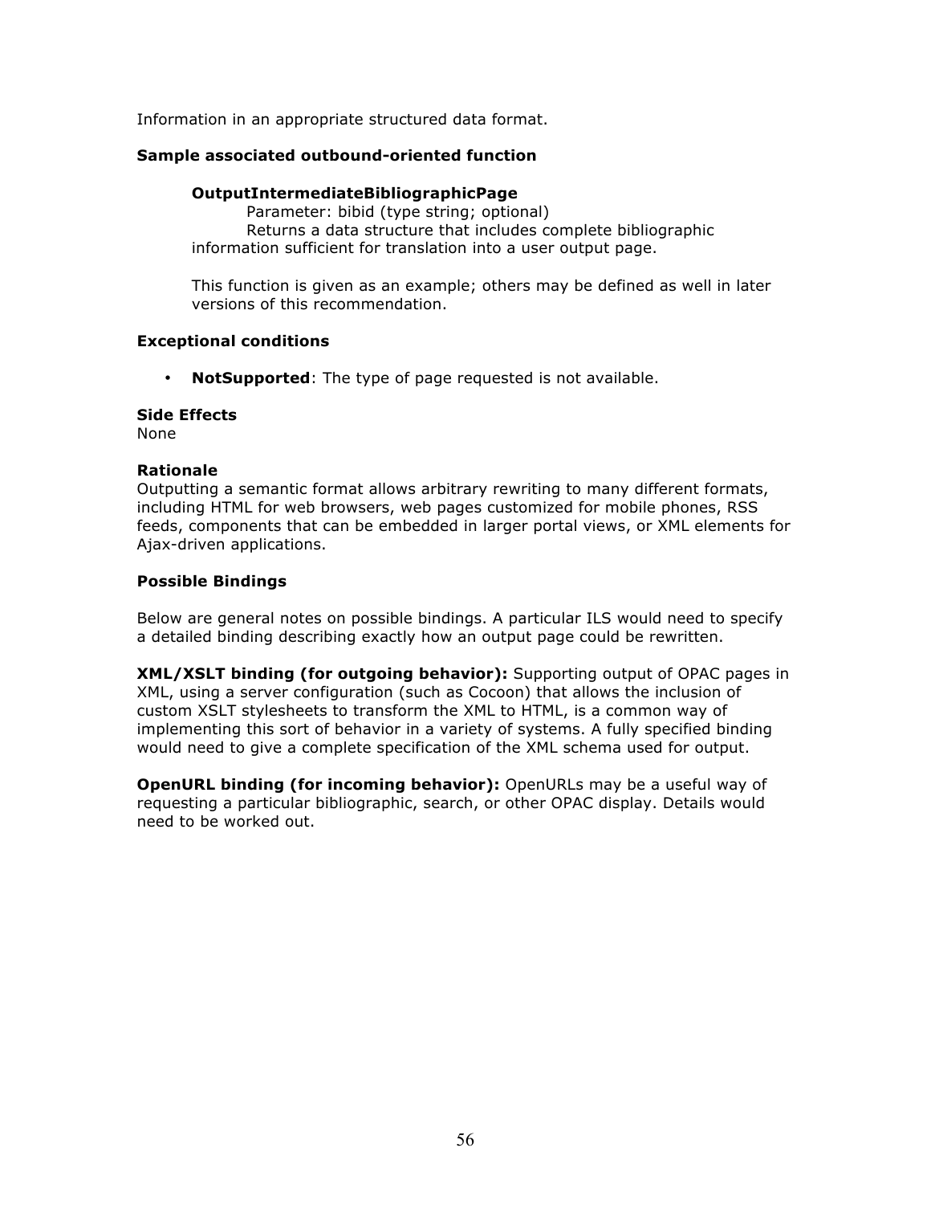Information in an appropriate structured data format.

**Sample associated outbound-oriented function**

**OutputIntermediateBibliographicPage**
Parameter: bibid (type string; optional)
Returns a data structure that includes complete bibliographic information sufficient for translation into a user output page.

This function is given as an example; others may be defined as well in later versions of this recommendation.

**Exceptional conditions**

- **NotSupported**: The type of page requested is not available.

**Side Effects**
None

**Rationale**
Outputting a semantic format allows arbitrary rewriting to many different formats, including HTML for web browsers, web pages customized for mobile phones, RSS feeds, components that can be embedded in larger portal views, or XML elements for Ajax-driven applications.

**Possible Bindings**

Below are general notes on possible bindings. A particular ILS would need to specify a detailed binding describing exactly how an output page could be rewritten.

**XML/XSLT binding (for outgoing behavior):** Supporting output of OPAC pages in XML, using a server configuration (such as Cocoon) that allows the inclusion of custom XSLT stylesheets to transform the XML to HTML, is a common way of implementing this sort of behavior in a variety of systems. A fully specified binding would need to give a complete specification of the XML schema used for output.

**OpenURL binding (for incoming behavior):** OpenURLs may be a useful way of requesting a particular bibliographic, search, or other OPAC display. Details would need to be worked out.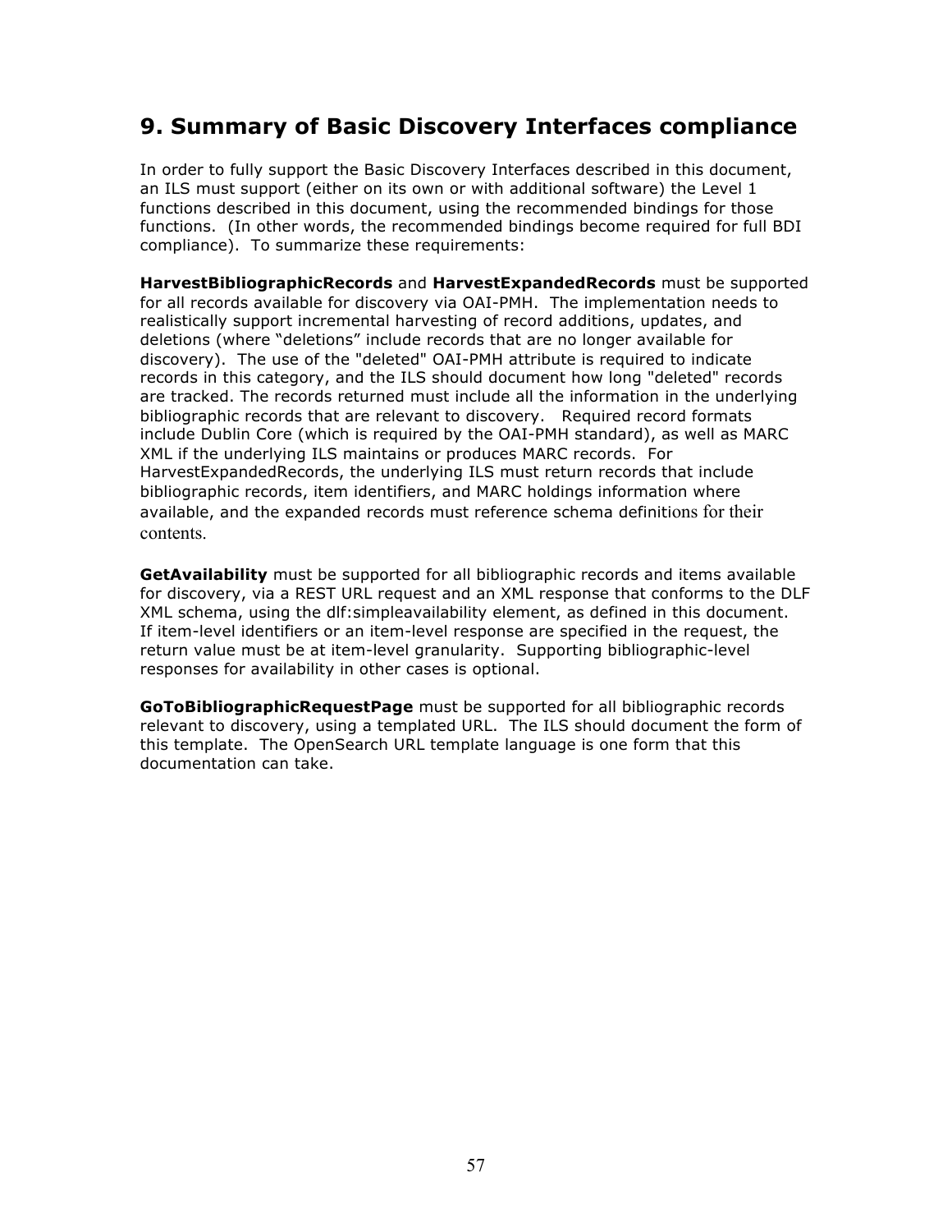# 9. Summary of Basic Discovery Interfaces compliance

In order to fully support the Basic Discovery Interfaces described in this document, an ILS must support (either on its own or with additional software) the Level 1 functions described in this document, using the recommended bindings for those functions. (In other words, the recommended bindings become required for full BDI compliance). To summarize these requirements:

**HarvestBibliographicRecords** and **HarvestExpandedRecords** must be supported for all records available for discovery via OAI-PMH. The implementation needs to realistically support incremental harvesting of record additions, updates, and deletions (where "deletions" include records that are no longer available for discovery). The use of the "deleted" OAI-PMH attribute is required to indicate records in this category, and the ILS should document how long "deleted" records are tracked. The records returned must include all the information in the underlying bibliographic records that are relevant to discovery. Required record formats include Dublin Core (which is required by the OAI-PMH standard), as well as MARC XML if the underlying ILS maintains or produces MARC records. For HarvestExpandedRecords, the underlying ILS must return records that include bibliographic records, item identifiers, and MARC holdings information where available, and the expanded records must reference schema definitions for their contents.

**GetAvailability** must be supported for all bibliographic records and items available for discovery, via a REST URL request and an XML response that conforms to the DLF XML schema, using the dlf:simpleavailability element, as defined in this document. If item-level identifiers or an item-level response are specified in the request, the return value must be at item-level granularity. Supporting bibliographic-level responses for availability in other cases is optional.

**GoToBibliographicRequestPage** must be supported for all bibliographic records relevant to discovery, using a templated URL. The ILS should document the form of this template. The OpenSearch URL template language is one form that this documentation can take.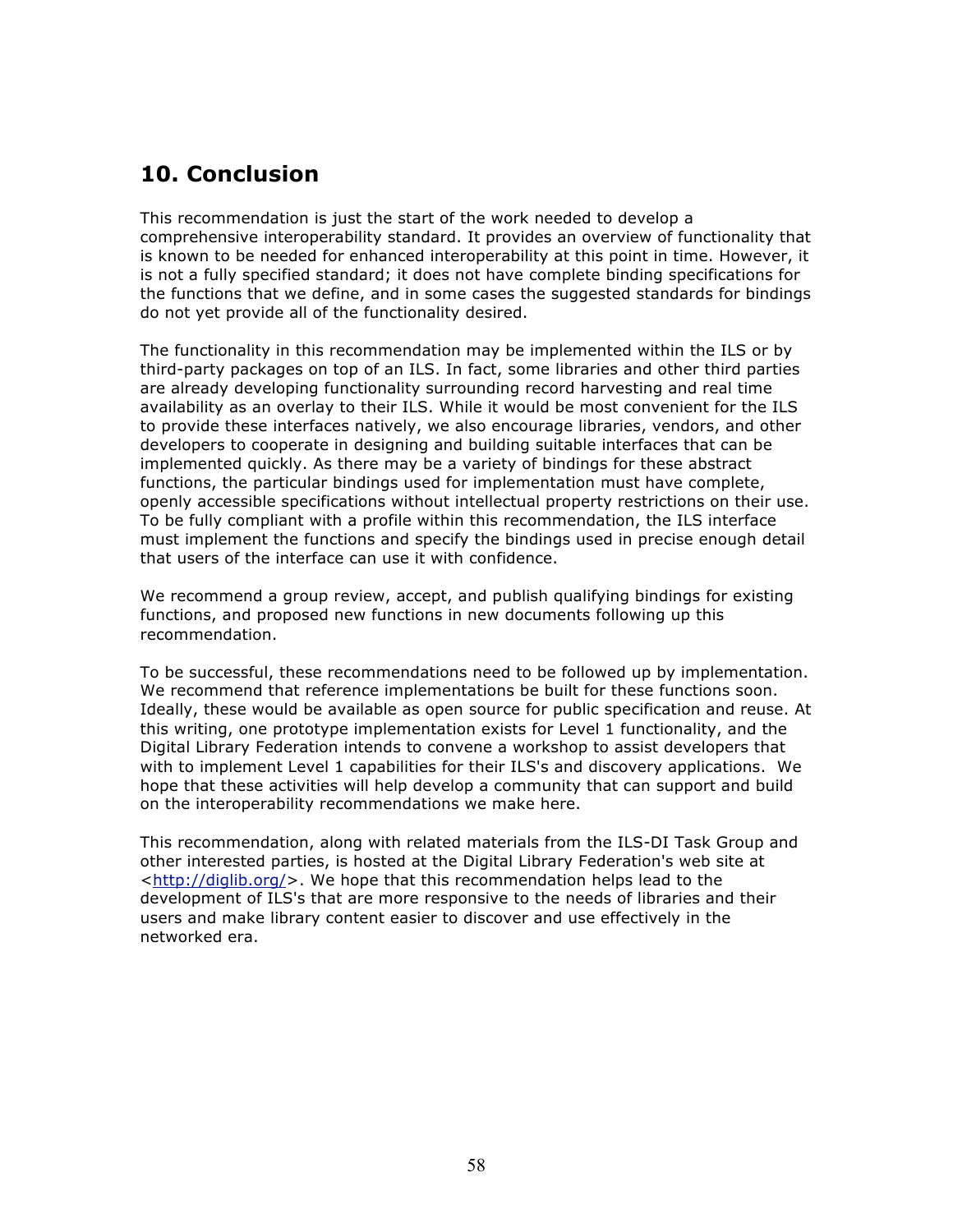## 10. Conclusion

This recommendation is just the start of the work needed to develop a comprehensive interoperability standard. It provides an overview of functionality that is known to be needed for enhanced interoperability at this point in time. However, it is not a fully specified standard; it does not have complete binding specifications for the functions that we define, and in some cases the suggested standards for bindings do not yet provide all of the functionality desired.

The functionality in this recommendation may be implemented within the ILS or by third-party packages on top of an ILS. In fact, some libraries and other third parties are already developing functionality surrounding record harvesting and real time availability as an overlay to their ILS. While it would be most convenient for the ILS to provide these interfaces natively, we also encourage libraries, vendors, and other developers to cooperate in designing and building suitable interfaces that can be implemented quickly. As there may be a variety of bindings for these abstract functions, the particular bindings used for implementation must have complete, openly accessible specifications without intellectual property restrictions on their use. To be fully compliant with a profile within this recommendation, the ILS interface must implement the functions and specify the bindings used in precise enough detail that users of the interface can use it with confidence.

We recommend a group review, accept, and publish qualifying bindings for existing functions, and proposed new functions in new documents following up this recommendation.

To be successful, these recommendations need to be followed up by implementation. We recommend that reference implementations be built for these functions soon. Ideally, these would be available as open source for public specification and reuse. At this writing, one prototype implementation exists for Level 1 functionality, and the Digital Library Federation intends to convene a workshop to assist developers that with to implement Level 1 capabilities for their ILS's and discovery applications. We hope that these activities will help develop a community that can support and build on the interoperability recommendations we make here.

This recommendation, along with related materials from the ILS-DI Task Group and other interested parties, is hosted at the Digital Library Federation's web site at <http://diglib.org/>. We hope that this recommendation helps lead to the development of ILS's that are more responsive to the needs of libraries and their users and make library content easier to discover and use effectively in the networked era.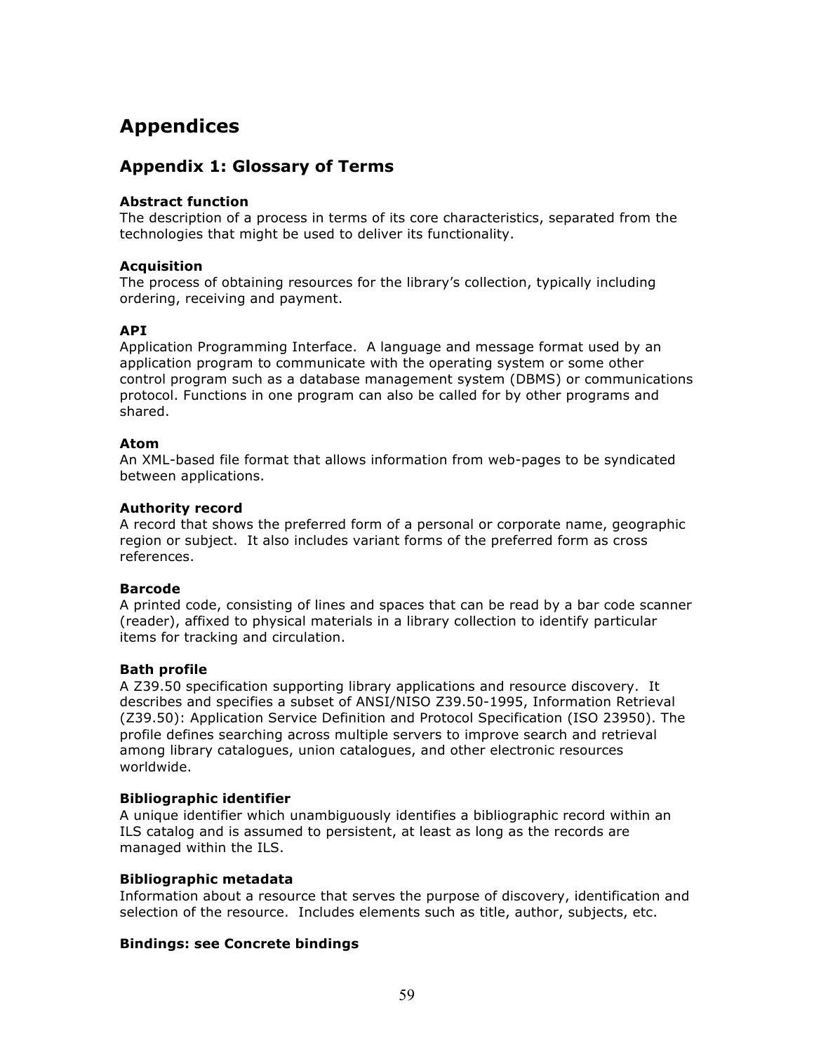# Appendices

## Appendix 1: Glossary of Terms

**Abstract function**
The description of a process in terms of its core characteristics, separated from the technologies that might be used to deliver its functionality.

**Acquisition**
The process of obtaining resources for the library's collection, typically including ordering, receiving and payment.

**API**
Application Programming Interface. A language and message format used by an application program to communicate with the operating system or some other control program such as a database management system (DBMS) or communications protocol. Functions in one program can also be called for by other programs and shared.

**Atom**
An XML-based file format that allows information from web-pages to be syndicated between applications.

**Authority record**
A record that shows the preferred form of a personal or corporate name, geographic region or subject. It also includes variant forms of the preferred form as cross references.

**Barcode**
A printed code, consisting of lines and spaces that can be read by a bar code scanner (reader), affixed to physical materials in a library collection to identify particular items for tracking and circulation.

**Bath profile**
A Z39.50 specification supporting library applications and resource discovery. It describes and specifies a subset of ANSI/NISO Z39.50-1995, Information Retrieval (Z39.50): Application Service Definition and Protocol Specification (ISO 23950). The profile defines searching across multiple servers to improve search and retrieval among library catalogues, union catalogues, and other electronic resources worldwide.

**Bibliographic identifier**
A unique identifier which unambiguously identifies a bibliographic record within an ILS catalog and is assumed to persistent, at least as long as the records are managed within the ILS.

**Bibliographic metadata**
Information about a resource that serves the purpose of discovery, identification and selection of the resource. Includes elements such as title, author, subjects, etc.

**Bindings: see Concrete bindings**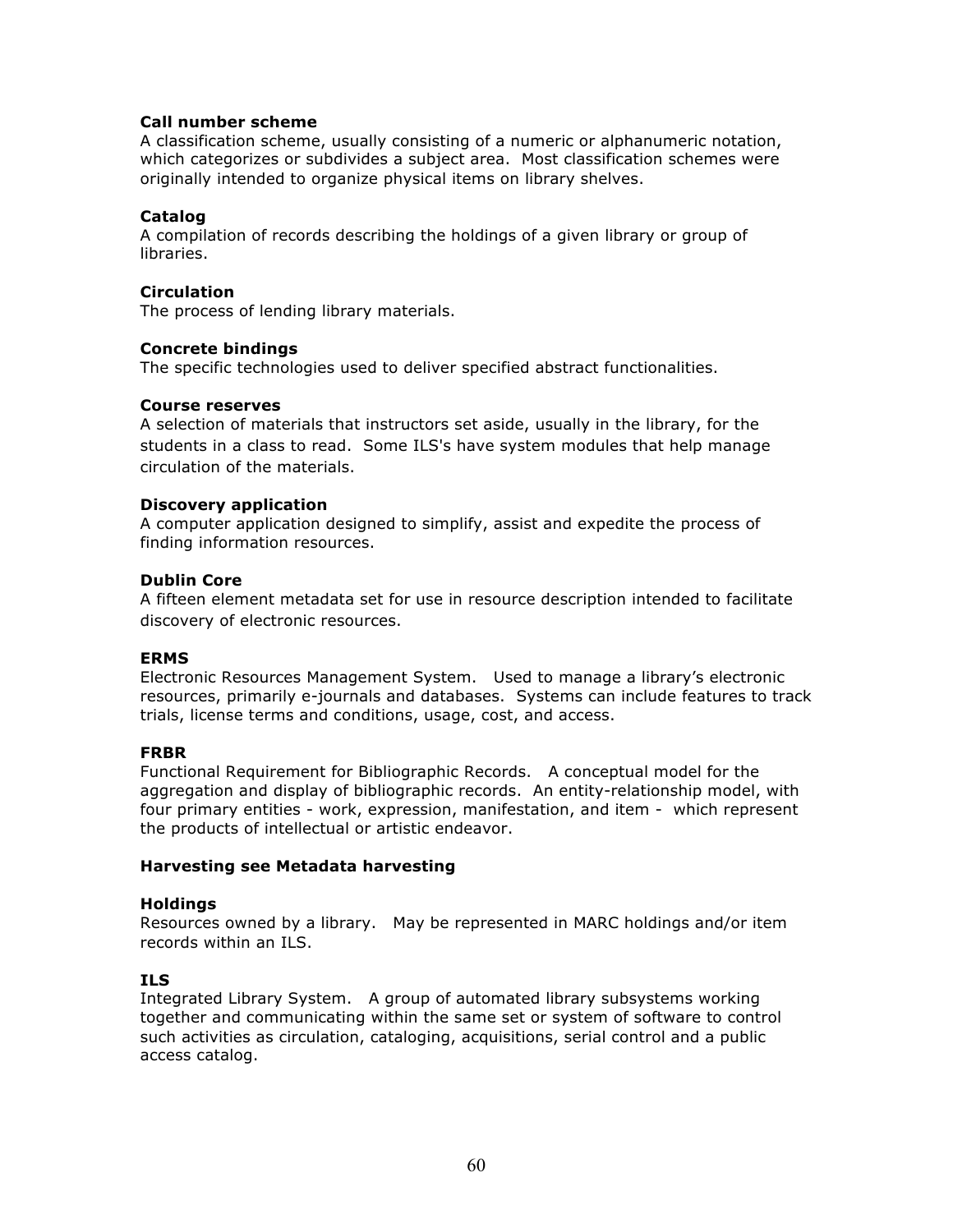**Call number scheme**
A classification scheme, usually consisting of a numeric or alphanumeric notation, which categorizes or subdivides a subject area. Most classification schemes were originally intended to organize physical items on library shelves.

**Catalog**
A compilation of records describing the holdings of a given library or group of libraries.

**Circulation**
The process of lending library materials.

**Concrete bindings**
The specific technologies used to deliver specified abstract functionalities.

**Course reserves**
A selection of materials that instructors set aside, usually in the library, for the students in a class to read. Some ILS's have system modules that help manage circulation of the materials.

**Discovery application**
A computer application designed to simplify, assist and expedite the process of finding information resources.

**Dublin Core**
A fifteen element metadata set for use in resource description intended to facilitate discovery of electronic resources.

**ERMS**
Electronic Resources Management System. Used to manage a library's electronic resources, primarily e-journals and databases. Systems can include features to track trials, license terms and conditions, usage, cost, and access.

**FRBR**
Functional Requirement for Bibliographic Records. A conceptual model for the aggregation and display of bibliographic records. An entity-relationship model, with four primary entities - work, expression, manifestation, and item - which represent the products of intellectual or artistic endeavor.

**Harvesting see Metadata harvesting**

**Holdings**
Resources owned by a library. May be represented in MARC holdings and/or item records within an ILS.

**ILS**
Integrated Library System. A group of automated library subsystems working together and communicating within the same set or system of software to control such activities as circulation, cataloging, acquisitions, serial control and a public access catalog.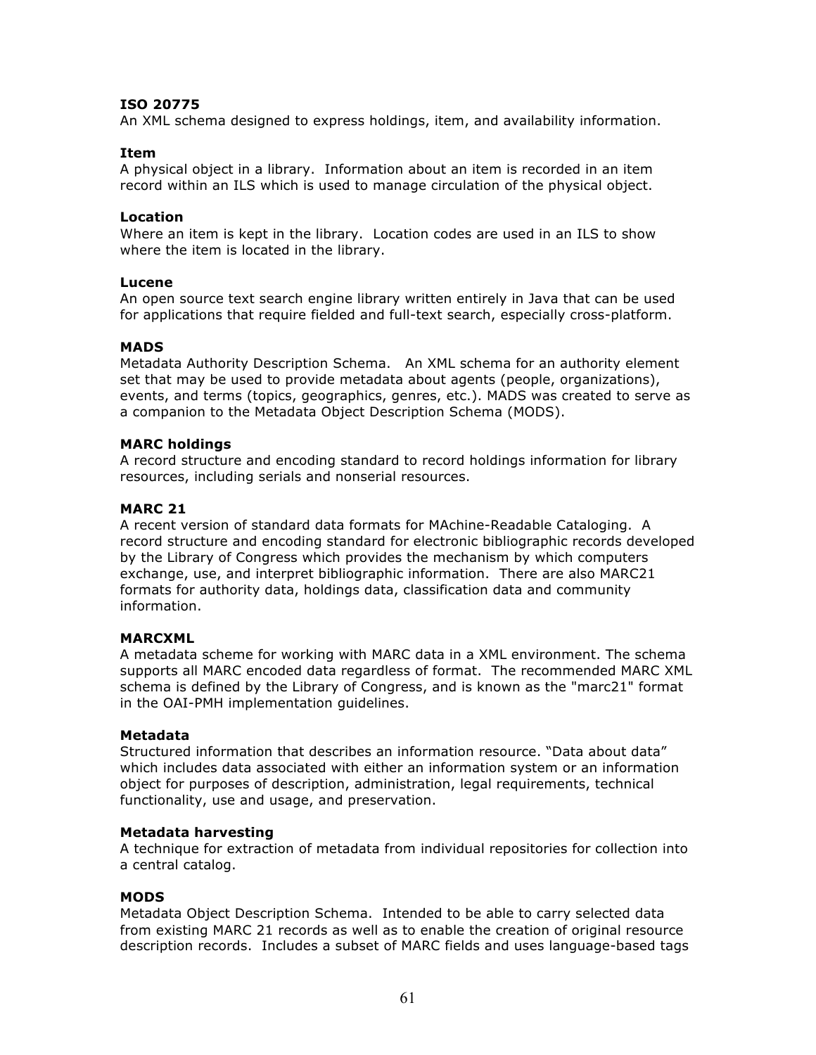**ISO 20775**
An XML schema designed to express holdings, item, and availability information.

**Item**
A physical object in a library. Information about an item is recorded in an item record within an ILS which is used to manage circulation of the physical object.

**Location**
Where an item is kept in the library. Location codes are used in an ILS to show where the item is located in the library.

**Lucene**
An open source text search engine library written entirely in Java that can be used for applications that require fielded and full-text search, especially cross-platform.

**MADS**
Metadata Authority Description Schema. An XML schema for an authority element set that may be used to provide metadata about agents (people, organizations), events, and terms (topics, geographics, genres, etc.). MADS was created to serve as a companion to the Metadata Object Description Schema (MODS).

**MARC holdings**
A record structure and encoding standard to record holdings information for library resources, including serials and nonserial resources.

**MARC 21**
A recent version of standard data formats for MAchine-Readable Cataloging. A record structure and encoding standard for electronic bibliographic records developed by the Library of Congress which provides the mechanism by which computers exchange, use, and interpret bibliographic information. There are also MARC21 formats for authority data, holdings data, classification data and community information.

**MARCXML**
A metadata scheme for working with MARC data in a XML environment. The schema supports all MARC encoded data regardless of format. The recommended MARC XML schema is defined by the Library of Congress, and is known as the "marc21" format in the OAI-PMH implementation guidelines.

**Metadata**
Structured information that describes an information resource. "Data about data" which includes data associated with either an information system or an information object for purposes of description, administration, legal requirements, technical functionality, use and usage, and preservation.

**Metadata harvesting**
A technique for extraction of metadata from individual repositories for collection into a central catalog.

**MODS**
Metadata Object Description Schema. Intended to be able to carry selected data from existing MARC 21 records as well as to enable the creation of original resource description records. Includes a subset of MARC fields and uses language-based tags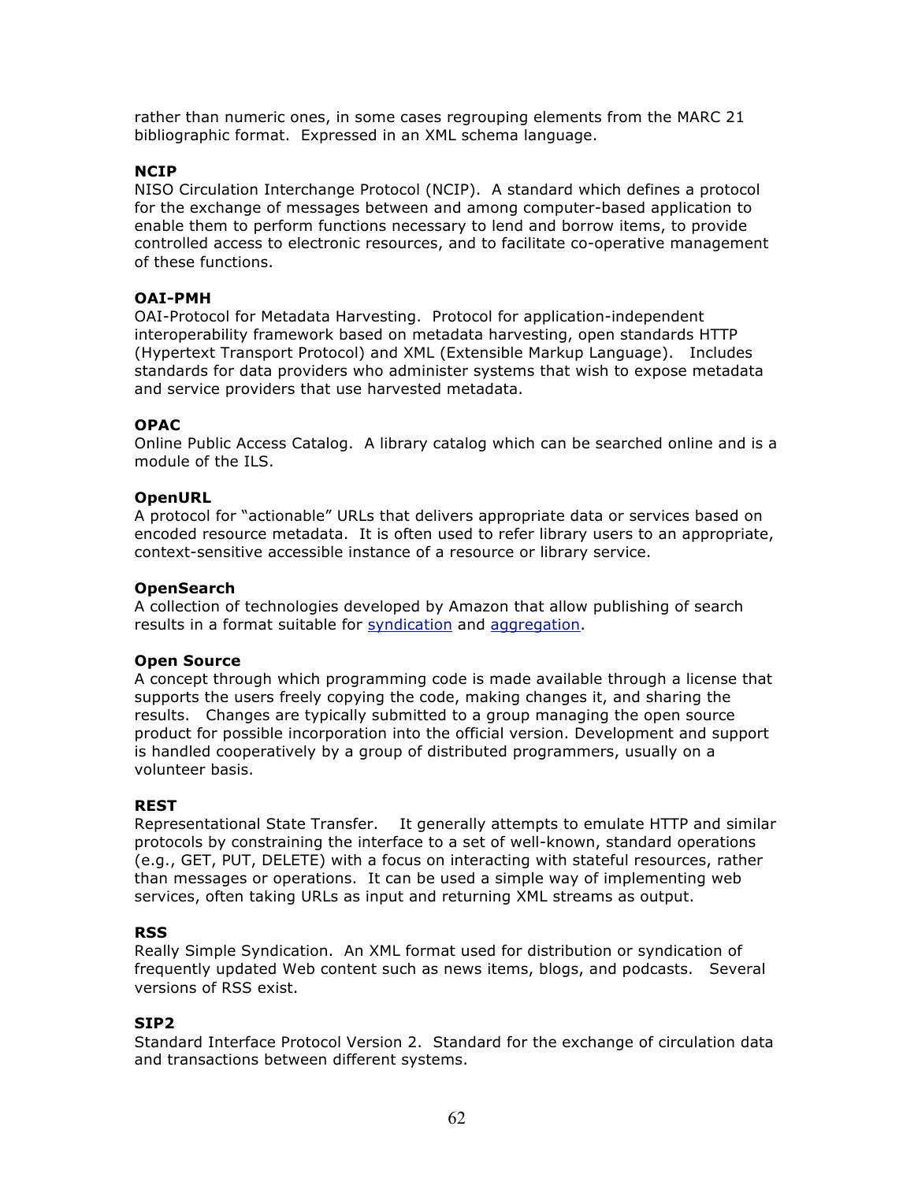rather than numeric ones, in some cases regrouping elements from the MARC 21 bibliographic format. Expressed in an XML schema language.

**NCIP**
NISO Circulation Interchange Protocol (NCIP). A standard which defines a protocol for the exchange of messages between and among computer-based application to enable them to perform functions necessary to lend and borrow items, to provide controlled access to electronic resources, and to facilitate co-operative management of these functions.

**OAI-PMH**
OAI-Protocol for Metadata Harvesting. Protocol for application-independent interoperability framework based on metadata harvesting, open standards HTTP (Hypertext Transport Protocol) and XML (Extensible Markup Language). Includes standards for data providers who administer systems that wish to expose metadata and service providers that use harvested metadata.

**OPAC**
Online Public Access Catalog. A library catalog which can be searched online and is a module of the ILS.

**OpenURL**
A protocol for "actionable" URLs that delivers appropriate data or services based on encoded resource metadata. It is often used to refer library users to an appropriate, context-sensitive accessible instance of a resource or library service.

**OpenSearch**
A collection of technologies developed by Amazon that allow publishing of search results in a format suitable for syndication and aggregation.

**Open Source**
A concept through which programming code is made available through a license that supports the users freely copying the code, making changes it, and sharing the results. Changes are typically submitted to a group managing the open source product for possible incorporation into the official version. Development and support is handled cooperatively by a group of distributed programmers, usually on a volunteer basis.

**REST**
Representational State Transfer. It generally attempts to emulate HTTP and similar protocols by constraining the interface to a set of well-known, standard operations (e.g., GET, PUT, DELETE) with a focus on interacting with stateful resources, rather than messages or operations. It can be used a simple way of implementing web services, often taking URLs as input and returning XML streams as output.

**RSS**
Really Simple Syndication. An XML format used for distribution or syndication of frequently updated Web content such as news items, blogs, and podcasts. Several versions of RSS exist.

**SIP2**
Standard Interface Protocol Version 2. Standard for the exchange of circulation data and transactions between different systems.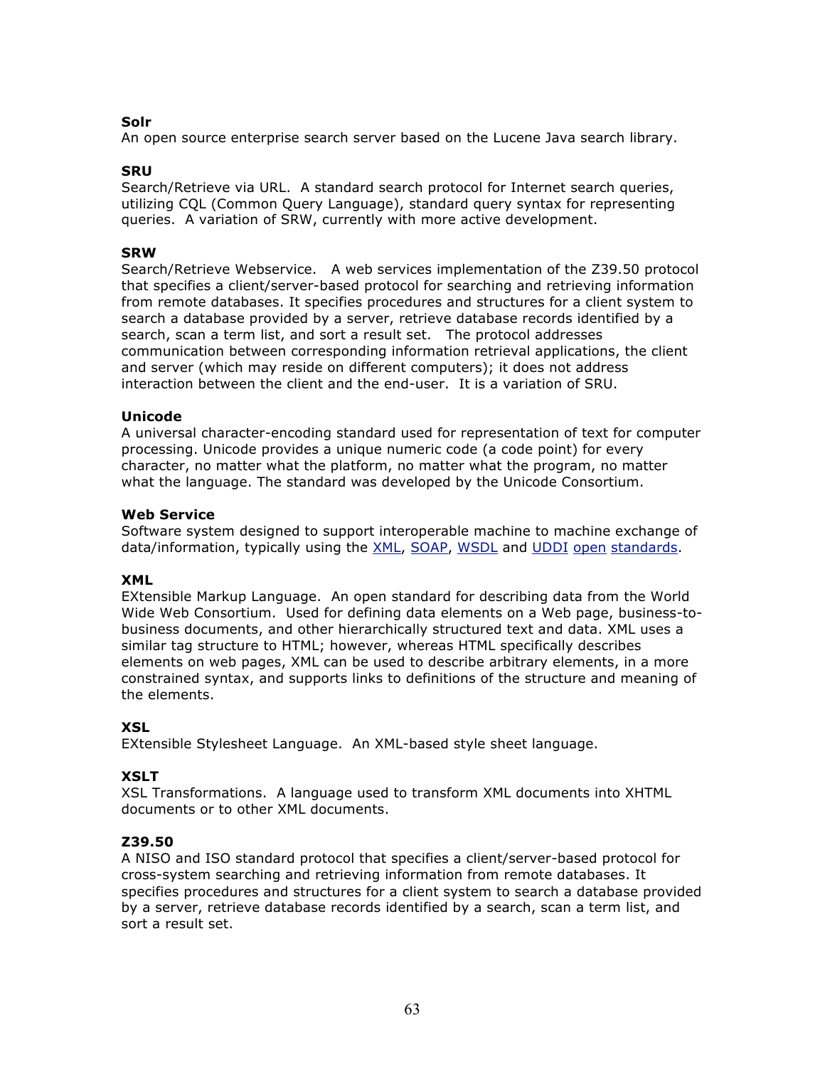**Solr**
An open source enterprise search server based on the Lucene Java search library.

**SRU**
Search/Retrieve via URL. A standard search protocol for Internet search queries, utilizing CQL (Common Query Language), standard query syntax for representing queries. A variation of SRW, currently with more active development.

**SRW**
Search/Retrieve Webservice. A web services implementation of the Z39.50 protocol that specifies a client/server-based protocol for searching and retrieving information from remote databases. It specifies procedures and structures for a client system to search a database provided by a server, retrieve database records identified by a search, scan a term list, and sort a result set. The protocol addresses communication between corresponding information retrieval applications, the client and server (which may reside on different computers); it does not address interaction between the client and the end-user. It is a variation of SRU.

**Unicode**
A universal character-encoding standard used for representation of text for computer processing. Unicode provides a unique numeric code (a code point) for every character, no matter what the platform, no matter what the program, no matter what the language. The standard was developed by the Unicode Consortium.

**Web Service**
Software system designed to support interoperable machine to machine exchange of data/information, typically using the XML, SOAP, WSDL and UDDI open standards.

**XML**
EXtensible Markup Language. An open standard for describing data from the World Wide Web Consortium. Used for defining data elements on a Web page, business-to-business documents, and other hierarchically structured text and data. XML uses a similar tag structure to HTML; however, whereas HTML specifically describes elements on web pages, XML can be used to describe arbitrary elements, in a more constrained syntax, and supports links to definitions of the structure and meaning of the elements.

**XSL**
EXtensible Stylesheet Language. An XML-based style sheet language.

**XSLT**
XSL Transformations. A language used to transform XML documents into XHTML documents or to other XML documents.

**Z39.50**
A NISO and ISO standard protocol that specifies a client/server-based protocol for cross-system searching and retrieving information from remote databases. It specifies procedures and structures for a client system to search a database provided by a server, retrieve database records identified by a search, scan a term list, and sort a result set.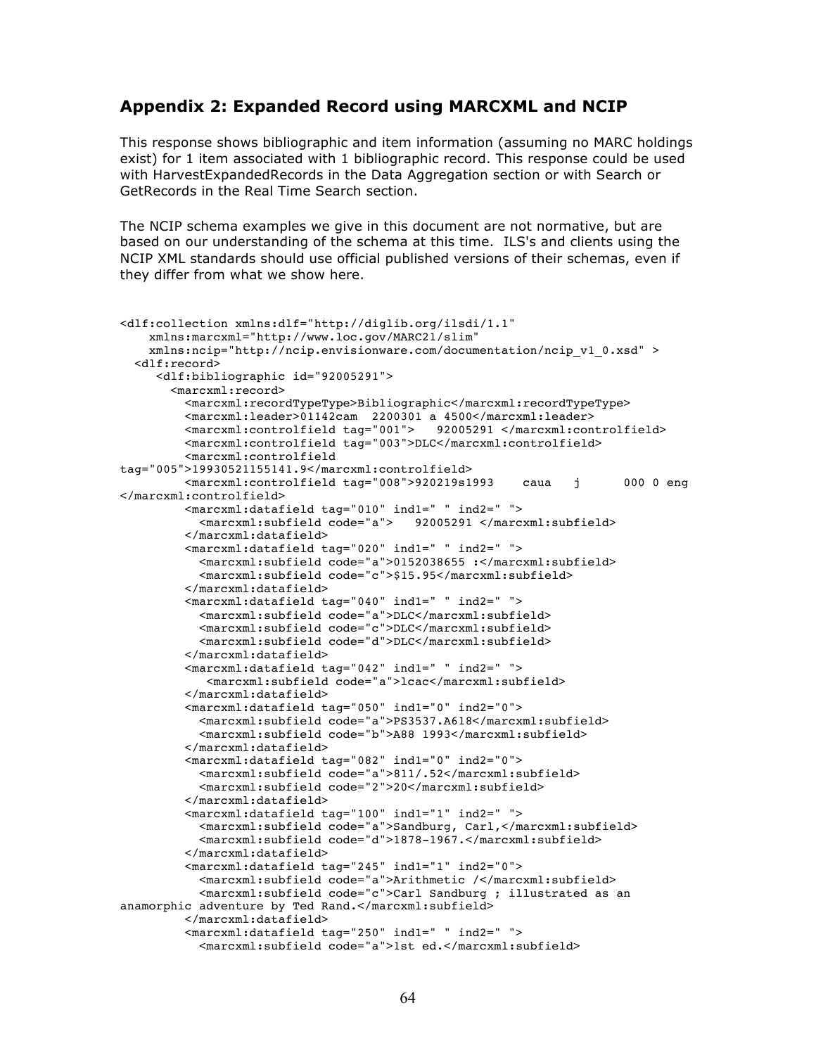## Appendix 2: Expanded Record using MARCXML and NCIP

This response shows bibliographic and item information (assuming no MARC holdings exist) for 1 item associated with 1 bibliographic record. This response could be used with HarvestExpandedRecords in the Data Aggregation section or with Search or GetRecords in the Real Time Search section.

The NCIP schema examples we give in this document are not normative, but are based on our understanding of the schema at this time. ILS's and clients using the NCIP XML standards should use official published versions of their schemas, even if they differ from what we show here.

```
<dlf:collection xmlns:dlf="http://diglib.org/ilsdi/1.1"
    xmlns:marcxml="http://www.loc.gov/MARC21/slim"
    xmlns:ncip="http://ncip.envisionware.com/documentation/ncip_v1_0.xsd" >
  <dlf:record>
     <dlf:bibliographic id="92005291">
       <marcxml:record>
         <marcxml:recordTypeType>Bibliographic</marcxml:recordTypeType>
         <marcxml:leader>01142cam  2200301 a 4500</marcxml:leader>
         <marcxml:controlfield tag="001">   92005291 </marcxml:controlfield>
         <marcxml:controlfield tag="003">DLC</marcxml:controlfield>
         <marcxml:controlfield
tag="005">19930521155141.9</marcxml:controlfield>
         <marcxml:controlfield tag="008">920219s1993    caua   j      000 0 eng
</marcxml:controlfield>
         <marcxml:datafield tag="010" ind1=" " ind2=" ">
           <marcxml:subfield code="a">   92005291 </marcxml:subfield>
         </marcxml:datafield>
         <marcxml:datafield tag="020" ind1=" " ind2=" ">
           <marcxml:subfield code="a">0152038655 :</marcxml:subfield>
           <marcxml:subfield code="c">$15.95</marcxml:subfield>
         </marcxml:datafield>
         <marcxml:datafield tag="040" ind1=" " ind2=" ">
           <marcxml:subfield code="a">DLC</marcxml:subfield>
           <marcxml:subfield code="c">DLC</marcxml:subfield>
           <marcxml:subfield code="d">DLC</marcxml:subfield>
         </marcxml:datafield>
         <marcxml:datafield tag="042" ind1=" " ind2=" ">
            <marcxml:subfield code="a">lcac</marcxml:subfield>
         </marcxml:datafield>
         <marcxml:datafield tag="050" ind1="0" ind2="0">
           <marcxml:subfield code="a">PS3537.A618</marcxml:subfield>
           <marcxml:subfield code="b">A88 1993</marcxml:subfield>
         </marcxml:datafield>
         <marcxml:datafield tag="082" ind1="0" ind2="0">
           <marcxml:subfield code="a">811/.52</marcxml:subfield>
           <marcxml:subfield code="2">20</marcxml:subfield>
         </marcxml:datafield>
         <marcxml:datafield tag="100" ind1="1" ind2=" ">
           <marcxml:subfield code="a">Sandburg, Carl,</marcxml:subfield>
           <marcxml:subfield code="d">1878-1967.</marcxml:subfield>
         </marcxml:datafield>
         <marcxml:datafield tag="245" ind1="1" ind2="0">
           <marcxml:subfield code="a">Arithmetic /</marcxml:subfield>
           <marcxml:subfield code="c">Carl Sandburg ; illustrated as an
anamorphic adventure by Ted Rand.</marcxml:subfield>
         </marcxml:datafield>
         <marcxml:datafield tag="250" ind1=" " ind2=" ">
           <marcxml:subfield code="a">1st ed.</marcxml:subfield>
```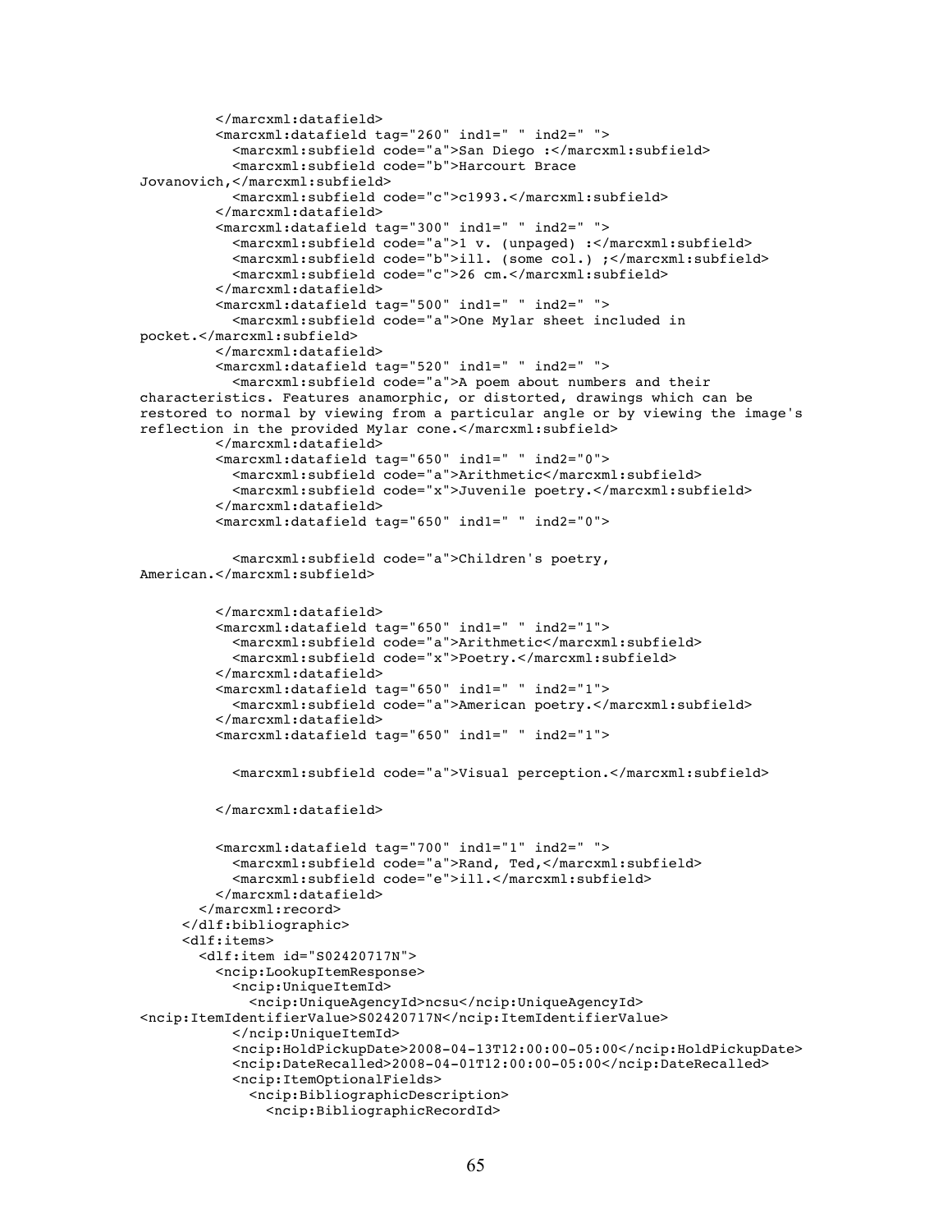```
        </marcxml:datafield>
        <marcxml:datafield tag="260" ind1=" " ind2=" ">
          <marcxml:subfield code="a">San Diego :</marcxml:subfield>
          <marcxml:subfield code="b">Harcourt Brace
Jovanovich,</marcxml:subfield>
          <marcxml:subfield code="c">c1993.</marcxml:subfield>
        </marcxml:datafield>
        <marcxml:datafield tag="300" ind1=" " ind2=" ">
          <marcxml:subfield code="a">1 v. (unpaged) :</marcxml:subfield>
          <marcxml:subfield code="b">ill. (some col.) ;</marcxml:subfield>
          <marcxml:subfield code="c">26 cm.</marcxml:subfield>
        </marcxml:datafield>
        <marcxml:datafield tag="500" ind1=" " ind2=" ">
          <marcxml:subfield code="a">One Mylar sheet included in
pocket.</marcxml:subfield>
        </marcxml:datafield>
        <marcxml:datafield tag="520" ind1=" " ind2=" ">
          <marcxml:subfield code="a">A poem about numbers and their
characteristics. Features anamorphic, or distorted, drawings which can be
restored to normal by viewing from a particular angle or by viewing the image's
reflection in the provided Mylar cone.</marcxml:subfield>
        </marcxml:datafield>
        <marcxml:datafield tag="650" ind1=" " ind2="0">
          <marcxml:subfield code="a">Arithmetic</marcxml:subfield>
          <marcxml:subfield code="x">Juvenile poetry.</marcxml:subfield>
        </marcxml:datafield>
        <marcxml:datafield tag="650" ind1=" " ind2="0">

          <marcxml:subfield code="a">Children's poetry,
American.</marcxml:subfield>

        </marcxml:datafield>
        <marcxml:datafield tag="650" ind1=" " ind2="1">
          <marcxml:subfield code="a">Arithmetic</marcxml:subfield>
          <marcxml:subfield code="x">Poetry.</marcxml:subfield>
        </marcxml:datafield>
        <marcxml:datafield tag="650" ind1=" " ind2="1">
          <marcxml:subfield code="a">American poetry.</marcxml:subfield>
        </marcxml:datafield>
        <marcxml:datafield tag="650" ind1=" " ind2="1">

          <marcxml:subfield code="a">Visual perception.</marcxml:subfield>

        </marcxml:datafield>


        <marcxml:datafield tag="700" ind1="1" ind2=" ">
          <marcxml:subfield code="a">Rand, Ted,</marcxml:subfield>
          <marcxml:subfield code="e">ill.</marcxml:subfield>
        </marcxml:datafield>
      </marcxml:record>
    </dlf:bibliographic>
    <dlf:items>
      <dlf:item id="S02420717N">
        <ncip:LookupItemResponse>
          <ncip:UniqueItemId>
            <ncip:UniqueAgencyId>ncsu</ncip:UniqueAgencyId>
<ncip:ItemIdentifierValue>S02420717N</ncip:ItemIdentifierValue>
          </ncip:UniqueItemId>
          <ncip:HoldPickupDate>2008-04-13T12:00:00-05:00</ncip:HoldPickupDate>
          <ncip:DateRecalled>2008-04-01T12:00:00-05:00</ncip:DateRecalled>
          <ncip:ItemOptionalFields>
            <ncip:BibliographicDescription>
              <ncip:BibliographicRecordId>
```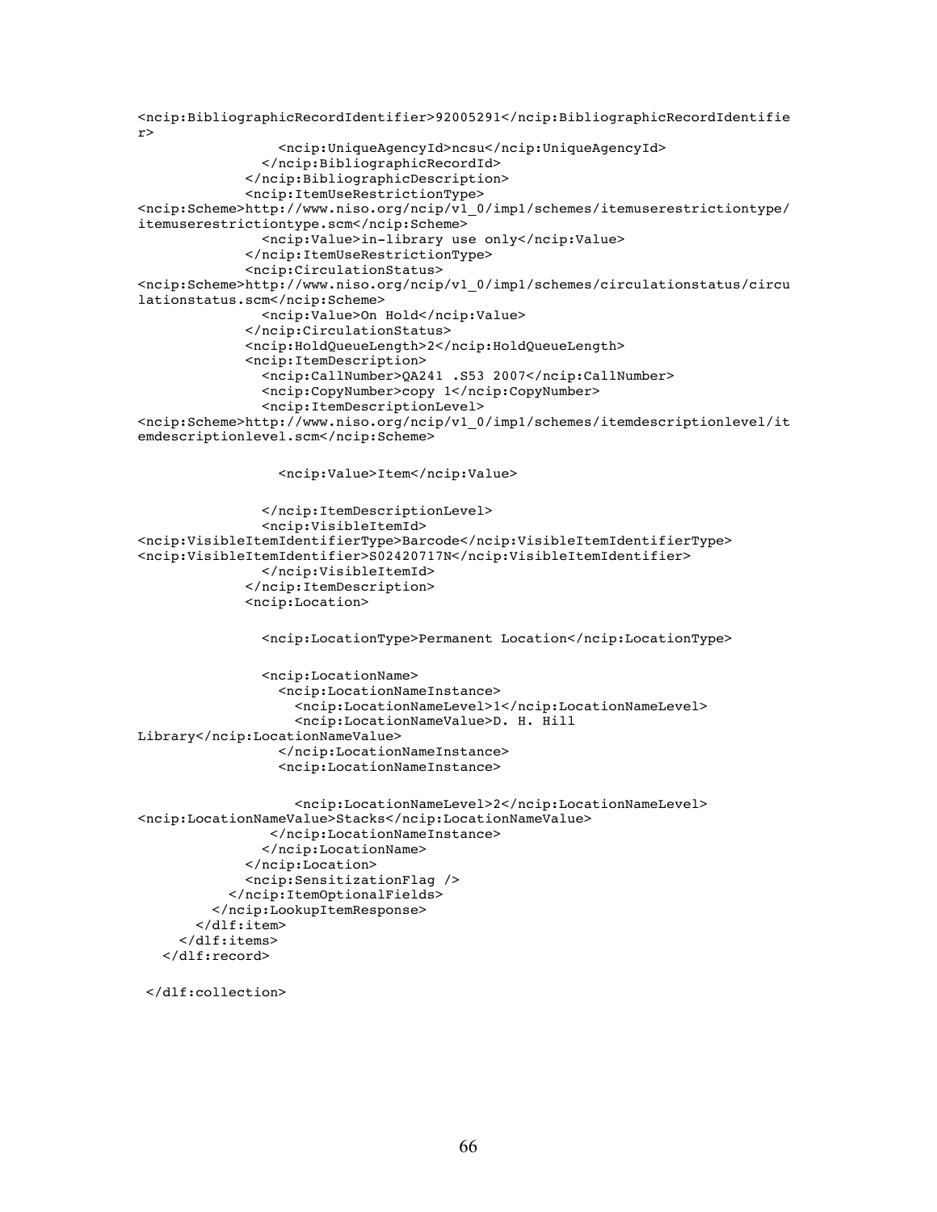```
<ncip:BibliographicRecordIdentifier>92005291</ncip:BibliographicRecordIdentifie
r>
                  <ncip:UniqueAgencyId>ncsu</ncip:UniqueAgencyId>
                </ncip:BibliographicRecordId>
              </ncip:BibliographicDescription>
              <ncip:ItemUseRestrictionType>
<ncip:Scheme>http://www.niso.org/ncip/v1_0/imp1/schemes/itemuserestrictiontype/
itemuserestrictiontype.scm</ncip:Scheme>
                <ncip:Value>in-library use only</ncip:Value>
              </ncip:ItemUseRestrictionType>
              <ncip:CirculationStatus>
<ncip:Scheme>http://www.niso.org/ncip/v1_0/imp1/schemes/circulationstatus/circu
lationstatus.scm</ncip:Scheme>
                <ncip:Value>On Hold</ncip:Value>
              </ncip:CirculationStatus>
              <ncip:HoldQueueLength>2</ncip:HoldQueueLength>
              <ncip:ItemDescription>
                <ncip:CallNumber>QA241 .S53 2007</ncip:CallNumber>
                <ncip:CopyNumber>copy 1</ncip:CopyNumber>
                <ncip:ItemDescriptionLevel>
<ncip:Scheme>http://www.niso.org/ncip/v1_0/imp1/schemes/itemdescriptionlevel/it
emdescriptionlevel.scm</ncip:Scheme>

                  <ncip:Value>Item</ncip:Value>

                </ncip:ItemDescriptionLevel>
                <ncip:VisibleItemId>
<ncip:VisibleItemIdentifierType>Barcode</ncip:VisibleItemIdentifierType>
<ncip:VisibleItemIdentifier>S02420717N</ncip:VisibleItemIdentifier>
                </ncip:VisibleItemId>
              </ncip:ItemDescription>
              <ncip:Location>

                <ncip:LocationType>Permanent Location</ncip:LocationType>

                <ncip:LocationName>
                  <ncip:LocationNameInstance>
                    <ncip:LocationNameLevel>1</ncip:LocationNameLevel>
                    <ncip:LocationNameValue>D. H. Hill
Library</ncip:LocationNameValue>
                  </ncip:LocationNameInstance>
                  <ncip:LocationNameInstance>

                    <ncip:LocationNameLevel>2</ncip:LocationNameLevel>
<ncip:LocationNameValue>Stacks</ncip:LocationNameValue>
                  </ncip:LocationNameInstance>
                </ncip:LocationName>
              </ncip:Location>
              <ncip:SensitizationFlag />
            </ncip:ItemOptionalFields>
          </ncip:LookupItemResponse>
        </dlf:item>
      </dlf:items>
    </dlf:record>

  </dlf:collection>
```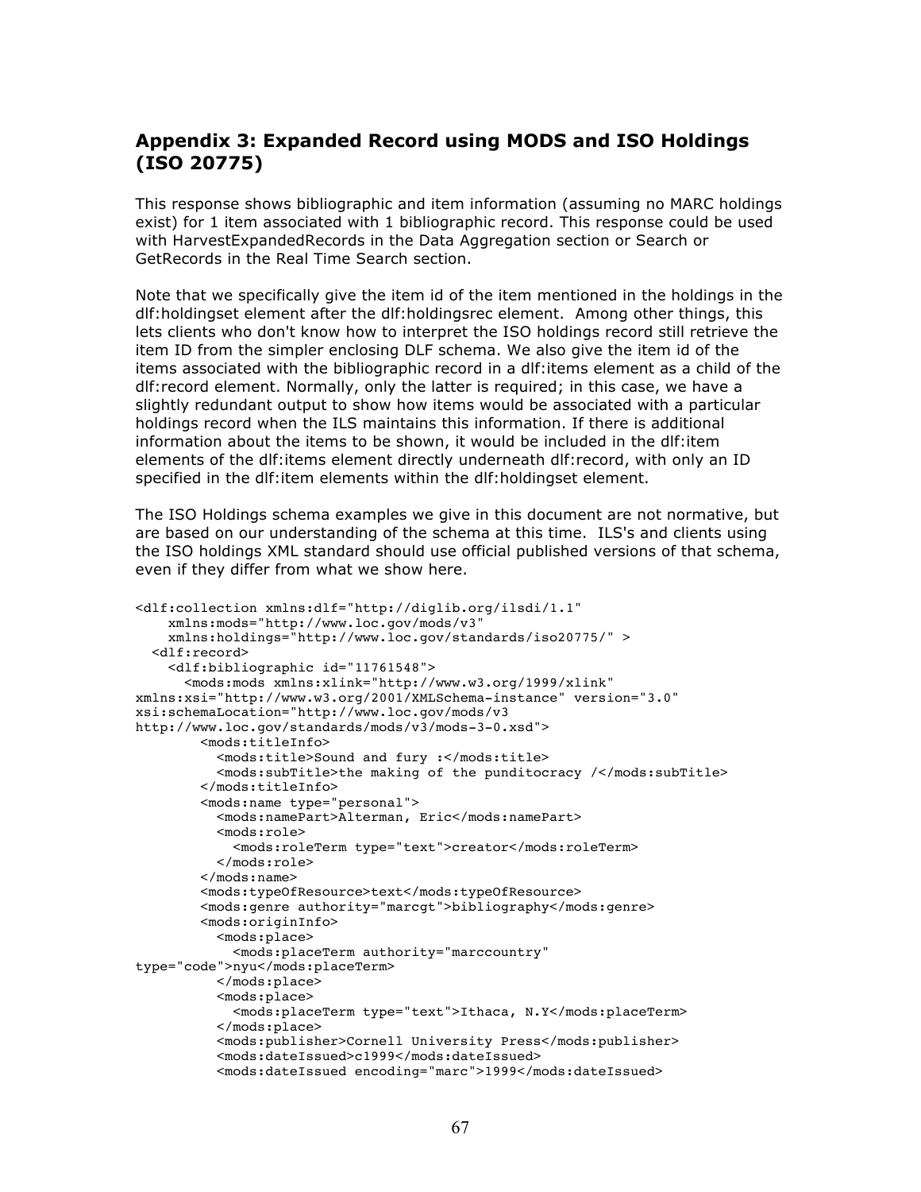## Appendix 3: Expanded Record using MODS and ISO Holdings (ISO 20775)

This response shows bibliographic and item information (assuming no MARC holdings exist) for 1 item associated with 1 bibliographic record. This response could be used with HarvestExpandedRecords in the Data Aggregation section or Search or GetRecords in the Real Time Search section.

Note that we specifically give the item id of the item mentioned in the holdings in the dlf:holdingset element after the dlf:holdingsrec element. Among other things, this lets clients who don't know how to interpret the ISO holdings record still retrieve the item ID from the simpler enclosing DLF schema. We also give the item id of the items associated with the bibliographic record in a dlf:items element as a child of the dlf:record element. Normally, only the latter is required; in this case, we have a slightly redundant output to show how items would be associated with a particular holdings record when the ILS maintains this information. If there is additional information about the items to be shown, it would be included in the dlf:item elements of the dlf:items element directly underneath dlf:record, with only an ID specified in the dlf:item elements within the dlf:holdingset element.

The ISO Holdings schema examples we give in this document are not normative, but are based on our understanding of the schema at this time. ILS's and clients using the ISO holdings XML standard should use official published versions of that schema, even if they differ from what we show here.

```
<dlf:collection xmlns:dlf="http://diglib.org/ilsdi/1.1"
    xmlns:mods="http://www.loc.gov/mods/v3"
    xmlns:holdings="http://www.loc.gov/standards/iso20775/" >
  <dlf:record>
    <dlf:bibliographic id="11761548">
      <mods:mods xmlns:xlink="http://www.w3.org/1999/xlink"
xmlns:xsi="http://www.w3.org/2001/XMLSchema-instance" version="3.0"
xsi:schemaLocation="http://www.loc.gov/mods/v3
http://www.loc.gov/standards/mods/v3/mods-3-0.xsd">
        <mods:titleInfo>
          <mods:title>Sound and fury :</mods:title>
          <mods:subTitle>the making of the punditocracy /</mods:subTitle>
        </mods:titleInfo>
        <mods:name type="personal">
          <mods:namePart>Alterman, Eric</mods:namePart>
          <mods:role>
            <mods:roleTerm type="text">creator</mods:roleTerm>
          </mods:role>
        </mods:name>
        <mods:typeOfResource>text</mods:typeOfResource>
        <mods:genre authority="marcgt">bibliography</mods:genre>
        <mods:originInfo>
          <mods:place>
            <mods:placeTerm authority="marccountry"
type="code">nyu</mods:placeTerm>
          </mods:place>
          <mods:place>
            <mods:placeTerm type="text">Ithaca, N.Y</mods:placeTerm>
          </mods:place>
          <mods:publisher>Cornell University Press</mods:publisher>
          <mods:dateIssued>c1999</mods:dateIssued>
          <mods:dateIssued encoding="marc">1999</mods:dateIssued>
```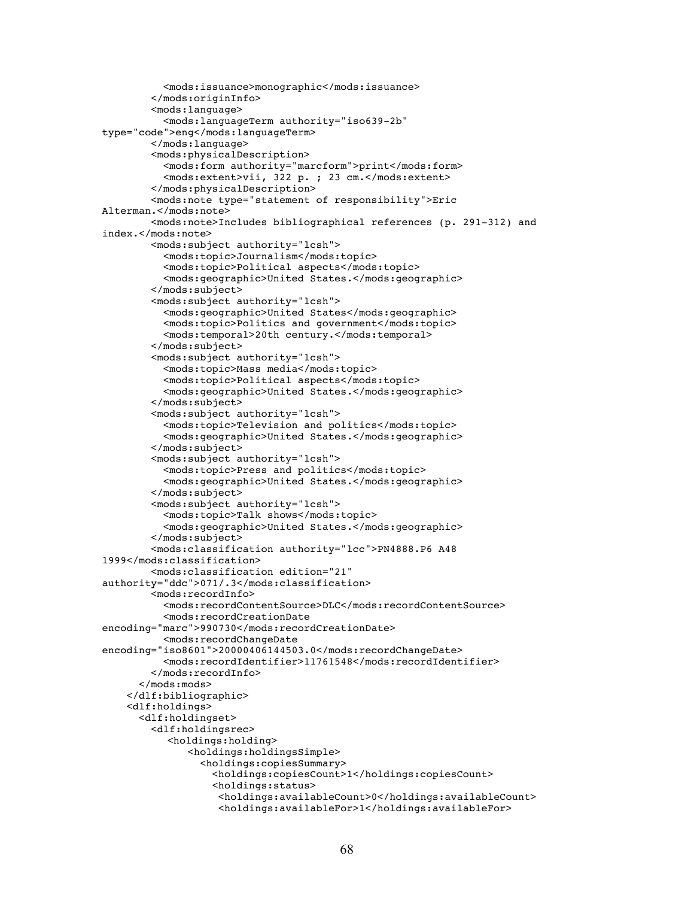```
          <mods:issuance>monographic</mods:issuance>
        </mods:originInfo>
        <mods:language>
          <mods:languageTerm authority="iso639-2b"
type="code">eng</mods:languageTerm>
        </mods:language>
        <mods:physicalDescription>
          <mods:form authority="marcform">print</mods:form>
          <mods:extent>vii, 322 p. ; 23 cm.</mods:extent>
        </mods:physicalDescription>
        <mods:note type="statement of responsibility">Eric
Alterman.</mods:note>
        <mods:note>Includes bibliographical references (p. 291-312) and
index.</mods:note>
        <mods:subject authority="lcsh">
          <mods:topic>Journalism</mods:topic>
          <mods:topic>Political aspects</mods:topic>
          <mods:geographic>United States.</mods:geographic>
        </mods:subject>
        <mods:subject authority="lcsh">
          <mods:geographic>United States</mods:geographic>
          <mods:topic>Politics and government</mods:topic>
          <mods:temporal>20th century.</mods:temporal>
        </mods:subject>
        <mods:subject authority="lcsh">
          <mods:topic>Mass media</mods:topic>
          <mods:topic>Political aspects</mods:topic>
          <mods:geographic>United States.</mods:geographic>
        </mods:subject>
        <mods:subject authority="lcsh">
          <mods:topic>Television and politics</mods:topic>
          <mods:geographic>United States.</mods:geographic>
        </mods:subject>
        <mods:subject authority="lcsh">
          <mods:topic>Press and politics</mods:topic>
          <mods:geographic>United States.</mods:geographic>
        </mods:subject>
        <mods:subject authority="lcsh">
          <mods:topic>Talk shows</mods:topic>
          <mods:geographic>United States.</mods:geographic>
        </mods:subject>
        <mods:classification authority="lcc">PN4888.P6 A48
1999</mods:classification>
        <mods:classification edition="21"
authority="ddc">071/.3</mods:classification>
        <mods:recordInfo>
          <mods:recordContentSource>DLC</mods:recordContentSource>
          <mods:recordCreationDate
encoding="marc">990730</mods:recordCreationDate>
          <mods:recordChangeDate
encoding="iso8601">20000406144503.0</mods:recordChangeDate>
          <mods:recordIdentifier>11761548</mods:recordIdentifier>
        </mods:recordInfo>
      </mods:mods>
    </dlf:bibliographic>
    <dlf:holdings>
      <dlf:holdingset>
        <dlf:holdingsrec>
           <holdings:holding>
               <holdings:holdingsSimple>
                 <holdings:copiesSummary>
                   <holdings:copiesCount>1</holdings:copiesCount>
                   <holdings:status>
                    <holdings:availableCount>0</holdings:availableCount>
                    <holdings:availableFor>1</holdings:availableFor>
```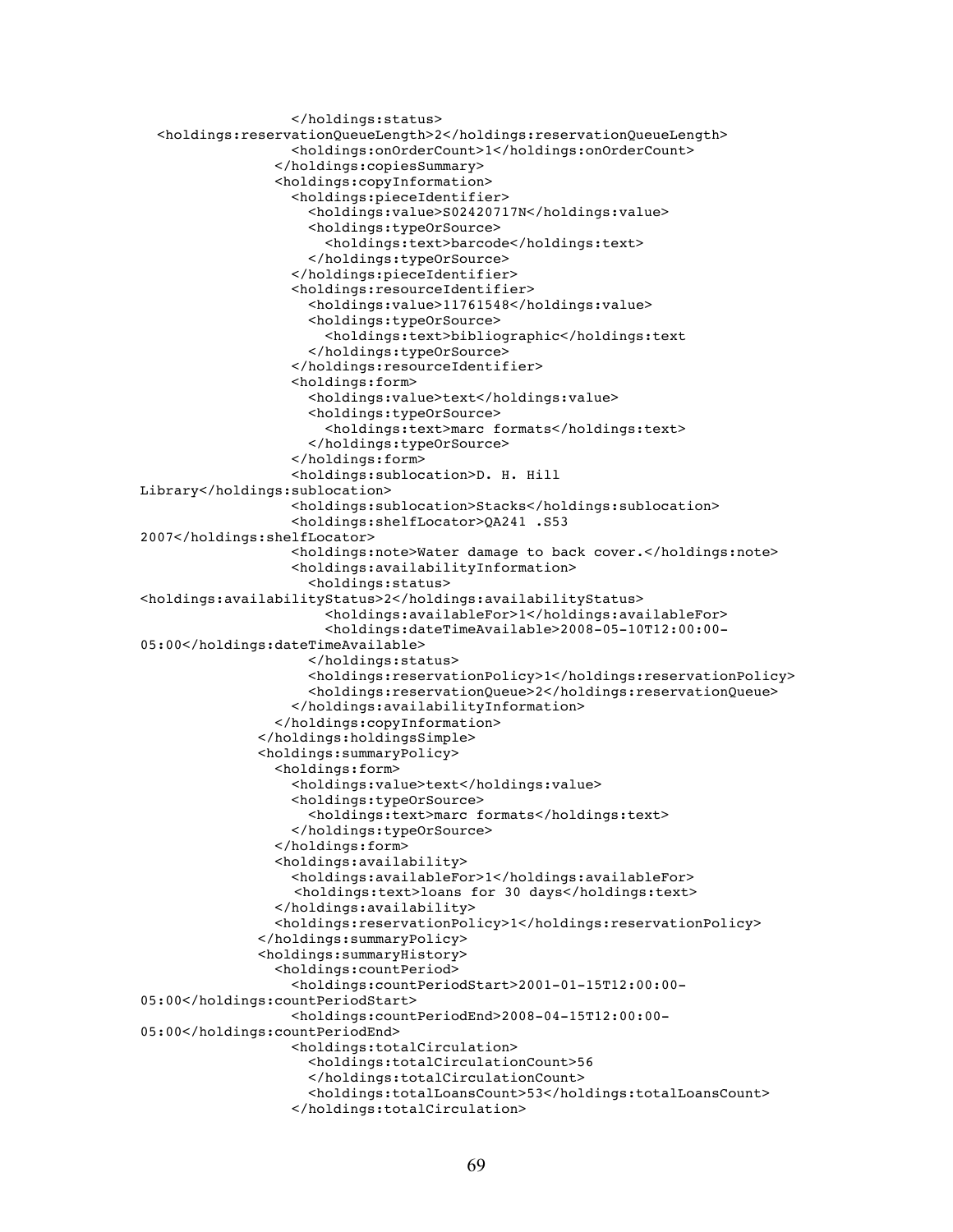```
                </holdings:status>
  <holdings:reservationQueueLength>2</holdings:reservationQueueLength>
                <holdings:onOrderCount>1</holdings:onOrderCount>
              </holdings:copiesSummary>
              <holdings:copyInformation>
                <holdings:pieceIdentifier>
                  <holdings:value>S02420717N</holdings:value>
                  <holdings:typeOrSource>
                    <holdings:text>barcode</holdings:text>
                  </holdings:typeOrSource>
                </holdings:pieceIdentifier>
                <holdings:resourceIdentifier>
                  <holdings:value>11761548</holdings:value>
                  <holdings:typeOrSource>
                    <holdings:text>bibliographic</holdings:text
                  </holdings:typeOrSource>
                </holdings:resourceIdentifier>
                <holdings:form>
                  <holdings:value>text</holdings:value>
                  <holdings:typeOrSource>
                    <holdings:text>marc formats</holdings:text>
                  </holdings:typeOrSource>
                </holdings:form>
                <holdings:sublocation>D. H. Hill
Library</holdings:sublocation>
                <holdings:sublocation>Stacks</holdings:sublocation>
                <holdings:shelfLocator>QA241 .S53
2007</holdings:shelfLocator>
                <holdings:note>Water damage to back cover.</holdings:note>
                <holdings:availabilityInformation>
                  <holdings:status>
<holdings:availabilityStatus>2</holdings:availabilityStatus>
                    <holdings:availableFor>1</holdings:availableFor>
                    <holdings:dateTimeAvailable>2008-05-10T12:00:00-
05:00</holdings:dateTimeAvailable>
                  </holdings:status>
                  <holdings:reservationPolicy>1</holdings:reservationPolicy>
                  <holdings:reservationQueue>2</holdings:reservationQueue>
                </holdings:availabilityInformation>
              </holdings:copyInformation>
            </holdings:holdingsSimple>
            <holdings:summaryPolicy>
              <holdings:form>
                <holdings:value>text</holdings:value>
                <holdings:typeOrSource>
                  <holdings:text>marc formats</holdings:text>
                </holdings:typeOrSource>
              </holdings:form>
              <holdings:availability>
                <holdings:availableFor>1</holdings:availableFor>
                 <holdings:text>loans for 30 days</holdings:text>
              </holdings:availability>
              <holdings:reservationPolicy>1</holdings:reservationPolicy>
            </holdings:summaryPolicy>
            <holdings:summaryHistory>
              <holdings:countPeriod>
                <holdings:countPeriodStart>2001-01-15T12:00:00-
05:00</holdings:countPeriodStart>
                <holdings:countPeriodEnd>2008-04-15T12:00:00-
05:00</holdings:countPeriodEnd>
                <holdings:totalCirculation>
                  <holdings:totalCirculationCount>56
                  </holdings:totalCirculationCount>
                  <holdings:totalLoansCount>53</holdings:totalLoansCount>
                </holdings:totalCirculation>
```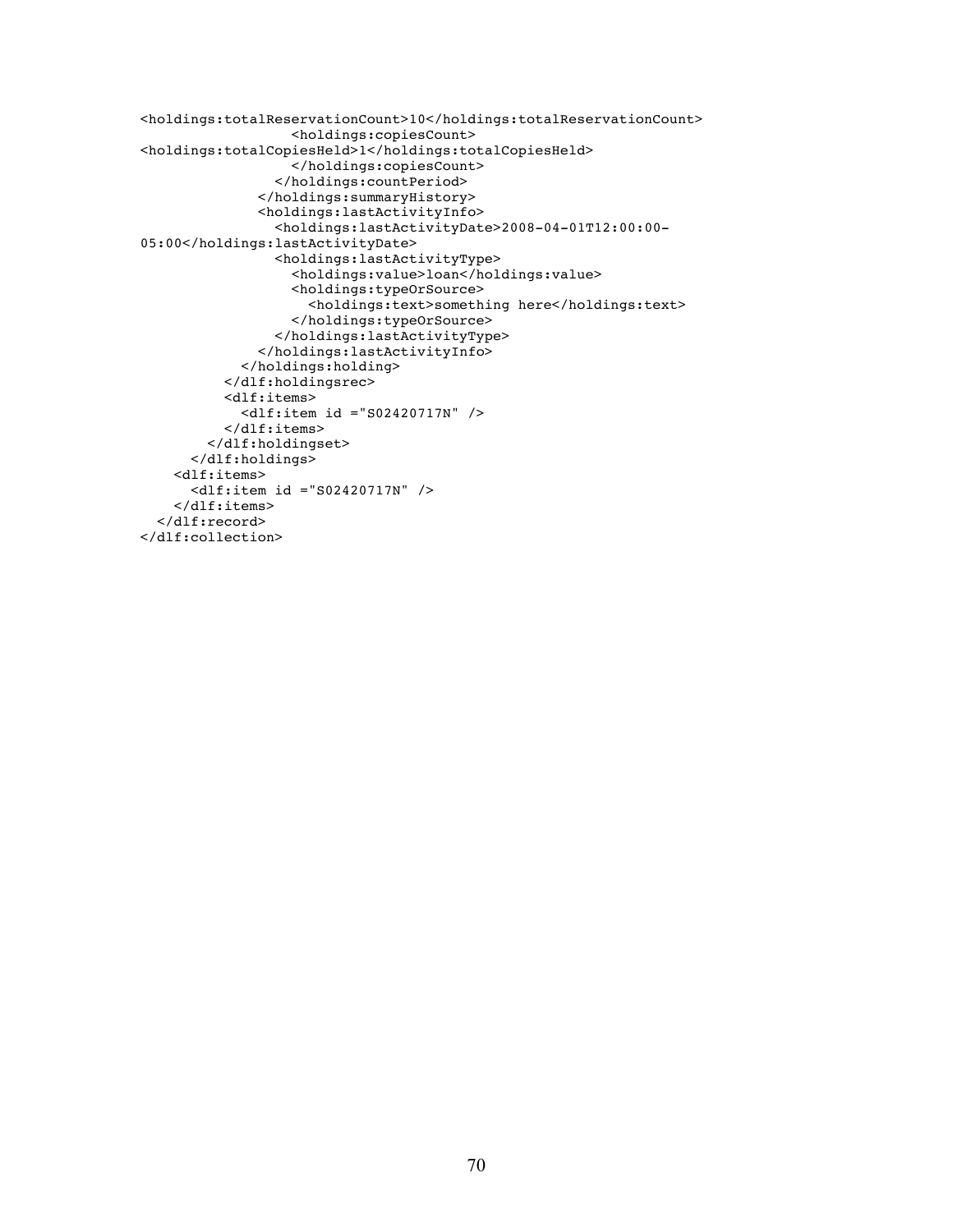```
<holdings:totalReservationCount>10</holdings:totalReservationCount>
                  <holdings:copiesCount>
<holdings:totalCopiesHeld>1</holdings:totalCopiesHeld>
                  </holdings:copiesCount>
                </holdings:countPeriod>
              </holdings:summaryHistory>
              <holdings:lastActivityInfo>
                <holdings:lastActivityDate>2008-04-01T12:00:00-
05:00</holdings:lastActivityDate>
                <holdings:lastActivityType>
                  <holdings:value>loan</holdings:value>
                  <holdings:typeOrSource>
                    <holdings:text>something here</holdings:text>
                  </holdings:typeOrSource>
                </holdings:lastActivityType>
              </holdings:lastActivityInfo>
            </holdings:holding>
          </dlf:holdingsrec>
          <dlf:items>
            <dlf:item id ="S02420717N" />
          </dlf:items>
        </dlf:holdingset>
      </dlf:holdings>
    <dlf:items>
      <dlf:item id ="S02420717N" />
    </dlf:items>
  </dlf:record>
</dlf:collection>
```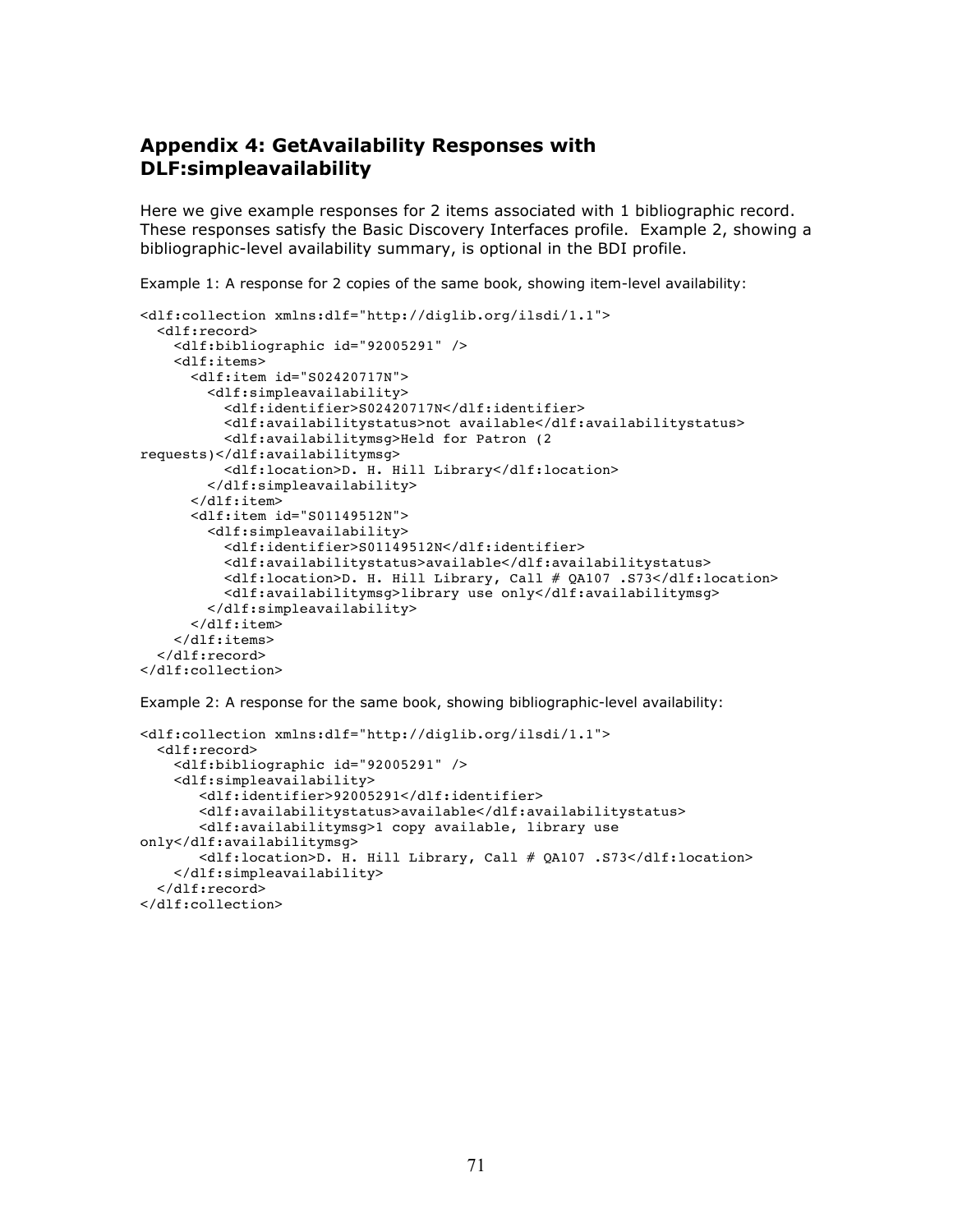## Appendix 4: GetAvailability Responses with DLF:simpleavailability

Here we give example responses for 2 items associated with 1 bibliographic record. These responses satisfy the Basic Discovery Interfaces profile. Example 2, showing a bibliographic-level availability summary, is optional in the BDI profile.

Example 1: A response for 2 copies of the same book, showing item-level availability:

```
<dlf:collection xmlns:dlf="http://diglib.org/ilsdi/1.1">
  <dlf:record>
    <dlf:bibliographic id="92005291" />
    <dlf:items>
      <dlf:item id="S02420717N">
        <dlf:simpleavailability>
          <dlf:identifier>S02420717N</dlf:identifier>
          <dlf:availabilitystatus>not available</dlf:availabilitystatus>
          <dlf:availabilitymsg>Held for Patron (2
requests)</dlf:availabilitymsg>
          <dlf:location>D. H. Hill Library</dlf:location>
        </dlf:simpleavailability>
      </dlf:item>
      <dlf:item id="S01149512N">
        <dlf:simpleavailability>
          <dlf:identifier>S01149512N</dlf:identifier>
          <dlf:availabilitystatus>available</dlf:availabilitystatus>
          <dlf:location>D. H. Hill Library, Call # QA107 .S73</dlf:location>
          <dlf:availabilitymsg>library use only</dlf:availabilitymsg>
        </dlf:simpleavailability>
      </dlf:item>
    </dlf:items>
  </dlf:record>
</dlf:collection>
```

Example 2: A response for the same book, showing bibliographic-level availability:

```
<dlf:collection xmlns:dlf="http://diglib.org/ilsdi/1.1">
  <dlf:record>
    <dlf:bibliographic id="92005291" />
    <dlf:simpleavailability>
       <dlf:identifier>92005291</dlf:identifier>
       <dlf:availabilitystatus>available</dlf:availabilitystatus>
       <dlf:availabilitymsg>1 copy available, library use
only</dlf:availabilitymsg>
       <dlf:location>D. H. Hill Library, Call # QA107 .S73</dlf:location>
    </dlf:simpleavailability>
  </dlf:record>
</dlf:collection>
```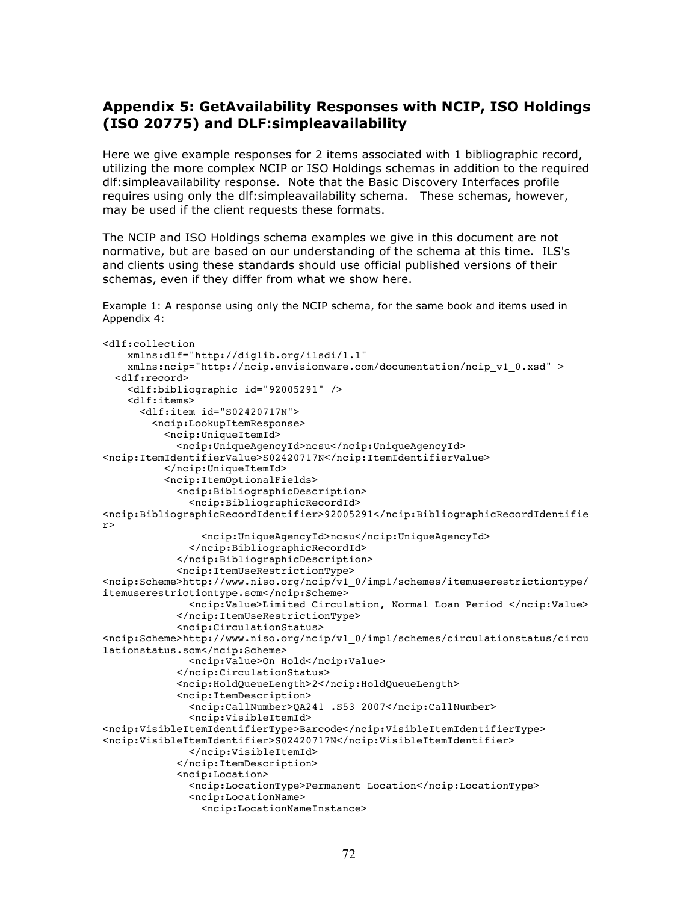## Appendix 5: GetAvailability Responses with NCIP, ISO Holdings (ISO 20775) and DLF:simpleavailability

Here we give example responses for 2 items associated with 1 bibliographic record, utilizing the more complex NCIP or ISO Holdings schemas in addition to the required dlf:simpleavailability response. Note that the Basic Discovery Interfaces profile requires using only the dlf:simpleavailability schema. These schemas, however, may be used if the client requests these formats.

The NCIP and ISO Holdings schema examples we give in this document are not normative, but are based on our understanding of the schema at this time. ILS's and clients using these standards should use official published versions of their schemas, even if they differ from what we show here.

Example 1: A response using only the NCIP schema, for the same book and items used in Appendix 4:

```
<dlf:collection
    xmlns:dlf="http://diglib.org/ilsdi/1.1"
    xmlns:ncip="http://ncip.envisionware.com/documentation/ncip_v1_0.xsd" >
  <dlf:record>
    <dlf:bibliographic id="92005291" />
    <dlf:items>
      <dlf:item id="S02420717N">
        <ncip:LookupItemResponse>
          <ncip:UniqueItemId>
            <ncip:UniqueAgencyId>ncsu</ncip:UniqueAgencyId>
<ncip:ItemIdentifierValue>S02420717N</ncip:ItemIdentifierValue>
          </ncip:UniqueItemId>
          <ncip:ItemOptionalFields>
            <ncip:BibliographicDescription>
              <ncip:BibliographicRecordId>
<ncip:BibliographicRecordIdentifier>92005291</ncip:BibliographicRecordIdentifie
r>
                <ncip:UniqueAgencyId>ncsu</ncip:UniqueAgencyId>
              </ncip:BibliographicRecordId>
            </ncip:BibliographicDescription>
            <ncip:ItemUseRestrictionType>
<ncip:Scheme>http://www.niso.org/ncip/v1_0/imp1/schemes/itemuserestrictiontype/
itemuserestrictiontype.scm</ncip:Scheme>
              <ncip:Value>Limited Circulation, Normal Loan Period </ncip:Value>
            </ncip:ItemUseRestrictionType>
            <ncip:CirculationStatus>
<ncip:Scheme>http://www.niso.org/ncip/v1_0/imp1/schemes/circulationstatus/circu
lationstatus.scm</ncip:Scheme>
              <ncip:Value>On Hold</ncip:Value>
            </ncip:CirculationStatus>
            <ncip:HoldQueueLength>2</ncip:HoldQueueLength>
            <ncip:ItemDescription>
              <ncip:CallNumber>QA241 .S53 2007</ncip:CallNumber>
              <ncip:VisibleItemId>
<ncip:VisibleItemIdentifierType>Barcode</ncip:VisibleItemIdentifierType>
<ncip:VisibleItemIdentifier>S02420717N</ncip:VisibleItemIdentifier>
              </ncip:VisibleItemId>
            </ncip:ItemDescription>
            <ncip:Location>
              <ncip:LocationType>Permanent Location</ncip:LocationType>
              <ncip:LocationName>
                <ncip:LocationNameInstance>
```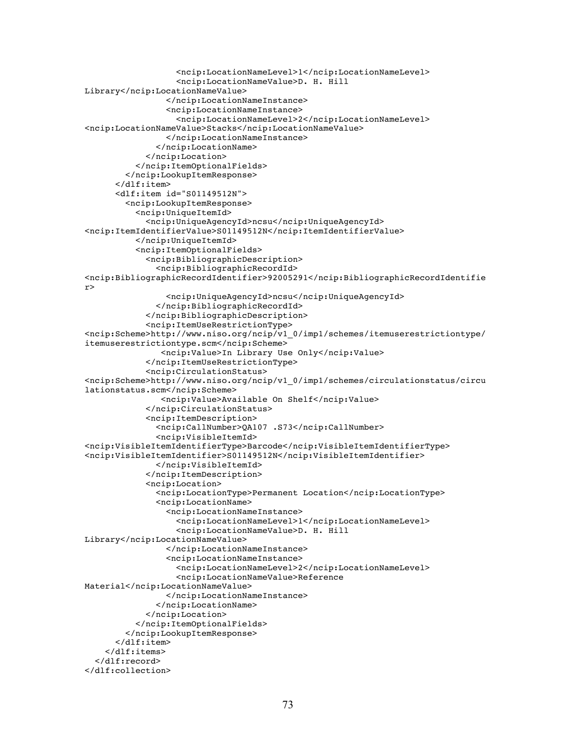```
                  <ncip:LocationNameLevel>1</ncip:LocationNameLevel>
                  <ncip:LocationNameValue>D. H. Hill
Library</ncip:LocationNameValue>
                </ncip:LocationNameInstance>
                <ncip:LocationNameInstance>
                  <ncip:LocationNameLevel>2</ncip:LocationNameLevel>
<ncip:LocationNameValue>Stacks</ncip:LocationNameValue>
                </ncip:LocationNameInstance>
              </ncip:LocationName>
            </ncip:Location>
          </ncip:ItemOptionalFields>
        </ncip:LookupItemResponse>
      </dlf:item>
      <dlf:item id="S01149512N">
        <ncip:LookupItemResponse>
          <ncip:UniqueItemId>
            <ncip:UniqueAgencyId>ncsu</ncip:UniqueAgencyId>
<ncip:ItemIdentifierValue>S01149512N</ncip:ItemIdentifierValue>
          </ncip:UniqueItemId>
          <ncip:ItemOptionalFields>
            <ncip:BibliographicDescription>
              <ncip:BibliographicRecordId>
<ncip:BibliographicRecordIdentifier>92005291</ncip:BibliographicRecordIdentifie
r>
                <ncip:UniqueAgencyId>ncsu</ncip:UniqueAgencyId>
              </ncip:BibliographicRecordId>
            </ncip:BibliographicDescription>
            <ncip:ItemUseRestrictionType>
<ncip:Scheme>http://www.niso.org/ncip/v1_0/imp1/schemes/itemuserestrictiontype/
itemuserestrictiontype.scm</ncip:Scheme>
               <ncip:Value>In Library Use Only</ncip:Value>
            </ncip:ItemUseRestrictionType>
            <ncip:CirculationStatus>
<ncip:Scheme>http://www.niso.org/ncip/v1_0/imp1/schemes/circulationstatus/circu
lationstatus.scm</ncip:Scheme>
               <ncip:Value>Available On Shelf</ncip:Value>
            </ncip:CirculationStatus>
            <ncip:ItemDescription>
              <ncip:CallNumber>QA107 .S73</ncip:CallNumber>
              <ncip:VisibleItemId>
<ncip:VisibleItemIdentifierType>Barcode</ncip:VisibleItemIdentifierType>
<ncip:VisibleItemIdentifier>S01149512N</ncip:VisibleItemIdentifier>
              </ncip:VisibleItemId>
            </ncip:ItemDescription>
            <ncip:Location>
              <ncip:LocationType>Permanent Location</ncip:LocationType>
              <ncip:LocationName>
                <ncip:LocationNameInstance>
                  <ncip:LocationNameLevel>1</ncip:LocationNameLevel>
                  <ncip:LocationNameValue>D. H. Hill
Library</ncip:LocationNameValue>
                </ncip:LocationNameInstance>
                <ncip:LocationNameInstance>
                  <ncip:LocationNameLevel>2</ncip:LocationNameLevel>
                  <ncip:LocationNameValue>Reference
Material</ncip:LocationNameValue>
                </ncip:LocationNameInstance>
              </ncip:LocationName>
            </ncip:Location>
          </ncip:ItemOptionalFields>
        </ncip:LookupItemResponse>
      </dlf:item>
    </dlf:items>
  </dlf:record>
</dlf:collection>
```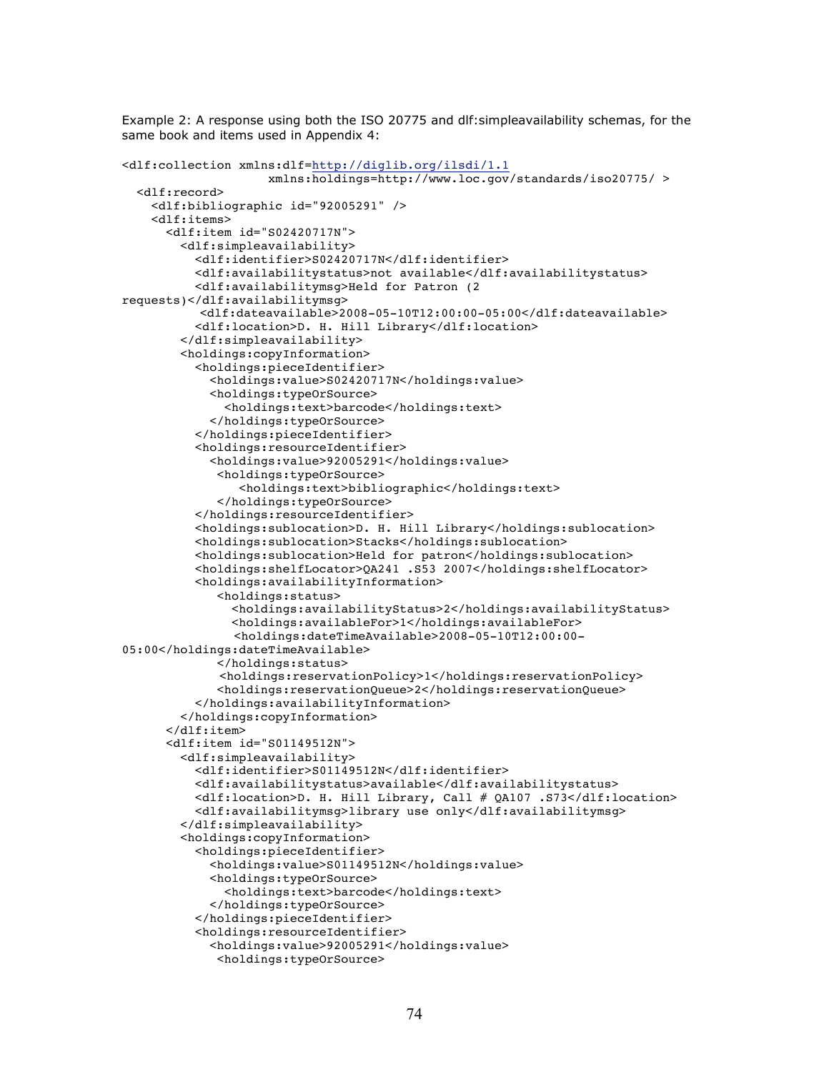Example 2: A response using both the ISO 20775 and dlf:simpleavailability schemas, for the same book and items used in Appendix 4:

```
<dlf:collection xmlns:dlf=http://diglib.org/ilsdi/1.1
                    xmlns:holdings=http://www.loc.gov/standards/iso20775/ >
  <dlf:record>
    <dlf:bibliographic id="92005291" />
    <dlf:items>
      <dlf:item id="S02420717N">
        <dlf:simpleavailability>
          <dlf:identifier>S02420717N</dlf:identifier>
          <dlf:availabilitystatus>not available</dlf:availabilitystatus>
          <dlf:availabilitymsg>Held for Patron (2
requests)</dlf:availabilitymsg>
           <dlf:dateavailable>2008-05-10T12:00:00-05:00</dlf:dateavailable>
          <dlf:location>D. H. Hill Library</dlf:location>
        </dlf:simpleavailability>
        <holdings:copyInformation>
          <holdings:pieceIdentifier>
            <holdings:value>S02420717N</holdings:value>
            <holdings:typeOrSource>
              <holdings:text>barcode</holdings:text>
            </holdings:typeOrSource>
          </holdings:pieceIdentifier>
          <holdings:resourceIdentifier>
            <holdings:value>92005291</holdings:value>
             <holdings:typeOrSource>
                <holdings:text>bibliographic</holdings:text>
             </holdings:typeOrSource>
          </holdings:resourceIdentifier>
          <holdings:sublocation>D. H. Hill Library</holdings:sublocation>
          <holdings:sublocation>Stacks</holdings:sublocation>
          <holdings:sublocation>Held for patron</holdings:sublocation>
          <holdings:shelfLocator>QA241 .S53 2007</holdings:shelfLocator>
          <holdings:availabilityInformation>
             <holdings:status>
               <holdings:availabilityStatus>2</holdings:availabilityStatus>
               <holdings:availableFor>1</holdings:availableFor>
                <holdings:dateTimeAvailable>2008-05-10T12:00:00-
05:00</holdings:dateTimeAvailable>
             </holdings:status>
              <holdings:reservationPolicy>1</holdings:reservationPolicy>
             <holdings:reservationQueue>2</holdings:reservationQueue>
          </holdings:availabilityInformation>
        </holdings:copyInformation>
      </dlf:item>
      <dlf:item id="S01149512N">
        <dlf:simpleavailability>
          <dlf:identifier>S01149512N</dlf:identifier>
          <dlf:availabilitystatus>available</dlf:availabilitystatus>
          <dlf:location>D. H. Hill Library, Call # QA107 .S73</dlf:location>
          <dlf:availabilitymsg>library use only</dlf:availabilitymsg>
        </dlf:simpleavailability>
        <holdings:copyInformation>
          <holdings:pieceIdentifier>
            <holdings:value>S01149512N</holdings:value>
            <holdings:typeOrSource>
              <holdings:text>barcode</holdings:text>
            </holdings:typeOrSource>
          </holdings:pieceIdentifier>
          <holdings:resourceIdentifier>
            <holdings:value>92005291</holdings:value>
             <holdings:typeOrSource>
```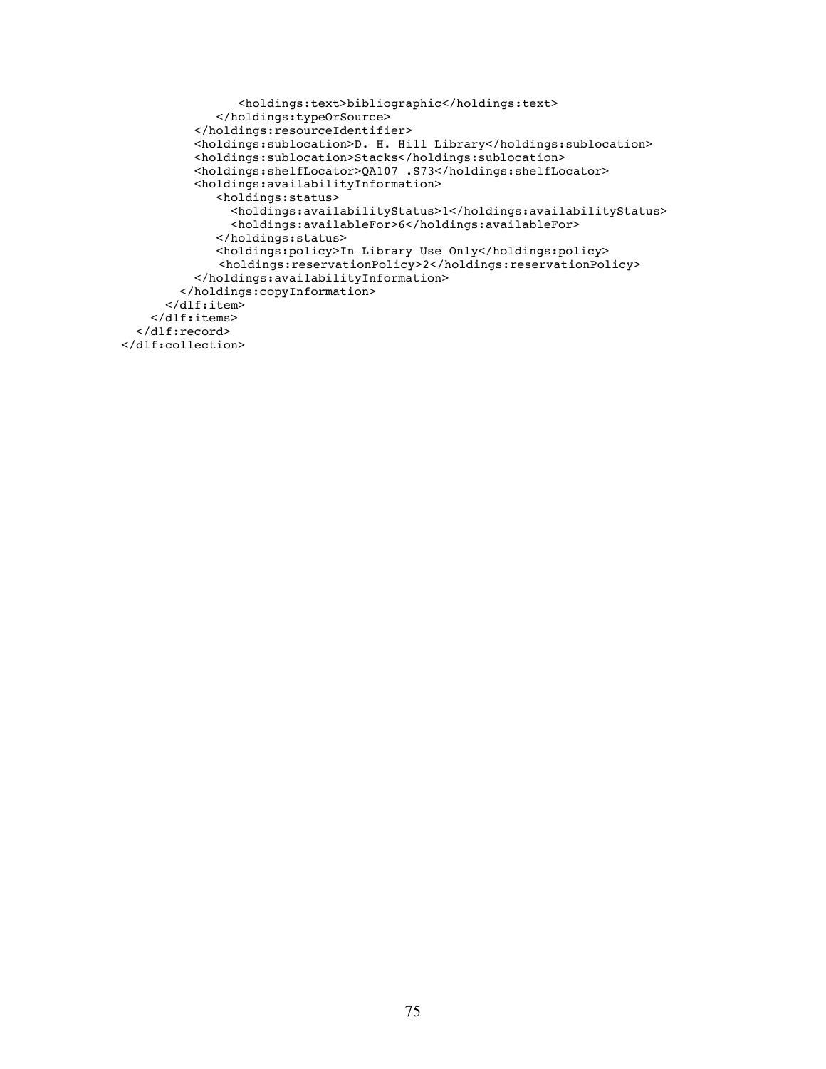```
                <holdings:text>bibliographic</holdings:text>
              </holdings:typeOrSource>
            </holdings:resourceIdentifier>
            <holdings:sublocation>D. H. Hill Library</holdings:sublocation>
            <holdings:sublocation>Stacks</holdings:sublocation>
            <holdings:shelfLocator>QA107 .S73</holdings:shelfLocator>
            <holdings:availabilityInformation>
              <holdings:status>
                <holdings:availabilityStatus>1</holdings:availabilityStatus>
                <holdings:availableFor>6</holdings:availableFor>
              </holdings:status>
              <holdings:policy>In Library Use Only</holdings:policy>
               <holdings:reservationPolicy>2</holdings:reservationPolicy>
            </holdings:availabilityInformation>
          </holdings:copyInformation>
        </dlf:item>
      </dlf:items>
    </dlf:record>
</dlf:collection>
```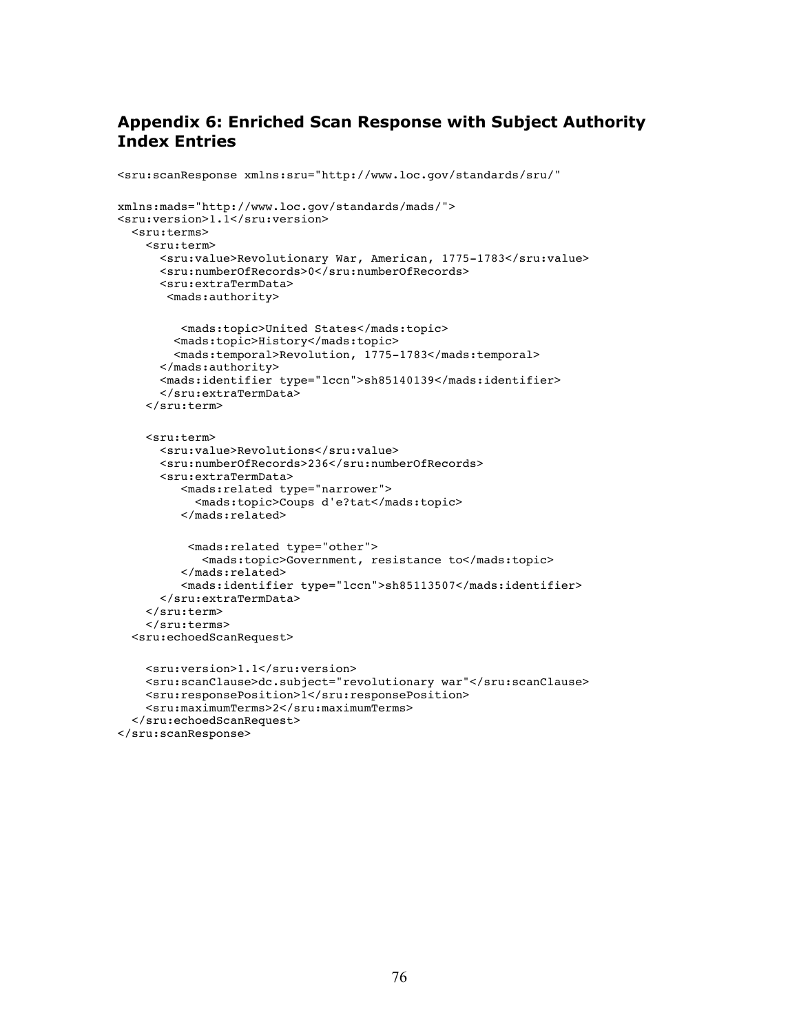## Appendix 6: Enriched Scan Response with Subject Authority Index Entries

```
<sru:scanResponse xmlns:sru="http://www.loc.gov/standards/sru/"

xmlns:mads="http://www.loc.gov/standards/mads/">
<sru:version>1.1</sru:version>
  <sru:terms>
    <sru:term>
      <sru:value>Revolutionary War, American, 1775-1783</sru:value>
      <sru:numberOfRecords>0</sru:numberOfRecords>
      <sru:extraTermData>
       <mads:authority>


          <mads:topic>United States</mads:topic>
        <mads:topic>History</mads:topic>
        <mads:temporal>Revolution, 1775-1783</mads:temporal>
      </mads:authority>
      <mads:identifier type="lccn">sh85140139</mads:identifier>
      </sru:extraTermData>
    </sru:term>

    <sru:term>
      <sru:value>Revolutions</sru:value>
      <sru:numberOfRecords>236</sru:numberOfRecords>
      <sru:extraTermData>
         <mads:related type="narrower">
            <mads:topic>Coups d'e?tat</mads:topic>
         </mads:related>


          <mads:related type="other">
             <mads:topic>Government, resistance to</mads:topic>
         </mads:related>
         <mads:identifier type="lccn">sh85113507</mads:identifier>
      </sru:extraTermData>
    </sru:term>
    </sru:terms>
  <sru:echoedScanRequest>


    <sru:version>1.1</sru:version>
    <sru:scanClause>dc.subject="revolutionary war"</sru:scanClause>
    <sru:responsePosition>1</sru:responsePosition>
    <sru:maximumTerms>2</sru:maximumTerms>
  </sru:echoedScanRequest>
</sru:scanResponse>
```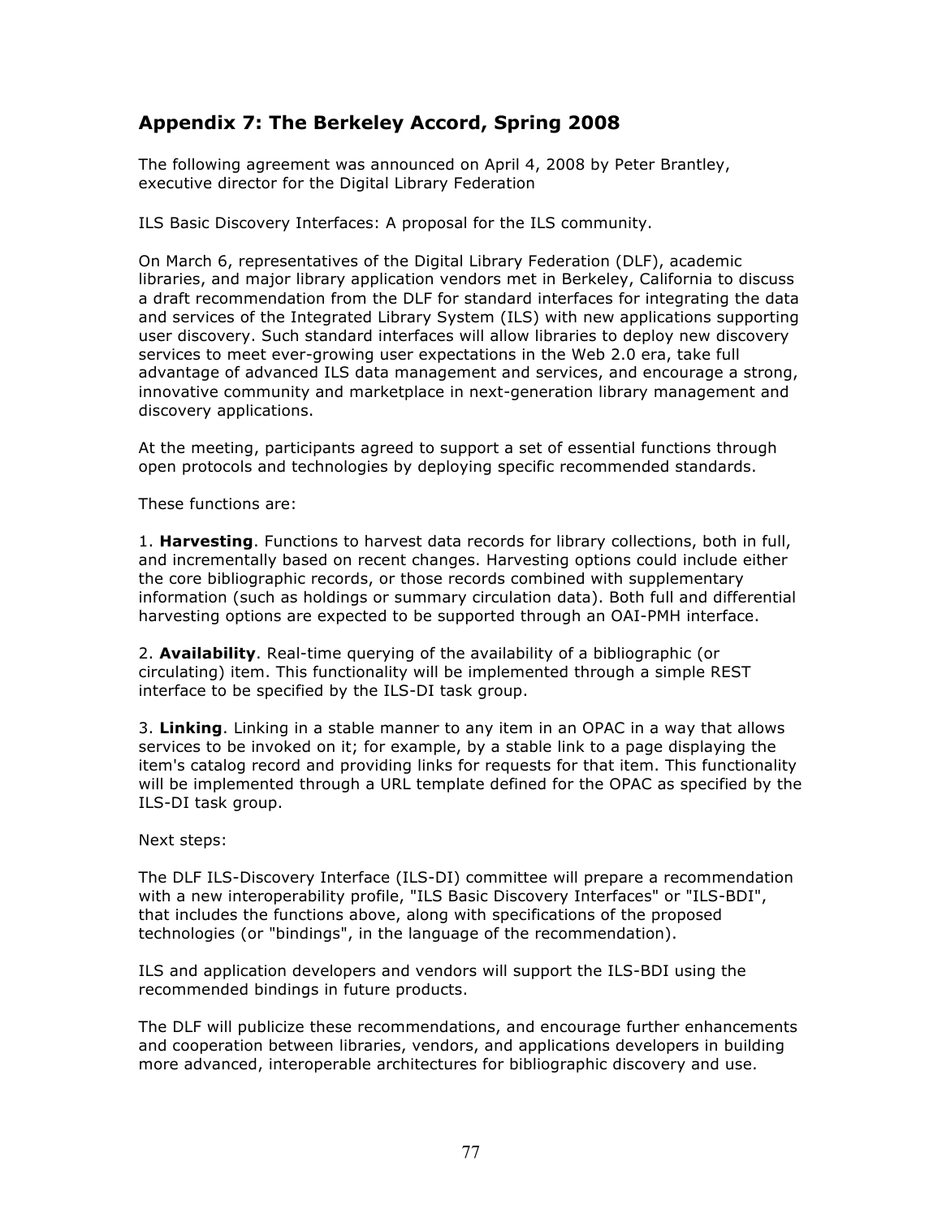## Appendix 7: The Berkeley Accord, Spring 2008

The following agreement was announced on April 4, 2008 by Peter Brantley, executive director for the Digital Library Federation

ILS Basic Discovery Interfaces: A proposal for the ILS community.

On March 6, representatives of the Digital Library Federation (DLF), academic libraries, and major library application vendors met in Berkeley, California to discuss a draft recommendation from the DLF for standard interfaces for integrating the data and services of the Integrated Library System (ILS) with new applications supporting user discovery. Such standard interfaces will allow libraries to deploy new discovery services to meet ever-growing user expectations in the Web 2.0 era, take full advantage of advanced ILS data management and services, and encourage a strong, innovative community and marketplace in next-generation library management and discovery applications.

At the meeting, participants agreed to support a set of essential functions through open protocols and technologies by deploying specific recommended standards.

These functions are:

1. **Harvesting**. Functions to harvest data records for library collections, both in full, and incrementally based on recent changes. Harvesting options could include either the core bibliographic records, or those records combined with supplementary information (such as holdings or summary circulation data). Both full and differential harvesting options are expected to be supported through an OAI-PMH interface.

2. **Availability**. Real-time querying of the availability of a bibliographic (or circulating) item. This functionality will be implemented through a simple REST interface to be specified by the ILS-DI task group.

3. **Linking**. Linking in a stable manner to any item in an OPAC in a way that allows services to be invoked on it; for example, by a stable link to a page displaying the item's catalog record and providing links for requests for that item. This functionality will be implemented through a URL template defined for the OPAC as specified by the ILS-DI task group.

Next steps:

The DLF ILS-Discovery Interface (ILS-DI) committee will prepare a recommendation with a new interoperability profile, "ILS Basic Discovery Interfaces" or "ILS-BDI", that includes the functions above, along with specifications of the proposed technologies (or "bindings", in the language of the recommendation).

ILS and application developers and vendors will support the ILS-BDI using the recommended bindings in future products.

The DLF will publicize these recommendations, and encourage further enhancements and cooperation between libraries, vendors, and applications developers in building more advanced, interoperable architectures for bibliographic discovery and use.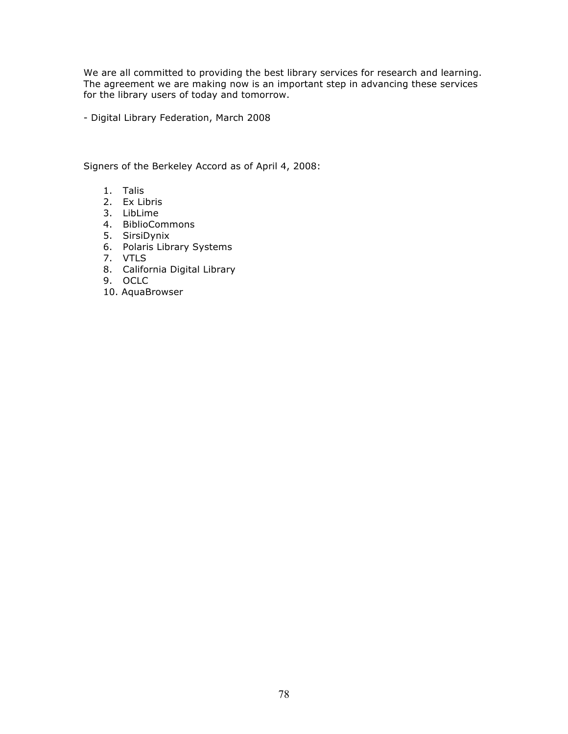We are all committed to providing the best library services for research and learning. The agreement we are making now is an important step in advancing these services for the library users of today and tomorrow.

- Digital Library Federation, March 2008

Signers of the Berkeley Accord as of April 4, 2008:

1. Talis
2. Ex Libris
3. LibLime
4. BiblioCommons
5. SirsiDynix
6. Polaris Library Systems
7. VTLS
8. California Digital Library
9. OCLC
10. AquaBrowser